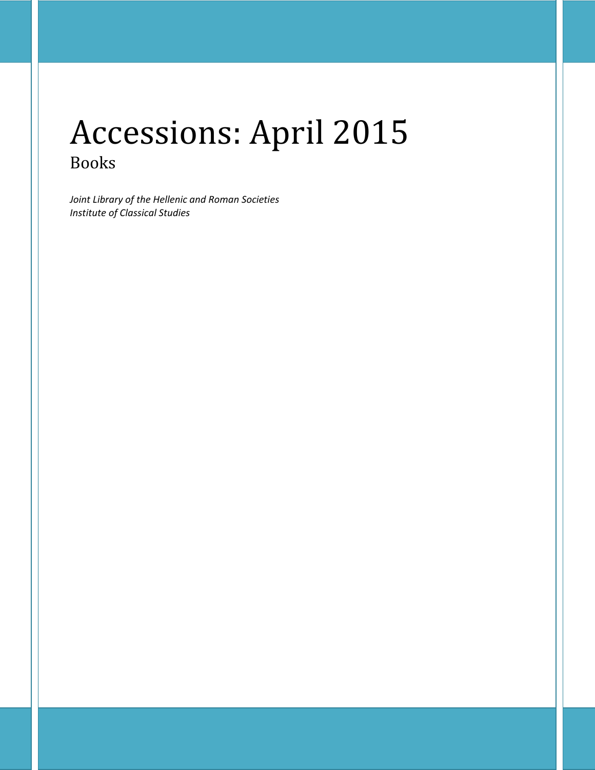# Accessions: April 2015

## Books

*Joint Library of the Hellenic and Roman Societies*
*Institute of Classical Studies*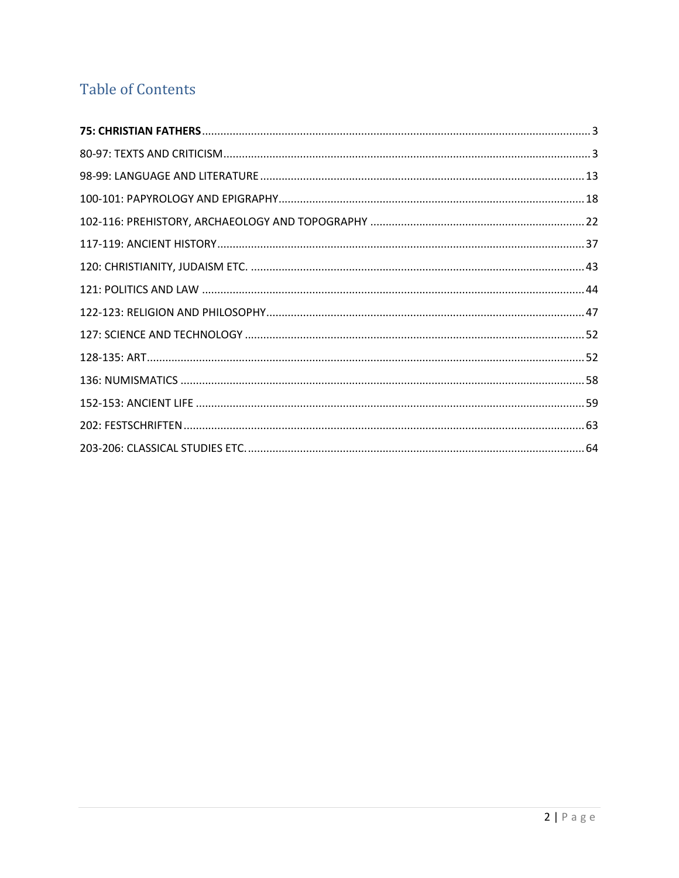## Table of Contents

**75: CHRISTIAN FATHERS** ..... 3

80-97: TEXTS AND CRITICISM ..... 3

98-99: LANGUAGE AND LITERATURE ..... 13

100-101: PAPYROLOGY AND EPIGRAPHY ..... 18

102-116: PREHISTORY, ARCHAEOLOGY AND TOPOGRAPHY ..... 22

117-119: ANCIENT HISTORY ..... 37

120: CHRISTIANITY, JUDAISM ETC. ..... 43

121: POLITICS AND LAW ..... 44

122-123: RELIGION AND PHILOSOPHY ..... 47

127: SCIENCE AND TECHNOLOGY ..... 52

128-135: ART ..... 52

136: NUMISMATICS ..... 58

152-153: ANCIENT LIFE ..... 59

202: FESTSCHRIFTEN ..... 63

203-206: CLASSICAL STUDIES ETC. ..... 64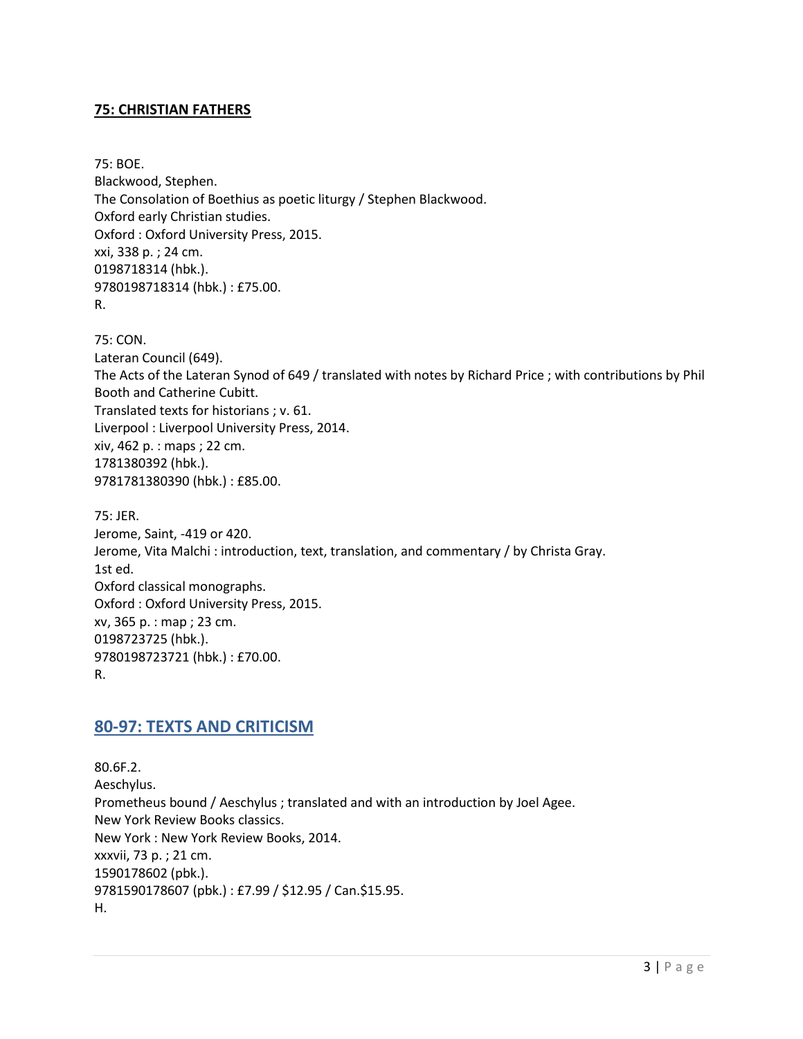## 75: CHRISTIAN FATHERS

75: BOE.
Blackwood, Stephen.
The Consolation of Boethius as poetic liturgy / Stephen Blackwood.
Oxford early Christian studies.
Oxford : Oxford University Press, 2015.
xxi, 338 p. ; 24 cm.
0198718314 (hbk.).
9780198718314 (hbk.) : £75.00.
R.

75: CON.
Lateran Council (649).
The Acts of the Lateran Synod of 649 / translated with notes by Richard Price ; with contributions by Phil Booth and Catherine Cubitt.
Translated texts for historians ; v. 61.
Liverpool : Liverpool University Press, 2014.
xiv, 462 p. : maps ; 22 cm.
1781380392 (hbk.).
9781781380390 (hbk.) : £85.00.

75: JER.
Jerome, Saint, -419 or 420.
Jerome, Vita Malchi : introduction, text, translation, and commentary / by Christa Gray.
1st ed.
Oxford classical monographs.
Oxford : Oxford University Press, 2015.
xv, 365 p. : map ; 23 cm.
0198723725 (hbk.).
9780198723721 (hbk.) : £70.00.
R.

## 80-97: TEXTS AND CRITICISM

80.6F.2.
Aeschylus.
Prometheus bound / Aeschylus ; translated and with an introduction by Joel Agee.
New York Review Books classics.
New York : New York Review Books, 2014.
xxxvii, 73 p. ; 21 cm.
1590178602 (pbk.).
9781590178607 (pbk.) : £7.99 / $12.95 / Can.$15.95.
H.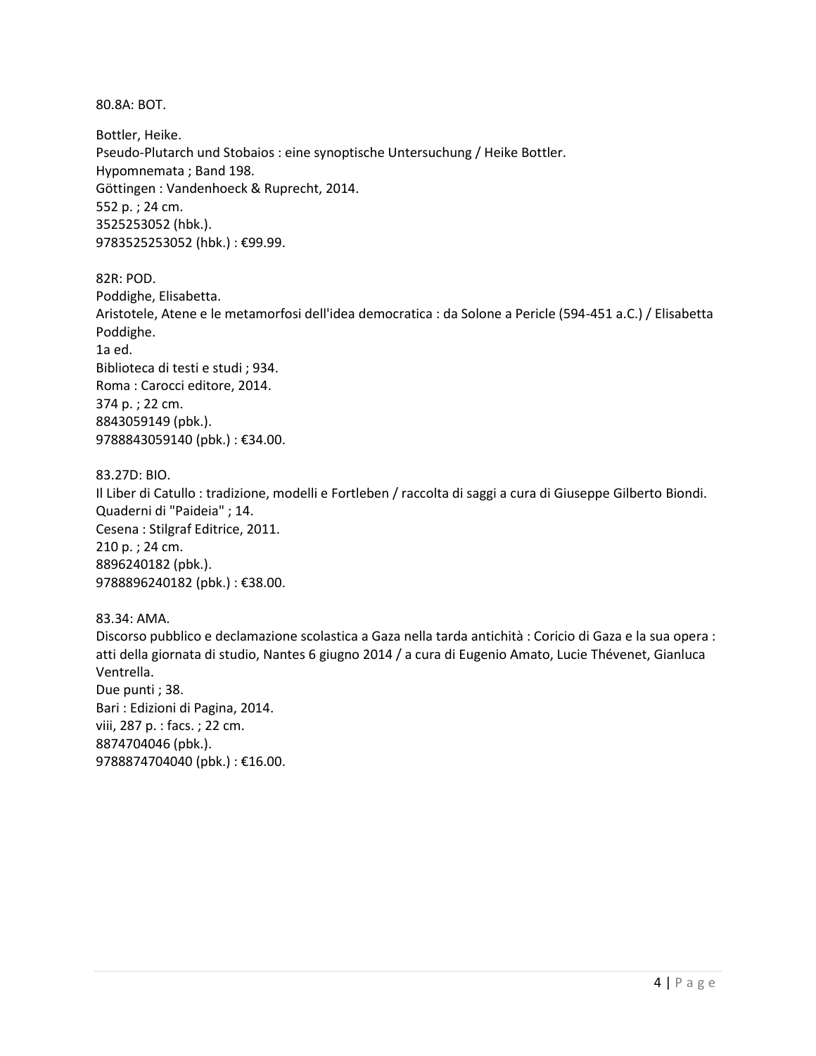80.8A: BOT.

Bottler, Heike.
Pseudo-Plutarch und Stobaios : eine synoptische Untersuchung / Heike Bottler.
Hypomnemata ; Band 198.
Göttingen : Vandenhoeck & Ruprecht, 2014.
552 p. ; 24 cm.
3525253052 (hbk.).
9783525253052 (hbk.) : €99.99.

82R: POD.
Poddighe, Elisabetta.
Aristotele, Atene e le metamorfosi dell'idea democratica : da Solone a Pericle (594-451 a.C.) / Elisabetta Poddighe.
1a ed.
Biblioteca di testi e studi ; 934.
Roma : Carocci editore, 2014.
374 p. ; 22 cm.
8843059149 (pbk.).
9788843059140 (pbk.) : €34.00.

83.27D: BIO.
Il Liber di Catullo : tradizione, modelli e Fortleben / raccolta di saggi a cura di Giuseppe Gilberto Biondi.
Quaderni di "Paideia" ; 14.
Cesena : Stilgraf Editrice, 2011.
210 p. ; 24 cm.
8896240182 (pbk.).
9788896240182 (pbk.) : €38.00.

83.34: AMA.
Discorso pubblico e declamazione scolastica a Gaza nella tarda antichità : Coricio di Gaza e la sua opera : atti della giornata di studio, Nantes 6 giugno 2014 / a cura di Eugenio Amato, Lucie Thévenet, Gianluca Ventrella.
Due punti ; 38.
Bari : Edizioni di Pagina, 2014.
viii, 287 p. : facs. ; 22 cm.
8874704046 (pbk.).
9788874704040 (pbk.) : €16.00.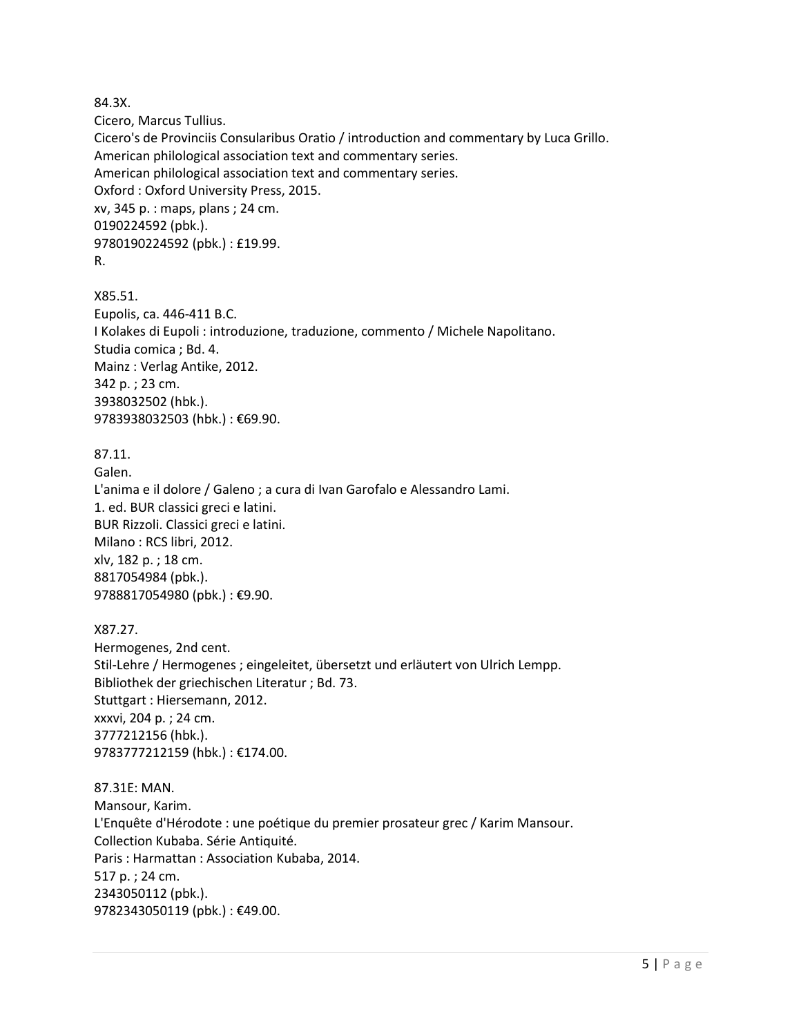84.3X.
Cicero, Marcus Tullius.
Cicero's de Provinciis Consularibus Oratio / introduction and commentary by Luca Grillo.
American philological association text and commentary series.
American philological association text and commentary series.
Oxford : Oxford University Press, 2015.
xv, 345 p. : maps, plans ; 24 cm.
0190224592 (pbk.).
9780190224592 (pbk.) : £19.99.
R.

X85.51.
Eupolis, ca. 446-411 B.C.
I Kolakes di Eupoli : introduzione, traduzione, commento / Michele Napolitano.
Studia comica ; Bd. 4.
Mainz : Verlag Antike, 2012.
342 p. ; 23 cm.
3938032502 (hbk.).
9783938032503 (hbk.) : €69.90.

87.11.
Galen.
L'anima e il dolore / Galeno ; a cura di Ivan Garofalo e Alessandro Lami.
1. ed. BUR classici greci e latini.
BUR Rizzoli. Classici greci e latini.
Milano : RCS libri, 2012.
xlv, 182 p. ; 18 cm.
8817054984 (pbk.).
9788817054980 (pbk.) : €9.90.

X87.27.
Hermogenes, 2nd cent.
Stil-Lehre / Hermogenes ; eingeleitet, übersetzt und erläutert von Ulrich Lempp.
Bibliothek der griechischen Literatur ; Bd. 73.
Stuttgart : Hiersemann, 2012.
xxxvi, 204 p. ; 24 cm.
3777212156 (hbk.).
9783777212159 (hbk.) : €174.00.

87.31E: MAN.
Mansour, Karim.
L'Enquête d'Hérodote : une poétique du premier prosateur grec / Karim Mansour.
Collection Kubaba. Série Antiquité.
Paris : Harmattan : Association Kubaba, 2014.
517 p. ; 24 cm.
2343050112 (pbk.).
9782343050119 (pbk.) : €49.00.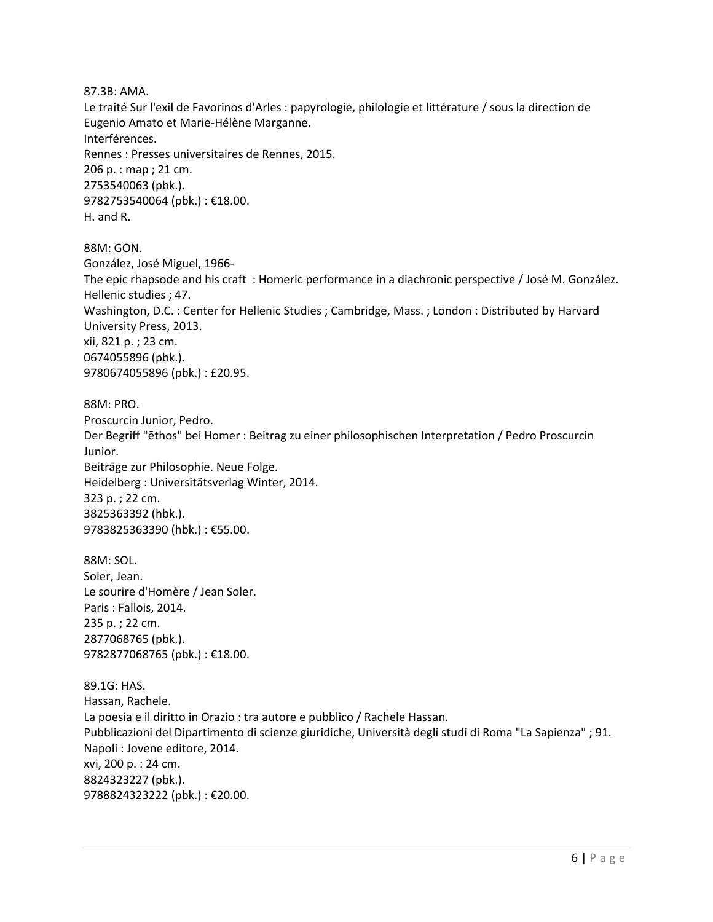87.3B: AMA.
Le traité Sur l'exil de Favorinos d'Arles : papyrologie, philologie et littérature / sous la direction de Eugenio Amato et Marie-Hélène Marganne.
Interférences.
Rennes : Presses universitaires de Rennes, 2015.
206 p. : map ; 21 cm.
2753540063 (pbk.).
9782753540064 (pbk.) : €18.00.
H. and R.

88M: GON.
González, José Miguel, 1966-
The epic rhapsode and his craft : Homeric performance in a diachronic perspective / José M. González.
Hellenic studies ; 47.
Washington, D.C. : Center for Hellenic Studies ; Cambridge, Mass. ; London : Distributed by Harvard University Press, 2013.
xii, 821 p. ; 23 cm.
0674055896 (pbk.).
9780674055896 (pbk.) : £20.95.

88M: PRO.
Proscurcin Junior, Pedro.
Der Begriff "ēthos" bei Homer : Beitrag zu einer philosophischen Interpretation / Pedro Proscurcin Junior.
Beiträge zur Philosophie. Neue Folge.
Heidelberg : Universitätsverlag Winter, 2014.
323 p. ; 22 cm.
3825363392 (hbk.).
9783825363390 (hbk.) : €55.00.

88M: SOL.
Soler, Jean.
Le sourire d'Homère / Jean Soler.
Paris : Fallois, 2014.
235 p. ; 22 cm.
2877068765 (pbk.).
9782877068765 (pbk.) : €18.00.

89.1G: HAS.
Hassan, Rachele.
La poesia e il diritto in Orazio : tra autore e pubblico / Rachele Hassan.
Pubblicazioni del Dipartimento di scienze giuridiche, Università degli studi di Roma "La Sapienza" ; 91.
Napoli : Jovene editore, 2014.
xvi, 200 p. : 24 cm.
8824323227 (pbk.).
9788824323222 (pbk.) : €20.00.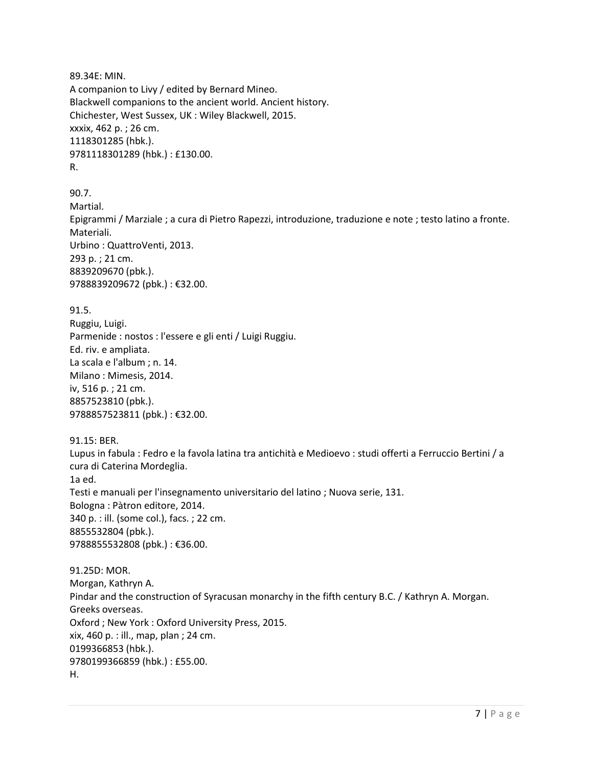89.34E: MIN.
A companion to Livy / edited by Bernard Mineo.
Blackwell companions to the ancient world. Ancient history.
Chichester, West Sussex, UK : Wiley Blackwell, 2015.
xxxix, 462 p. ; 26 cm.
1118301285 (hbk.).
9781118301289 (hbk.) : £130.00.
R.

90.7.
Martial.
Epigrammi / Marziale ; a cura di Pietro Rapezzi, introduzione, traduzione e note ; testo latino a fronte.
Materiali.
Urbino : QuattroVenti, 2013.
293 p. ; 21 cm.
8839209670 (pbk.).
9788839209672 (pbk.) : €32.00.

91.5.
Ruggiu, Luigi.
Parmenide : nostos : l'essere e gli enti / Luigi Ruggiu.
Ed. riv. e ampliata.
La scala e l'album ; n. 14.
Milano : Mimesis, 2014.
iv, 516 p. ; 21 cm.
8857523810 (pbk.).
9788857523811 (pbk.) : €32.00.

91.15: BER.
Lupus in fabula : Fedro e la favola latina tra antichità e Medioevo : studi offerti a Ferruccio Bertini / a cura di Caterina Mordeglia.
1a ed.
Testi e manuali per l'insegnamento universitario del latino ; Nuova serie, 131.
Bologna : Pàtron editore, 2014.
340 p. : ill. (some col.), facs. ; 22 cm.
8855532804 (pbk.).
9788855532808 (pbk.) : €36.00.

91.25D: MOR.
Morgan, Kathryn A.
Pindar and the construction of Syracusan monarchy in the fifth century B.C. / Kathryn A. Morgan.
Greeks overseas.
Oxford ; New York : Oxford University Press, 2015.
xix, 460 p. : ill., map, plan ; 24 cm.
0199366853 (hbk.).
9780199366859 (hbk.) : £55.00.
H.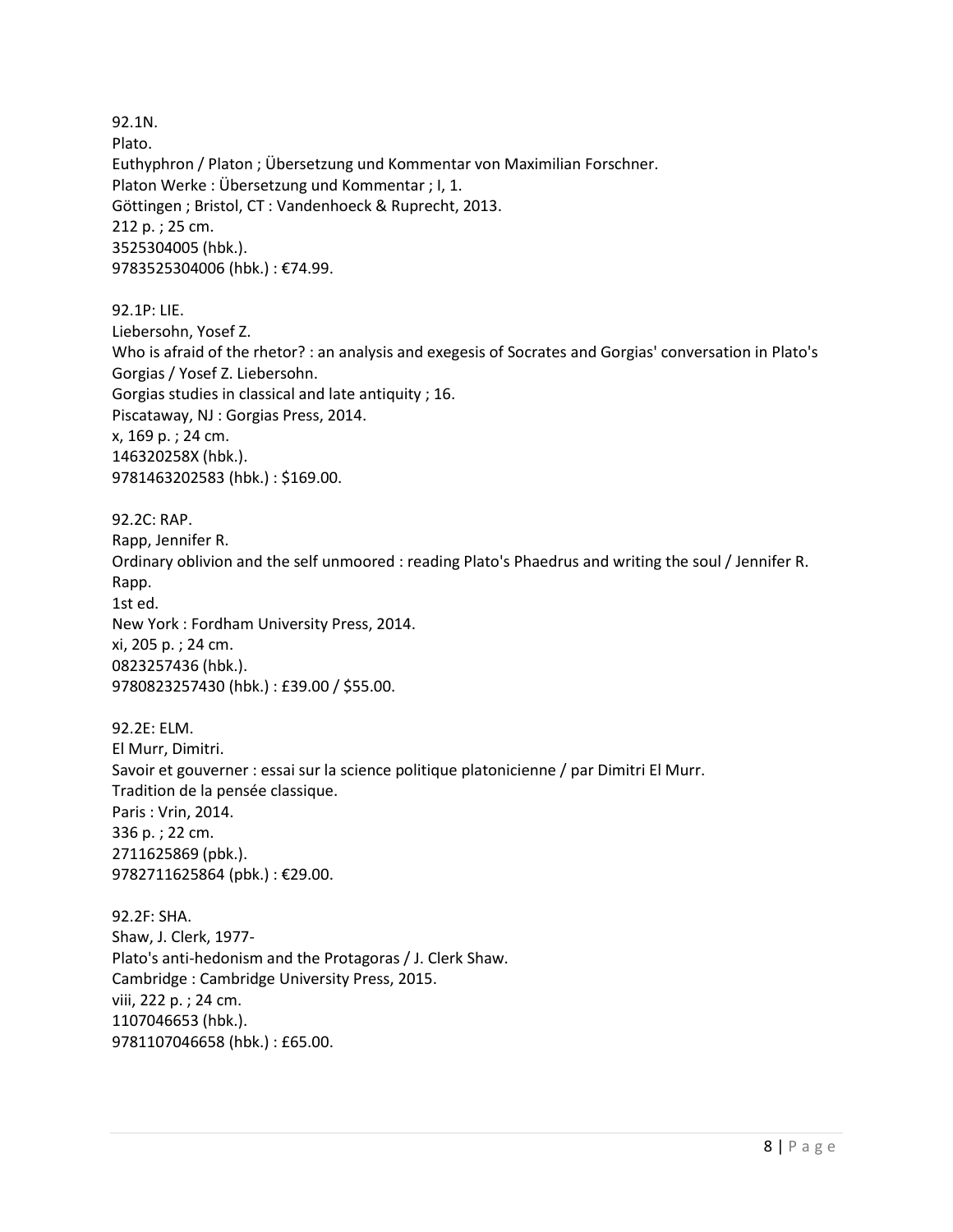92.1N.
Plato.
Euthyphron / Platon ; Übersetzung und Kommentar von Maximilian Forschner.
Platon Werke : Übersetzung und Kommentar ; I, 1.
Göttingen ; Bristol, CT : Vandenhoeck & Ruprecht, 2013.
212 p. ; 25 cm.
3525304005 (hbk.).
9783525304006 (hbk.) : €74.99.

92.1P: LIE.
Liebersohn, Yosef Z.
Who is afraid of the rhetor? : an analysis and exegesis of Socrates and Gorgias' conversation in Plato's Gorgias / Yosef Z. Liebersohn.
Gorgias studies in classical and late antiquity ; 16.
Piscataway, NJ : Gorgias Press, 2014.
x, 169 p. ; 24 cm.
146320258X (hbk.).
9781463202583 (hbk.) : $169.00.

92.2C: RAP.
Rapp, Jennifer R.
Ordinary oblivion and the self unmoored : reading Plato's Phaedrus and writing the soul / Jennifer R. Rapp.
1st ed.
New York : Fordham University Press, 2014.
xi, 205 p. ; 24 cm.
0823257436 (hbk.).
9780823257430 (hbk.) : £39.00 / $55.00.

92.2E: ELM.
El Murr, Dimitri.
Savoir et gouverner : essai sur la science politique platonicienne / par Dimitri El Murr.
Tradition de la pensée classique.
Paris : Vrin, 2014.
336 p. ; 22 cm.
2711625869 (pbk.).
9782711625864 (pbk.) : €29.00.

92.2F: SHA.
Shaw, J. Clerk, 1977-
Plato's anti-hedonism and the Protagoras / J. Clerk Shaw.
Cambridge : Cambridge University Press, 2015.
viii, 222 p. ; 24 cm.
1107046653 (hbk.).
9781107046658 (hbk.) : £65.00.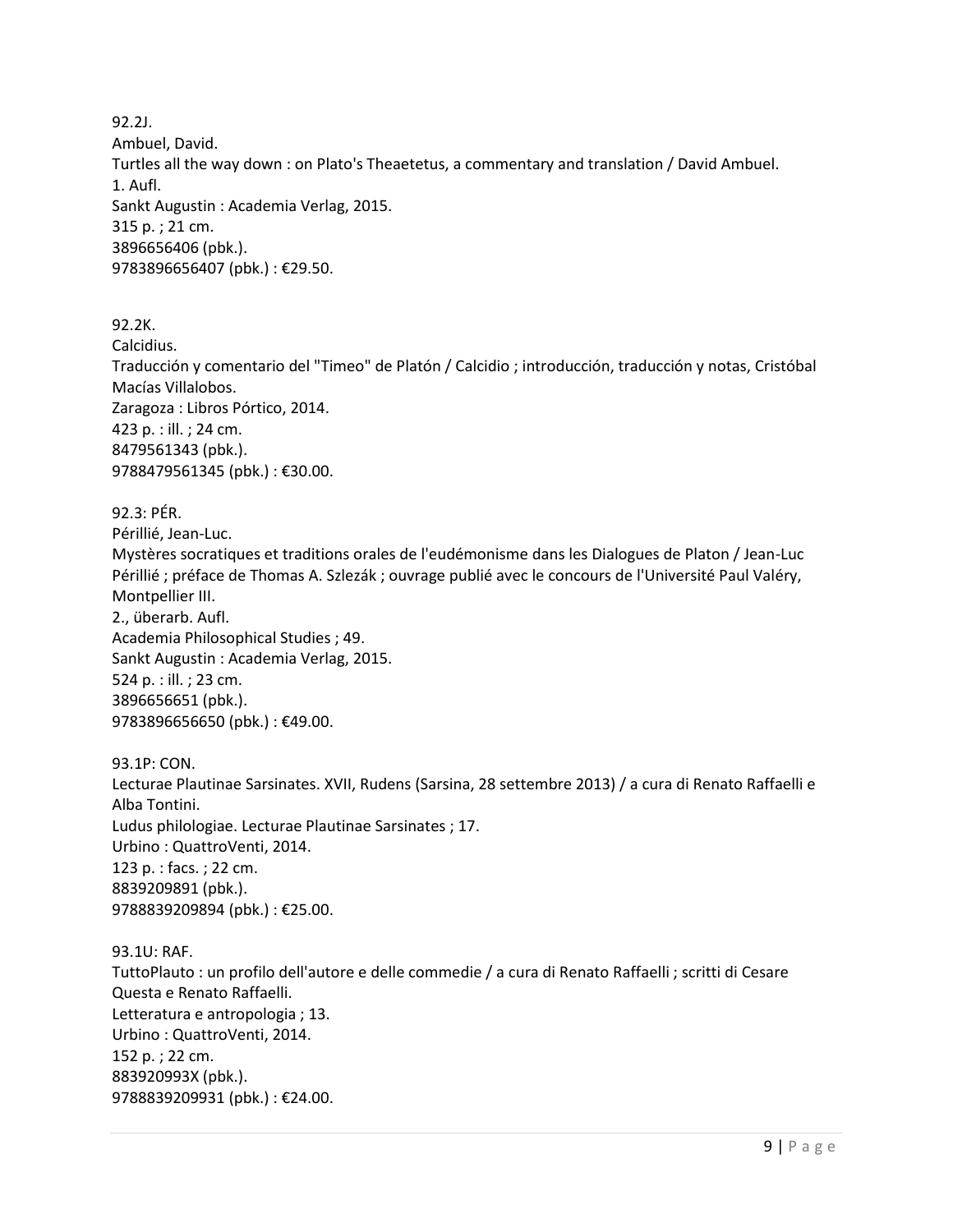92.2J.
Ambuel, David.
Turtles all the way down : on Plato's Theaetetus, a commentary and translation / David Ambuel.
1. Aufl.
Sankt Augustin : Academia Verlag, 2015.
315 p. ; 21 cm.
3896656406 (pbk.).
9783896656407 (pbk.) : €29.50.

92.2K.
Calcidius.
Traducción y comentario del "Timeo" de Platón / Calcidio ; introducción, traducción y notas, Cristóbal Macías Villalobos.
Zaragoza : Libros Pórtico, 2014.
423 p. : ill. ; 24 cm.
8479561343 (pbk.).
9788479561345 (pbk.) : €30.00.

92.3: PÉR.
Périllié, Jean-Luc.
Mystères socratiques et traditions orales de l'eudémonisme dans les Dialogues de Platon / Jean-Luc Périllié ; préface de Thomas A. Szlezák ; ouvrage publié avec le concours de l'Université Paul Valéry, Montpellier III.
2., überarb. Aufl.
Academia Philosophical Studies ; 49.
Sankt Augustin : Academia Verlag, 2015.
524 p. : ill. ; 23 cm.
3896656651 (pbk.).
9783896656650 (pbk.) : €49.00.

93.1P: CON.
Lecturae Plautinae Sarsinates. XVII, Rudens (Sarsina, 28 settembre 2013) / a cura di Renato Raffaelli e Alba Tontini.
Ludus philologiae. Lecturae Plautinae Sarsinates ; 17.
Urbino : QuattroVenti, 2014.
123 p. : facs. ; 22 cm.
8839209891 (pbk.).
9788839209894 (pbk.) : €25.00.

93.1U: RAF.
TuttoPlauto : un profilo dell'autore e delle commedie / a cura di Renato Raffaelli ; scritti di Cesare Questa e Renato Raffaelli.
Letteratura e antropologia ; 13.
Urbino : QuattroVenti, 2014.
152 p. ; 22 cm.
883920993X (pbk.).
9788839209931 (pbk.) : €24.00.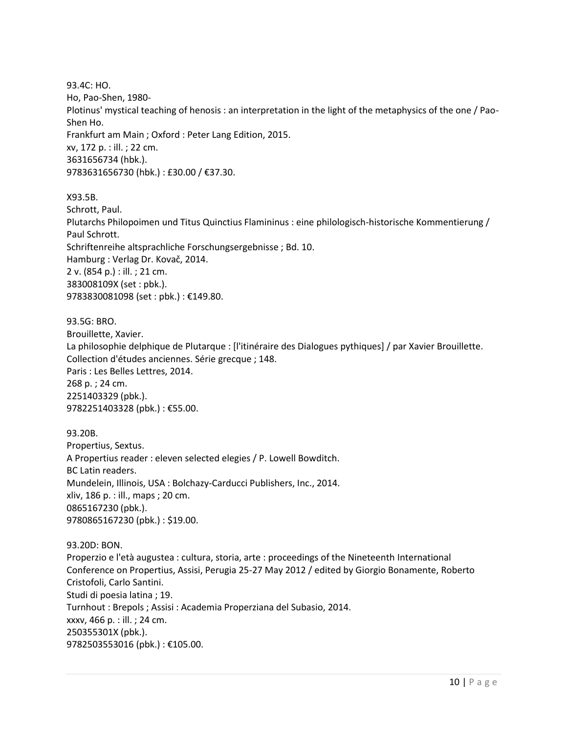93.4C: HO.
Ho, Pao-Shen, 1980-
Plotinus' mystical teaching of henosis : an interpretation in the light of the metaphysics of the one / Pao-Shen Ho.
Frankfurt am Main ; Oxford : Peter Lang Edition, 2015.
xv, 172 p. : ill. ; 22 cm.
3631656734 (hbk.).
9783631656730 (hbk.) : £30.00 / €37.30.

X93.5B.
Schrott, Paul.
Plutarchs Philopoimen und Titus Quinctius Flamininus : eine philologisch-historische Kommentierung / Paul Schrott.
Schriftenreihe altsprachliche Forschungsergebnisse ; Bd. 10.
Hamburg : Verlag Dr. Kovač, 2014.
2 v. (854 p.) : ill. ; 21 cm.
383008109X (set : pbk.).
9783830081098 (set : pbk.) : €149.80.

93.5G: BRO.
Brouillette, Xavier.
La philosophie delphique de Plutarque : [l'itinéraire des Dialogues pythiques] / par Xavier Brouillette.
Collection d'études anciennes. Série grecque ; 148.
Paris : Les Belles Lettres, 2014.
268 p. ; 24 cm.
2251403329 (pbk.).
9782251403328 (pbk.) : €55.00.

93.20B.
Propertius, Sextus.
A Propertius reader : eleven selected elegies / P. Lowell Bowditch.
BC Latin readers.
Mundelein, Illinois, USA : Bolchazy-Carducci Publishers, Inc., 2014.
xliv, 186 p. : ill., maps ; 20 cm.
0865167230 (pbk.).
9780865167230 (pbk.) : $19.00.

93.20D: BON.
Properzio e l'età augustea : cultura, storia, arte : proceedings of the Nineteenth International Conference on Propertius, Assisi, Perugia 25-27 May 2012 / edited by Giorgio Bonamente, Roberto Cristofoli, Carlo Santini.
Studi di poesia latina ; 19.
Turnhout : Brepols ; Assisi : Academia Properziana del Subasio, 2014.
xxxv, 466 p. : ill. ; 24 cm.
250355301X (pbk.).
9782503553016 (pbk.) : €105.00.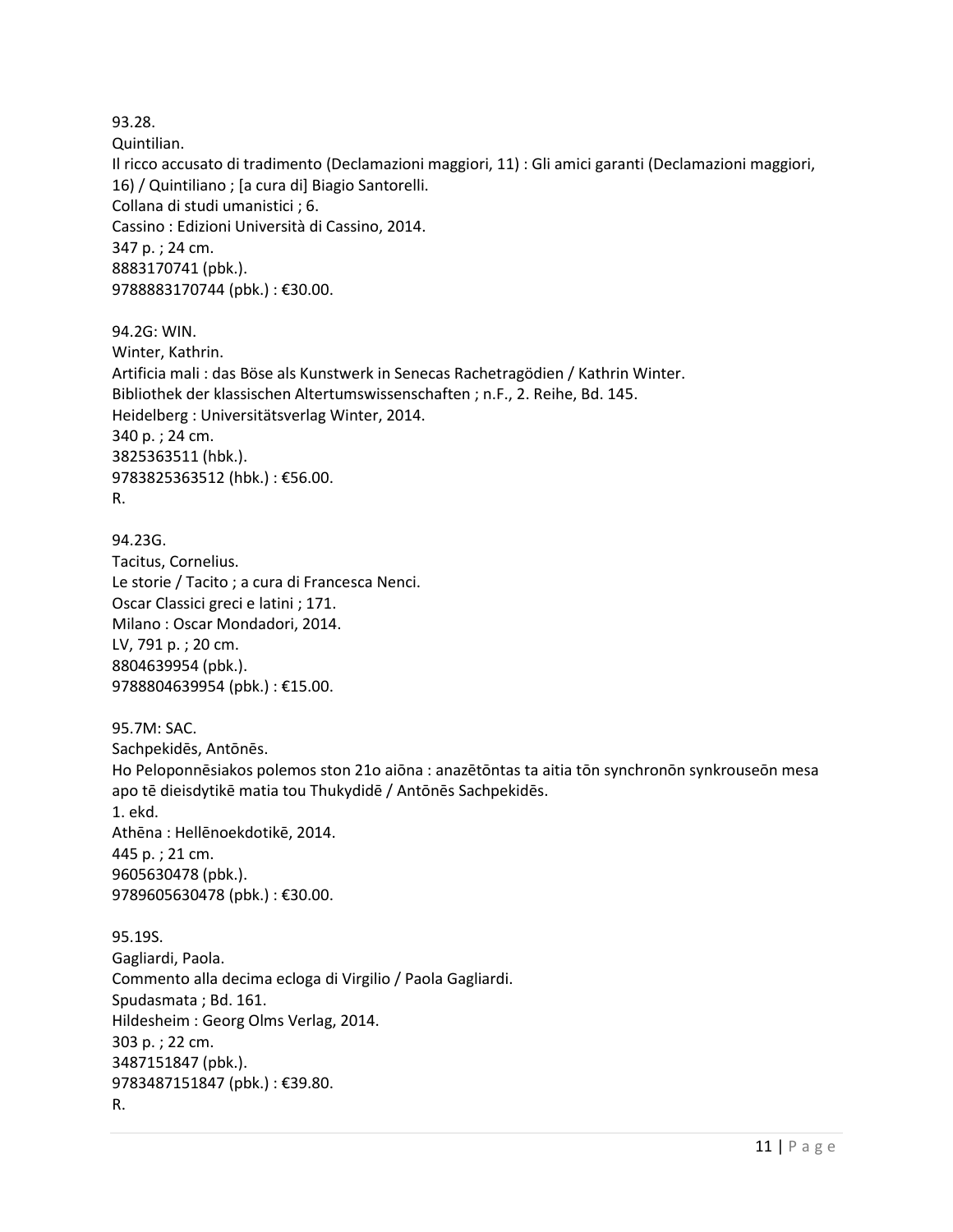93.28.
Quintilian.
Il ricco accusato di tradimento (Declamazioni maggiori, 11) : Gli amici garanti (Declamazioni maggiori, 16) / Quintiliano ; [a cura di] Biagio Santorelli.
Collana di studi umanistici ; 6.
Cassino : Edizioni Università di Cassino, 2014.
347 p. ; 24 cm.
8883170741 (pbk.).
9788883170744 (pbk.) : €30.00.

94.2G: WIN.
Winter, Kathrin.
Artificia mali : das Böse als Kunstwerk in Senecas Rachetragödien / Kathrin Winter.
Bibliothek der klassischen Altertumswissenschaften ; n.F., 2. Reihe, Bd. 145.
Heidelberg : Universitätsverlag Winter, 2014.
340 p. ; 24 cm.
3825363511 (hbk.).
9783825363512 (hbk.) : €56.00.
R.

94.23G.
Tacitus, Cornelius.
Le storie / Tacito ; a cura di Francesca Nenci.
Oscar Classici greci e latini ; 171.
Milano : Oscar Mondadori, 2014.
LV, 791 p. ; 20 cm.
8804639954 (pbk.).
9788804639954 (pbk.) : €15.00.

95.7M: SAC.
Sachpekidēs, Antōnēs.
Ho Peloponnēsiakos polemos ston 21o aiōna : anazētōntas ta aitia tōn synchronōn synkrouseōn mesa apo tē dieisdytikē matia tou Thukydidē / Antōnēs Sachpekidēs.
1. ekd.
Athēna : Hellēnoekdotikē, 2014.
445 p. ; 21 cm.
9605630478 (pbk.).
9789605630478 (pbk.) : €30.00.

95.19S.
Gagliardi, Paola.
Commento alla decima ecloga di Virgilio / Paola Gagliardi.
Spudasmata ; Bd. 161.
Hildesheim : Georg Olms Verlag, 2014.
303 p. ; 22 cm.
3487151847 (pbk.).
9783487151847 (pbk.) : €39.80.
R.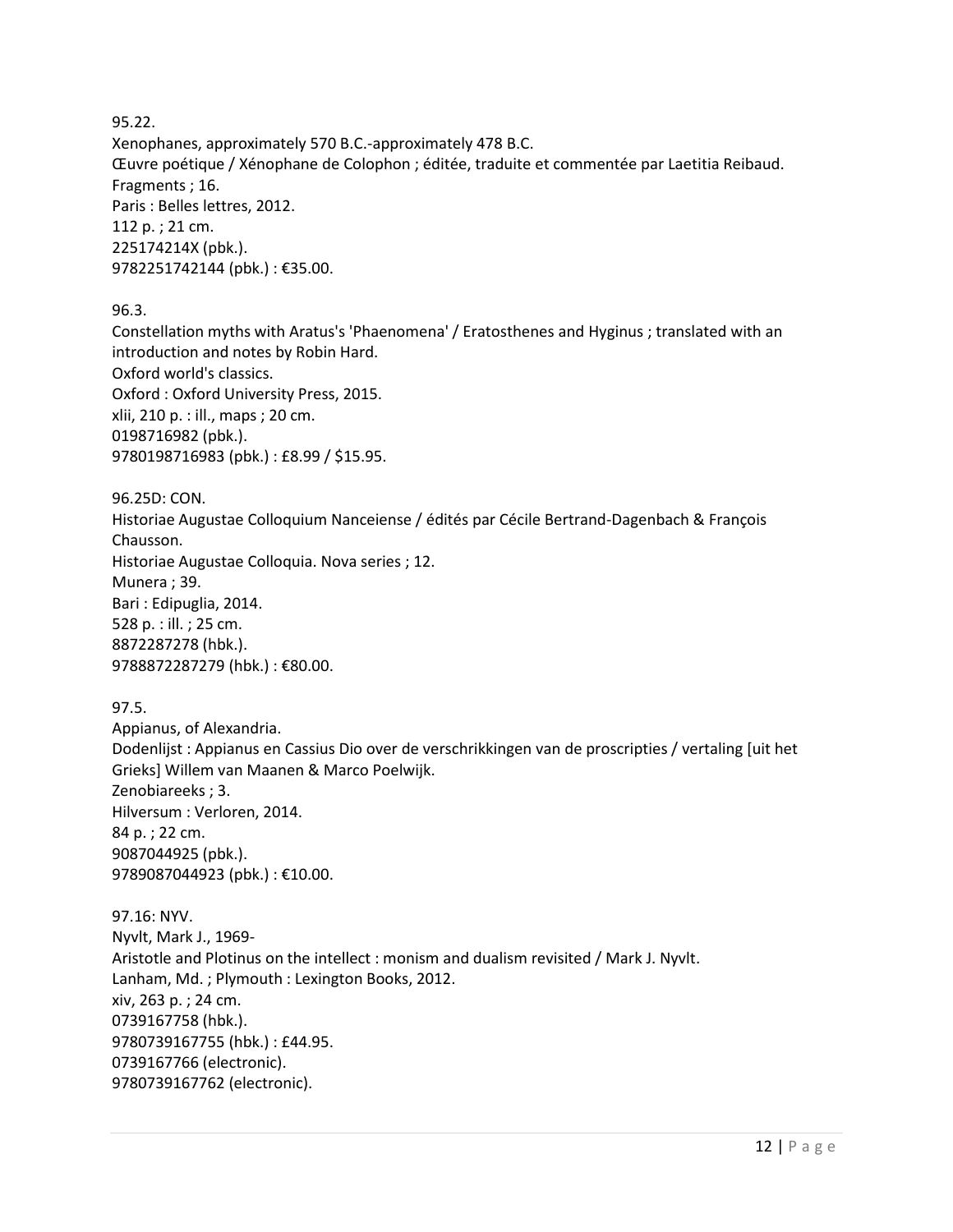95.22.
Xenophanes, approximately 570 B.C.-approximately 478 B.C.
Œuvre poétique / Xénophane de Colophon ; éditée, traduite et commentée par Laetitia Reibaud.
Fragments ; 16.
Paris : Belles lettres, 2012.
112 p. ; 21 cm.
225174214X (pbk.).
9782251742144 (pbk.) : €35.00.

96.3.
Constellation myths with Aratus's 'Phaenomena' / Eratosthenes and Hyginus ; translated with an introduction and notes by Robin Hard.
Oxford world's classics.
Oxford : Oxford University Press, 2015.
xlii, 210 p. : ill., maps ; 20 cm.
0198716982 (pbk.).
9780198716983 (pbk.) : £8.99 / $15.95.

96.25D: CON.
Historiae Augustae Colloquium Nanceiense / édités par Cécile Bertrand-Dagenbach & François Chausson.
Historiae Augustae Colloquia. Nova series ; 12.
Munera ; 39.
Bari : Edipuglia, 2014.
528 p. : ill. ; 25 cm.
8872287278 (hbk.).
9788872287279 (hbk.) : €80.00.

97.5.
Appianus, of Alexandria.
Dodenlijst : Appianus en Cassius Dio over de verschrikkingen van de proscripties / vertaling [uit het Grieks] Willem van Maanen & Marco Poelwijk.
Zenobiareeks ; 3.
Hilversum : Verloren, 2014.
84 p. ; 22 cm.
9087044925 (pbk.).
9789087044923 (pbk.) : €10.00.

97.16: NYV.
Nyvlt, Mark J., 1969-
Aristotle and Plotinus on the intellect : monism and dualism revisited / Mark J. Nyvlt.
Lanham, Md. ; Plymouth : Lexington Books, 2012.
xiv, 263 p. ; 24 cm.
0739167758 (hbk.).
9780739167755 (hbk.) : £44.95.
0739167766 (electronic).
9780739167762 (electronic).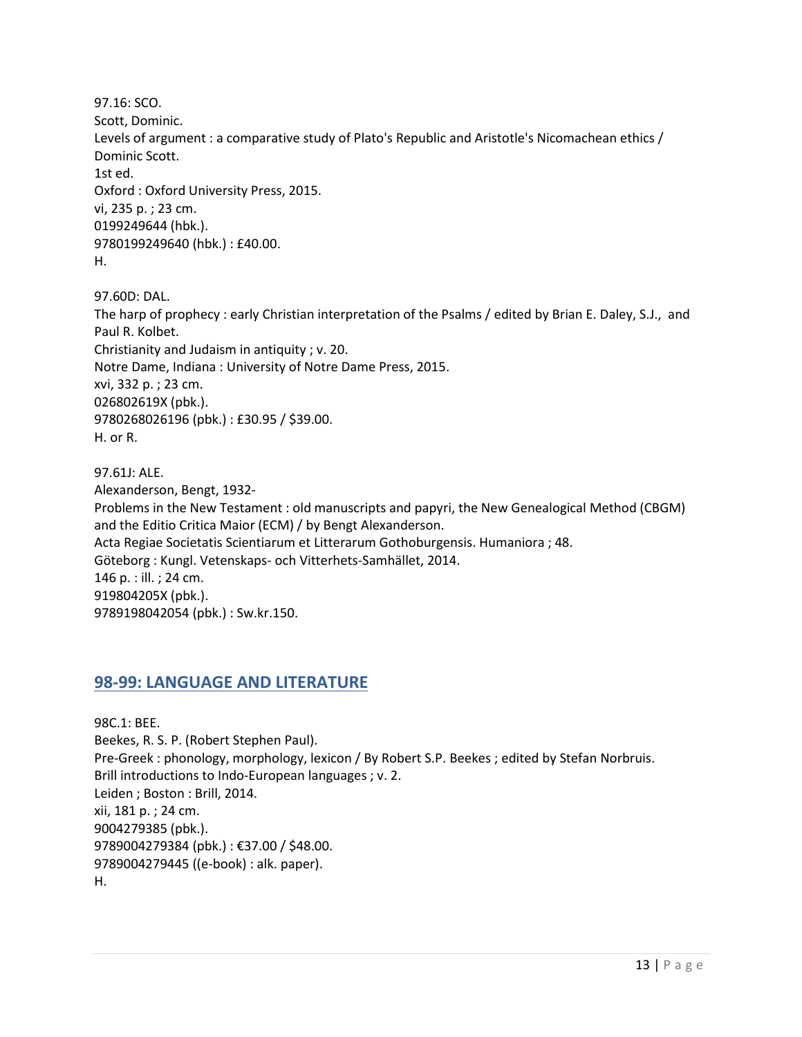97.16: SCO.
Scott, Dominic.
Levels of argument : a comparative study of Plato's Republic and Aristotle's Nicomachean ethics / Dominic Scott.
1st ed.
Oxford : Oxford University Press, 2015.
vi, 235 p. ; 23 cm.
0199249644 (hbk.).
9780199249640 (hbk.) : £40.00.
H.

97.60D: DAL.
The harp of prophecy : early Christian interpretation of the Psalms / edited by Brian E. Daley, S.J., and Paul R. Kolbet.
Christianity and Judaism in antiquity ; v. 20.
Notre Dame, Indiana : University of Notre Dame Press, 2015.
xvi, 332 p. ; 23 cm.
026802619X (pbk.).
9780268026196 (pbk.) : £30.95 / $39.00.
H. or R.

97.61J: ALE.
Alexanderson, Bengt, 1932-
Problems in the New Testament : old manuscripts and papyri, the New Genealogical Method (CBGM) and the Editio Critica Maior (ECM) / by Bengt Alexanderson.
Acta Regiae Societatis Scientiarum et Litterarum Gothoburgensis. Humaniora ; 48.
Göteborg : Kungl. Vetenskaps- och Vitterhets-Samhället, 2014.
146 p. : ill. ; 24 cm.
919804205X (pbk.).
9789198042054 (pbk.) : Sw.kr.150.

## 98-99: LANGUAGE AND LITERATURE

98C.1: BEE.
Beekes, R. S. P. (Robert Stephen Paul).
Pre-Greek : phonology, morphology, lexicon / By Robert S.P. Beekes ; edited by Stefan Norbruis.
Brill introductions to Indo-European languages ; v. 2.
Leiden ; Boston : Brill, 2014.
xii, 181 p. ; 24 cm.
9004279385 (pbk.).
9789004279384 (pbk.) : €37.00 / $48.00.
9789004279445 ((e-book) : alk. paper).
H.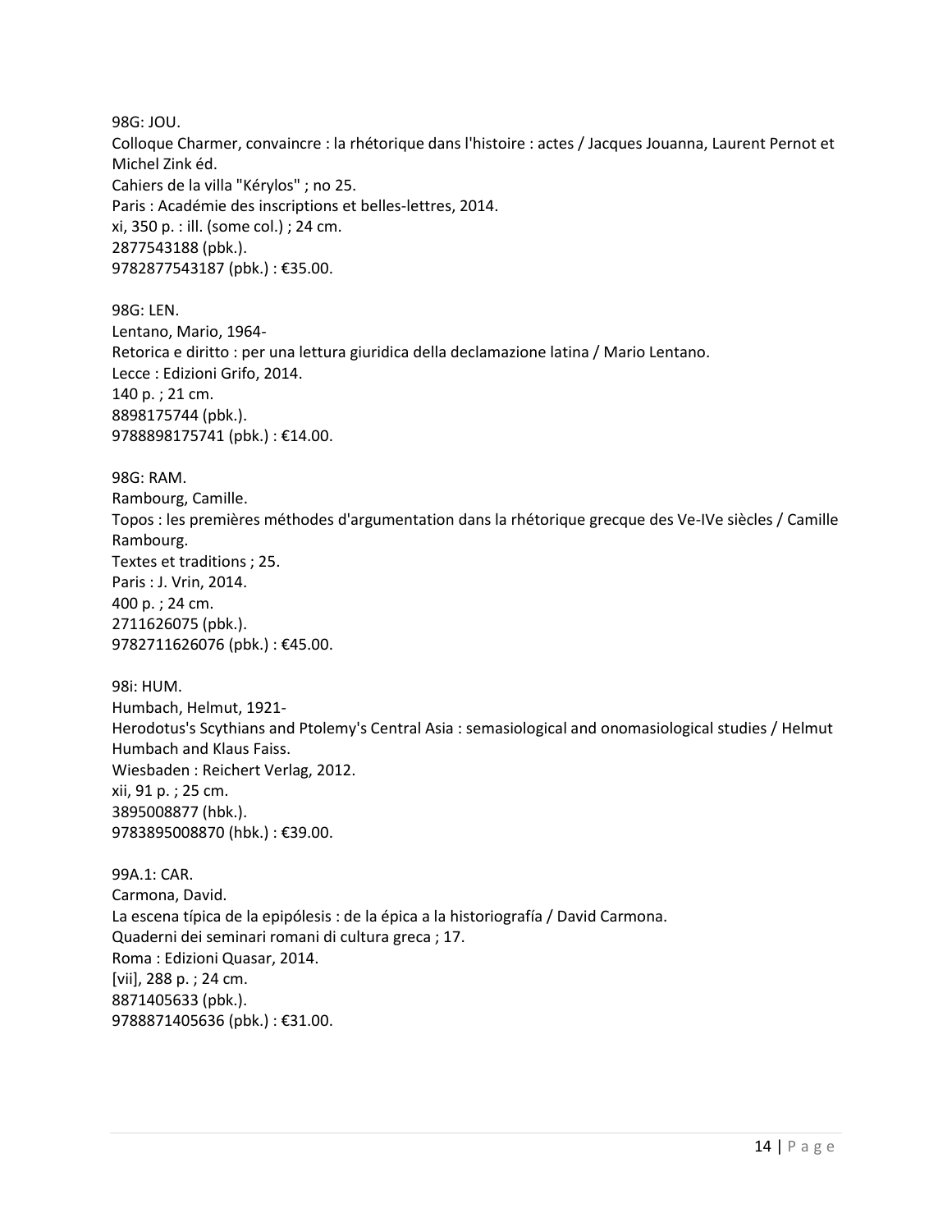98G: JOU.
Colloque Charmer, convaincre : la rhétorique dans l'histoire : actes / Jacques Jouanna, Laurent Pernot et Michel Zink éd.
Cahiers de la villa "Kérylos" ; no 25.
Paris : Académie des inscriptions et belles-lettres, 2014.
xi, 350 p. : ill. (some col.) ; 24 cm.
2877543188 (pbk.).
9782877543187 (pbk.) : €35.00.

98G: LEN.
Lentano, Mario, 1964-
Retorica e diritto : per una lettura giuridica della declamazione latina / Mario Lentano.
Lecce : Edizioni Grifo, 2014.
140 p. ; 21 cm.
8898175744 (pbk.).
9788898175741 (pbk.) : €14.00.

98G: RAM.
Rambourg, Camille.
Topos : les premières méthodes d'argumentation dans la rhétorique grecque des Ve-IVe siècles / Camille Rambourg.
Textes et traditions ; 25.
Paris : J. Vrin, 2014.
400 p. ; 24 cm.
2711626075 (pbk.).
9782711626076 (pbk.) : €45.00.

98i: HUM.
Humbach, Helmut, 1921-
Herodotus's Scythians and Ptolemy's Central Asia : semasiological and onomasiological studies / Helmut Humbach and Klaus Faiss.
Wiesbaden : Reichert Verlag, 2012.
xii, 91 p. ; 25 cm.
3895008877 (hbk.).
9783895008870 (hbk.) : €39.00.

99A.1: CAR.
Carmona, David.
La escena típica de la epipólesis : de la épica a la historiografía / David Carmona.
Quaderni dei seminari romani di cultura greca ; 17.
Roma : Edizioni Quasar, 2014.
[vii], 288 p. ; 24 cm.
8871405633 (pbk.).
9788871405636 (pbk.) : €31.00.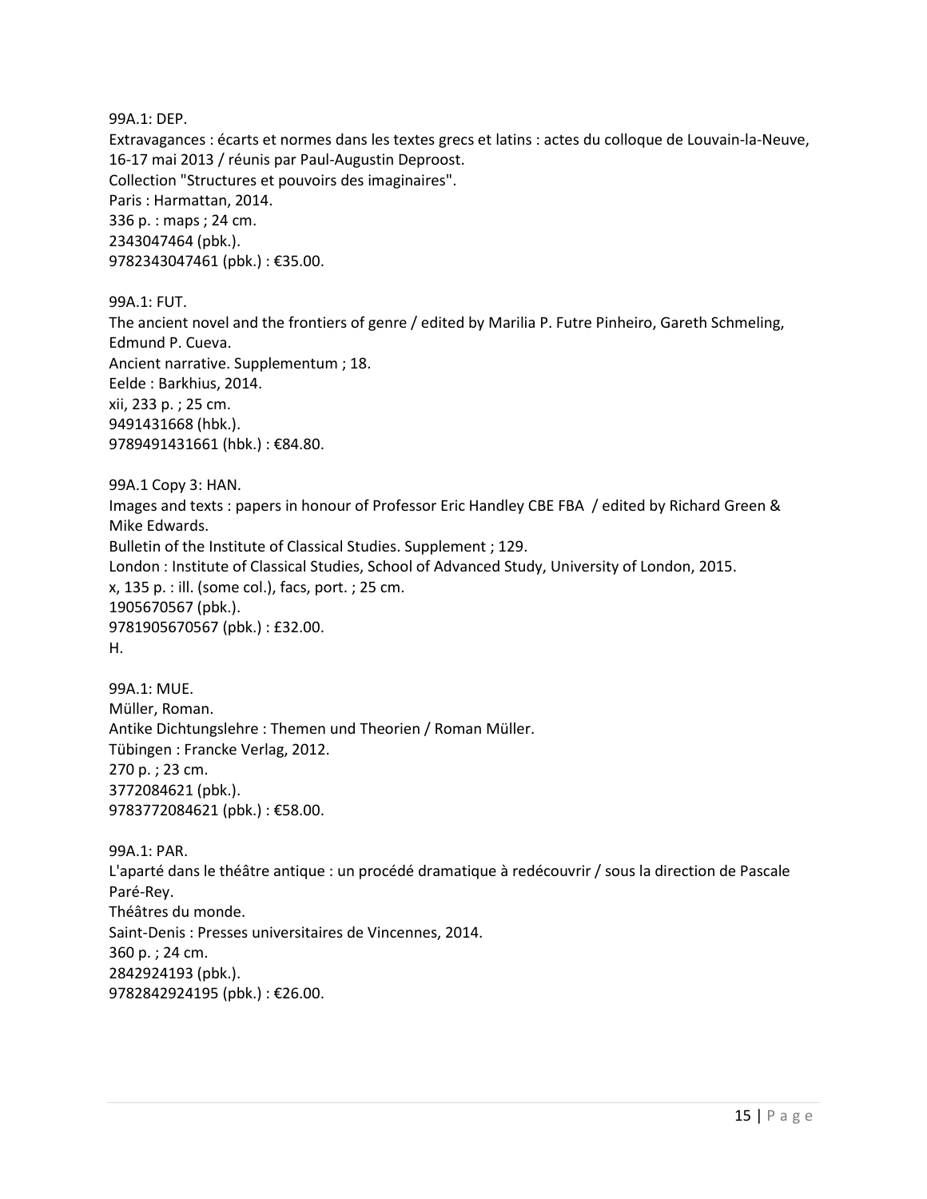99A.1: DEP.
Extravagances : écarts et normes dans les textes grecs et latins : actes du colloque de Louvain-la-Neuve, 16-17 mai 2013 / réunis par Paul-Augustin Deproost.
Collection "Structures et pouvoirs des imaginaires".
Paris : Harmattan, 2014.
336 p. : maps ; 24 cm.
2343047464 (pbk.).
9782343047461 (pbk.) : €35.00.

99A.1: FUT.
The ancient novel and the frontiers of genre / edited by Marilia P. Futre Pinheiro, Gareth Schmeling, Edmund P. Cueva.
Ancient narrative. Supplementum ; 18.
Eelde : Barkhius, 2014.
xii, 233 p. ; 25 cm.
9491431668 (hbk.).
9789491431661 (hbk.) : €84.80.

99A.1 Copy 3: HAN.
Images and texts : papers in honour of Professor Eric Handley CBE FBA / edited by Richard Green & Mike Edwards.
Bulletin of the Institute of Classical Studies. Supplement ; 129.
London : Institute of Classical Studies, School of Advanced Study, University of London, 2015.
x, 135 p. : ill. (some col.), facs, port. ; 25 cm.
1905670567 (pbk.).
9781905670567 (pbk.) : £32.00.
H.

99A.1: MUE.
Müller, Roman.
Antike Dichtungslehre : Themen und Theorien / Roman Müller.
Tübingen : Francke Verlag, 2012.
270 p. ; 23 cm.
3772084621 (pbk.).
9783772084621 (pbk.) : €58.00.

99A.1: PAR.
L'aparté dans le théâtre antique : un procédé dramatique à redécouvrir / sous la direction de Pascale Paré-Rey.
Théâtres du monde.
Saint-Denis : Presses universitaires de Vincennes, 2014.
360 p. ; 24 cm.
2842924193 (pbk.).
9782842924195 (pbk.) : €26.00.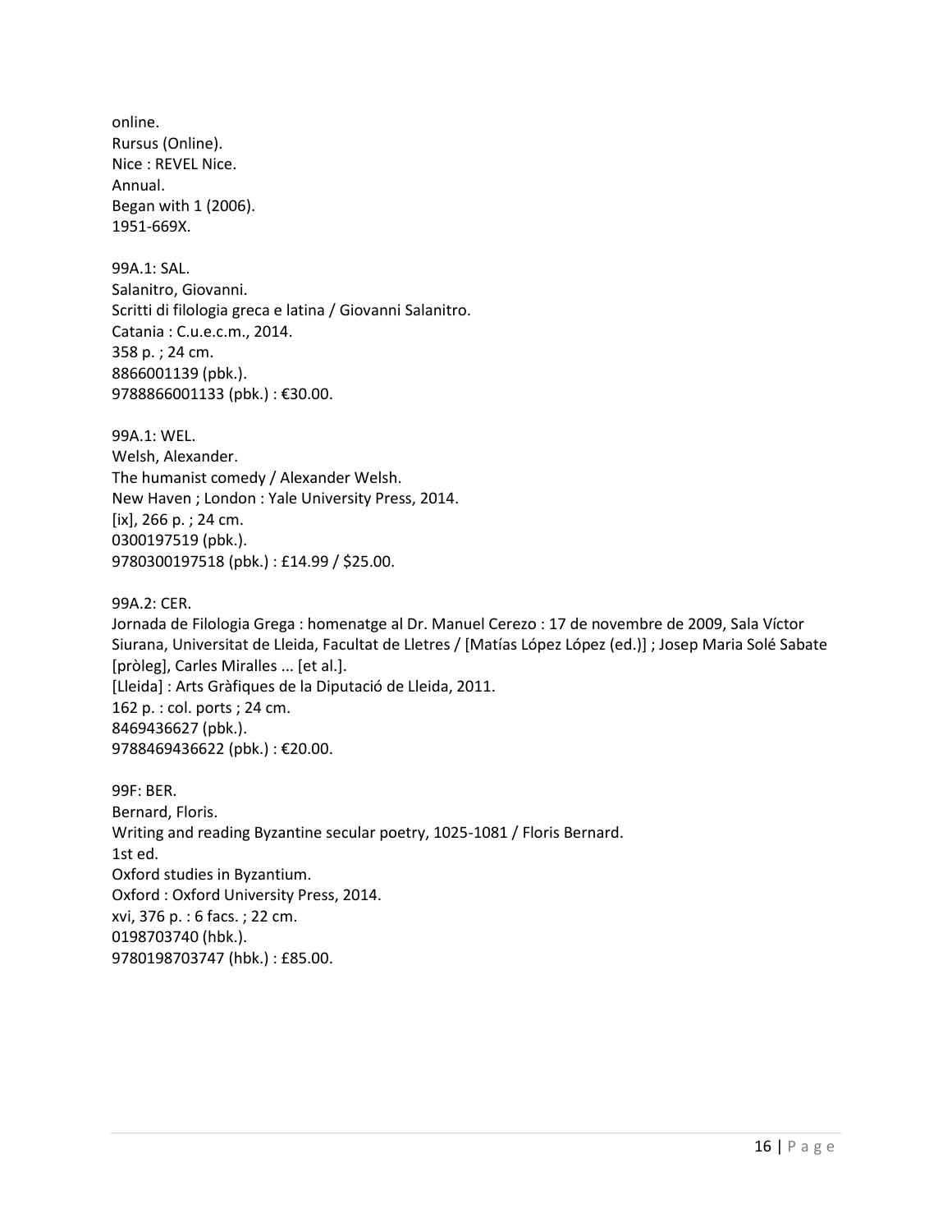online.
Rursus (Online).
Nice : REVEL Nice.
Annual.
Began with 1 (2006).
1951-669X.

99A.1: SAL.
Salanitro, Giovanni.
Scritti di filologia greca e latina / Giovanni Salanitro.
Catania : C.u.e.c.m., 2014.
358 p. ; 24 cm.
8866001139 (pbk.).
9788866001133 (pbk.) : €30.00.

99A.1: WEL.
Welsh, Alexander.
The humanist comedy / Alexander Welsh.
New Haven ; London : Yale University Press, 2014.
[ix], 266 p. ; 24 cm.
0300197519 (pbk.).
9780300197518 (pbk.) : £14.99 / $25.00.

99A.2: CER.
Jornada de Filologia Grega : homenatge al Dr. Manuel Cerezo : 17 de novembre de 2009, Sala Víctor Siurana, Universitat de Lleida, Facultat de Lletres / [Matías López López (ed.)] ; Josep Maria Solé Sabate [pròleg], Carles Miralles ... [et al.].
[Lleida] : Arts Gràfiques de la Diputació de Lleida, 2011.
162 p. : col. ports ; 24 cm.
8469436627 (pbk.).
9788469436622 (pbk.) : €20.00.

99F: BER.
Bernard, Floris.
Writing and reading Byzantine secular poetry, 1025-1081 / Floris Bernard.
1st ed.
Oxford studies in Byzantium.
Oxford : Oxford University Press, 2014.
xvi, 376 p. : 6 facs. ; 22 cm.
0198703740 (hbk.).
9780198703747 (hbk.) : £85.00.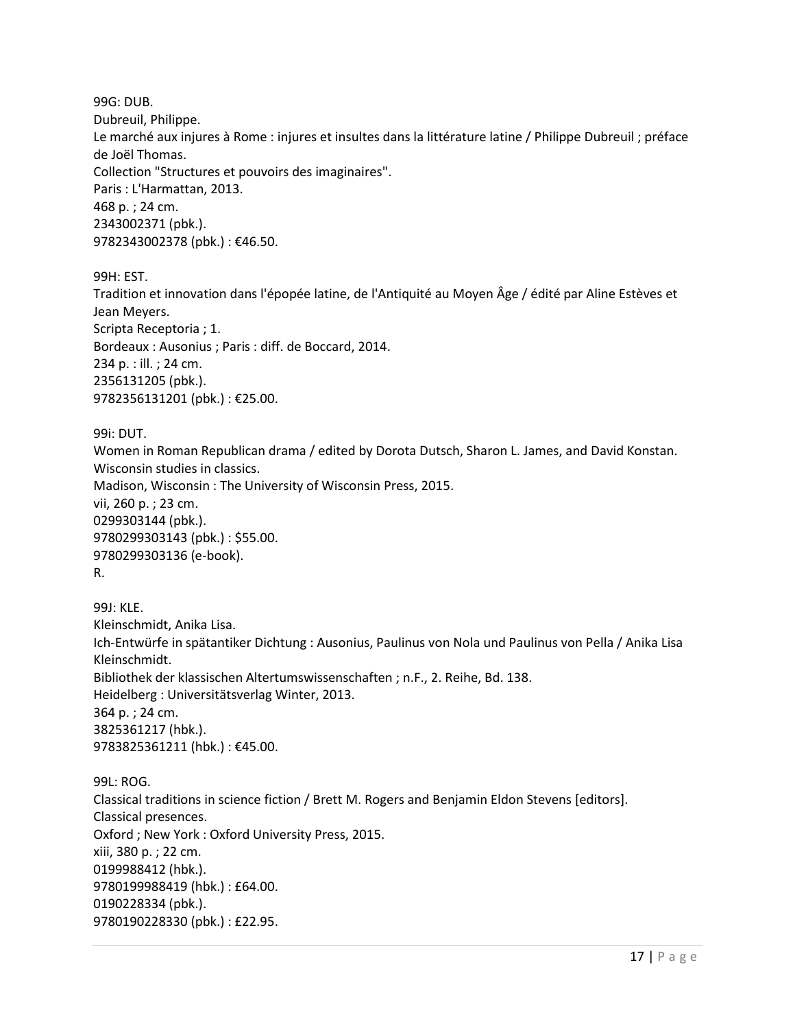99G: DUB.
Dubreuil, Philippe.
Le marché aux injures à Rome : injures et insultes dans la littérature latine / Philippe Dubreuil ; préface de Joël Thomas.
Collection "Structures et pouvoirs des imaginaires".
Paris : L'Harmattan, 2013.
468 p. ; 24 cm.
2343002371 (pbk.).
9782343002378 (pbk.) : €46.50.

99H: EST.
Tradition et innovation dans l'épopée latine, de l'Antiquité au Moyen Âge / édité par Aline Estèves et Jean Meyers.
Scripta Receptoria ; 1.
Bordeaux : Ausonius ; Paris : diff. de Boccard, 2014.
234 p. : ill. ; 24 cm.
2356131205 (pbk.).
9782356131201 (pbk.) : €25.00.

99i: DUT.
Women in Roman Republican drama / edited by Dorota Dutsch, Sharon L. James, and David Konstan.
Wisconsin studies in classics.
Madison, Wisconsin : The University of Wisconsin Press, 2015.
vii, 260 p. ; 23 cm.
0299303144 (pbk.).
9780299303143 (pbk.) : $55.00.
9780299303136 (e-book).
R.

99J: KLE.
Kleinschmidt, Anika Lisa.
Ich-Entwürfe in spätantiker Dichtung : Ausonius, Paulinus von Nola und Paulinus von Pella / Anika Lisa Kleinschmidt.
Bibliothek der klassischen Altertumswissenschaften ; n.F., 2. Reihe, Bd. 138.
Heidelberg : Universitätsverlag Winter, 2013.
364 p. ; 24 cm.
3825361217 (hbk.).
9783825361211 (hbk.) : €45.00.

99L: ROG.
Classical traditions in science fiction / Brett M. Rogers and Benjamin Eldon Stevens [editors].
Classical presences.
Oxford ; New York : Oxford University Press, 2015.
xiii, 380 p. ; 22 cm.
0199988412 (hbk.).
9780199988419 (hbk.) : £64.00.
0190228334 (pbk.).
9780190228330 (pbk.) : £22.95.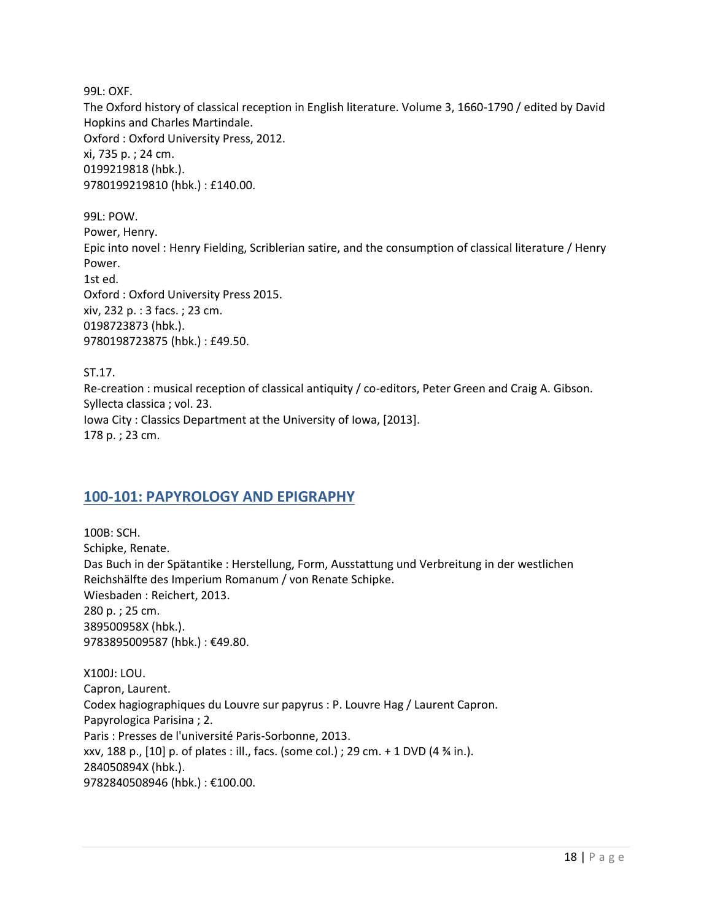99L: OXF.
The Oxford history of classical reception in English literature. Volume 3, 1660-1790 / edited by David Hopkins and Charles Martindale.
Oxford : Oxford University Press, 2012.
xi, 735 p. ; 24 cm.
0199219818 (hbk.).
9780199219810 (hbk.) : £140.00.

99L: POW.
Power, Henry.
Epic into novel : Henry Fielding, Scriblerian satire, and the consumption of classical literature / Henry Power.
1st ed.
Oxford : Oxford University Press 2015.
xiv, 232 p. : 3 facs. ; 23 cm.
0198723873 (hbk.).
9780198723875 (hbk.) : £49.50.

ST.17.
Re-creation : musical reception of classical antiquity / co-editors, Peter Green and Craig A. Gibson.
Syllecta classica ; vol. 23.
Iowa City : Classics Department at the University of Iowa, [2013].
178 p. ; 23 cm.

## 100-101: PAPYROLOGY AND EPIGRAPHY

100B: SCH.
Schipke, Renate.
Das Buch in der Spätantike : Herstellung, Form, Ausstattung und Verbreitung in der westlichen Reichshälfte des Imperium Romanum / von Renate Schipke.
Wiesbaden : Reichert, 2013.
280 p. ; 25 cm.
389500958X (hbk.).
9783895009587 (hbk.) : €49.80.

X100J: LOU.
Capron, Laurent.
Codex hagiographiques du Louvre sur papyrus : P. Louvre Hag / Laurent Capron.
Papyrologica Parisina ; 2.
Paris : Presses de l'université Paris-Sorbonne, 2013.
xxv, 188 p., [10] p. of plates : ill., facs. (some col.) ; 29 cm. + 1 DVD (4 ¾ in.).
284050894X (hbk.).
9782840508946 (hbk.) : €100.00.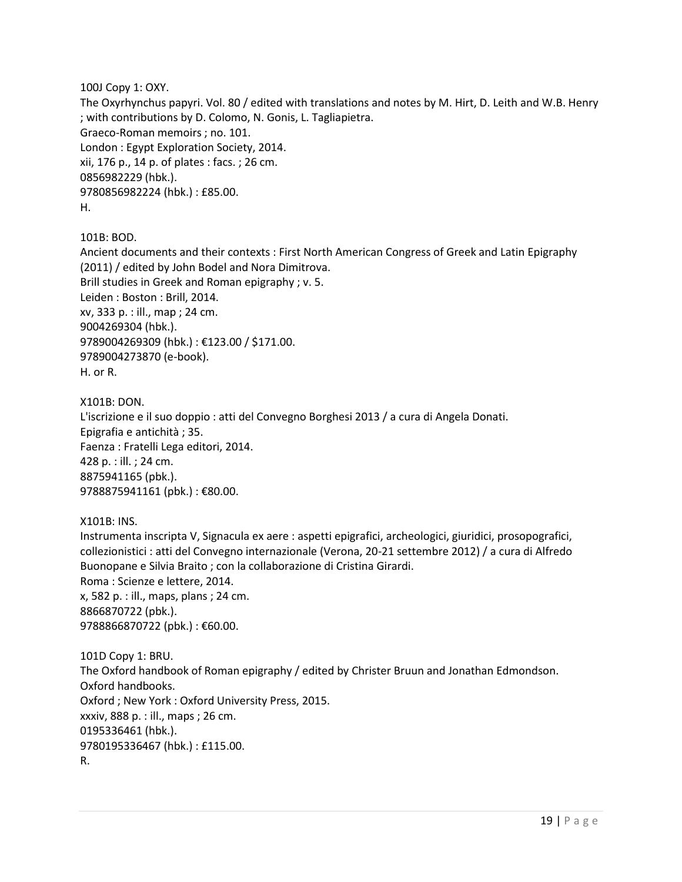100J Copy 1: OXY.
The Oxyrhynchus papyri. Vol. 80 / edited with translations and notes by M. Hirt, D. Leith and W.B. Henry ; with contributions by D. Colomo, N. Gonis, L. Tagliapietra.
Graeco-Roman memoirs ; no. 101.
London : Egypt Exploration Society, 2014.
xii, 176 p., 14 p. of plates : facs. ; 26 cm.
0856982229 (hbk.).
9780856982224 (hbk.) : £85.00.
H.

101B: BOD.
Ancient documents and their contexts : First North American Congress of Greek and Latin Epigraphy (2011) / edited by John Bodel and Nora Dimitrova.
Brill studies in Greek and Roman epigraphy ; v. 5.
Leiden : Boston : Brill, 2014.
xv, 333 p. : ill., map ; 24 cm.
9004269304 (hbk.).
9789004269309 (hbk.) : €123.00 / $171.00.
9789004273870 (e-book).
H. or R.

X101B: DON.
L'iscrizione e il suo doppio : atti del Convegno Borghesi 2013 / a cura di Angela Donati.
Epigrafia e antichità ; 35.
Faenza : Fratelli Lega editori, 2014.
428 p. : ill. ; 24 cm.
8875941165 (pbk.).
9788875941161 (pbk.) : €80.00.

X101B: INS.
Instrumenta inscripta V, Signacula ex aere : aspetti epigrafici, archeologici, giuridici, prosopografici, collezionistici : atti del Convegno internazionale (Verona, 20-21 settembre 2012) / a cura di Alfredo Buonopane e Silvia Braito ; con la collaborazione di Cristina Girardi.
Roma : Scienze e lettere, 2014.
x, 582 p. : ill., maps, plans ; 24 cm.
8866870722 (pbk.).
9788866870722 (pbk.) : €60.00.

101D Copy 1: BRU.
The Oxford handbook of Roman epigraphy / edited by Christer Bruun and Jonathan Edmondson.
Oxford handbooks.
Oxford ; New York : Oxford University Press, 2015.
xxxiv, 888 p. : ill., maps ; 26 cm.
0195336461 (hbk.).
9780195336467 (hbk.) : £115.00.
R.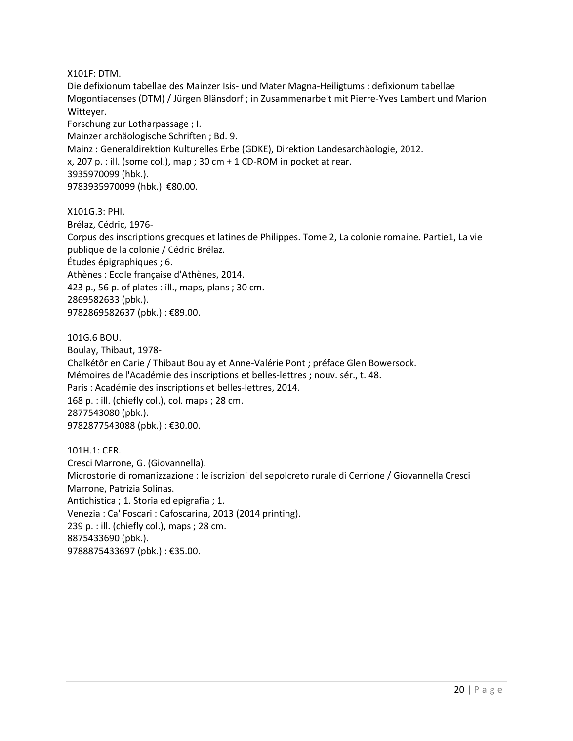X101F: DTM.
Die defixionum tabellae des Mainzer Isis- und Mater Magna-Heiligtums : defixionum tabellae Mogontiacenses (DTM) / Jürgen Blänsdorf ; in Zusammenarbeit mit Pierre-Yves Lambert und Marion Witteyer.
Forschung zur Lotharpassage ; I.
Mainzer archäologische Schriften ; Bd. 9.
Mainz : Generaldirektion Kulturelles Erbe (GDKE), Direktion Landesarchäologie, 2012.
x, 207 p. : ill. (some col.), map ; 30 cm + 1 CD-ROM in pocket at rear.
3935970099 (hbk.).
9783935970099 (hbk.) €80.00.

X101G.3: PHI.
Brélaz, Cédric, 1976-
Corpus des inscriptions grecques et latines de Philippes. Tome 2, La colonie romaine. Partie1, La vie publique de la colonie / Cédric Brélaz.
Études épigraphiques ; 6.
Athènes : Ecole française d'Athènes, 2014.
423 p., 56 p. of plates : ill., maps, plans ; 30 cm.
2869582633 (pbk.).
9782869582637 (pbk.) : €89.00.

101G.6 BOU.
Boulay, Thibaut, 1978-
Chalkétôr en Carie / Thibaut Boulay et Anne-Valérie Pont ; préface Glen Bowersock.
Mémoires de l'Académie des inscriptions et belles-lettres ; nouv. sér., t. 48.
Paris : Académie des inscriptions et belles-lettres, 2014.
168 p. : ill. (chiefly col.), col. maps ; 28 cm.
2877543080 (pbk.).
9782877543088 (pbk.) : €30.00.

101H.1: CER.
Cresci Marrone, G. (Giovannella).
Microstorie di romanizzazione : le iscrizioni del sepolcreto rurale di Cerrione / Giovannella Cresci Marrone, Patrizia Solinas.
Antichistica ; 1. Storia ed epigrafia ; 1.
Venezia : Ca' Foscari : Cafoscarina, 2013 (2014 printing).
239 p. : ill. (chiefly col.), maps ; 28 cm.
8875433690 (pbk.).
9788875433697 (pbk.) : €35.00.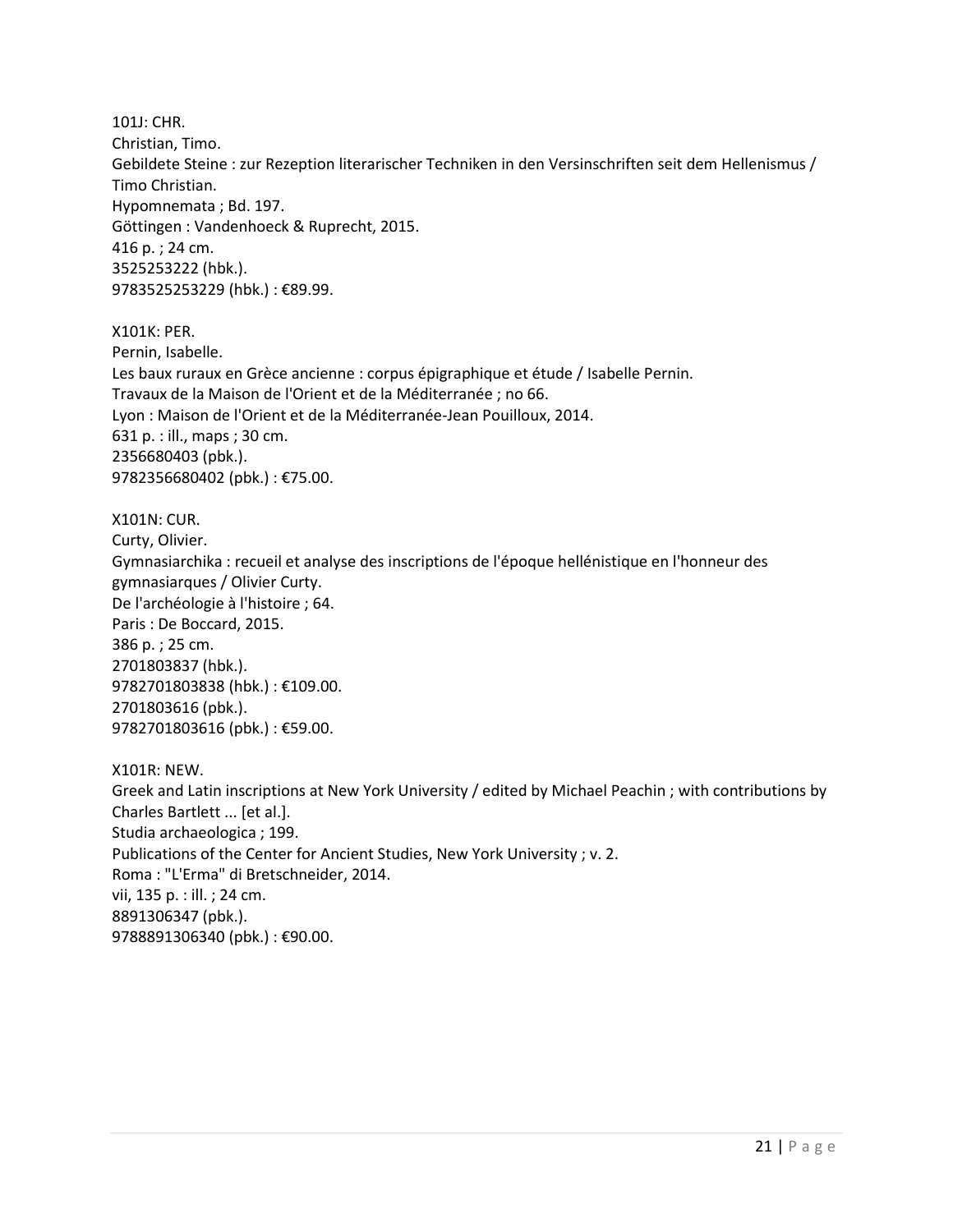101J: CHR.
Christian, Timo.
Gebildete Steine : zur Rezeption literarischer Techniken in den Versinschriften seit dem Hellenismus / Timo Christian.
Hypomnemata ; Bd. 197.
Göttingen : Vandenhoeck & Ruprecht, 2015.
416 p. ; 24 cm.
3525253222 (hbk.).
9783525253229 (hbk.) : €89.99.

X101K: PER.
Pernin, Isabelle.
Les baux ruraux en Grèce ancienne : corpus épigraphique et étude / Isabelle Pernin.
Travaux de la Maison de l'Orient et de la Méditerranée ; no 66.
Lyon : Maison de l'Orient et de la Méditerranée-Jean Pouilloux, 2014.
631 p. : ill., maps ; 30 cm.
2356680403 (pbk.).
9782356680402 (pbk.) : €75.00.

X101N: CUR.
Curty, Olivier.
Gymnasiarchika : recueil et analyse des inscriptions de l'époque hellénistique en l'honneur des gymnasiarques / Olivier Curty.
De l'archéologie à l'histoire ; 64.
Paris : De Boccard, 2015.
386 p. ; 25 cm.
2701803837 (hbk.).
9782701803838 (hbk.) : €109.00.
2701803616 (pbk.).
9782701803616 (pbk.) : €59.00.

X101R: NEW.
Greek and Latin inscriptions at New York University / edited by Michael Peachin ; with contributions by Charles Bartlett ... [et al.].
Studia archaeologica ; 199.
Publications of the Center for Ancient Studies, New York University ; v. 2.
Roma : "L'Erma" di Bretschneider, 2014.
vii, 135 p. : ill. ; 24 cm.
8891306347 (pbk.).
9788891306340 (pbk.) : €90.00.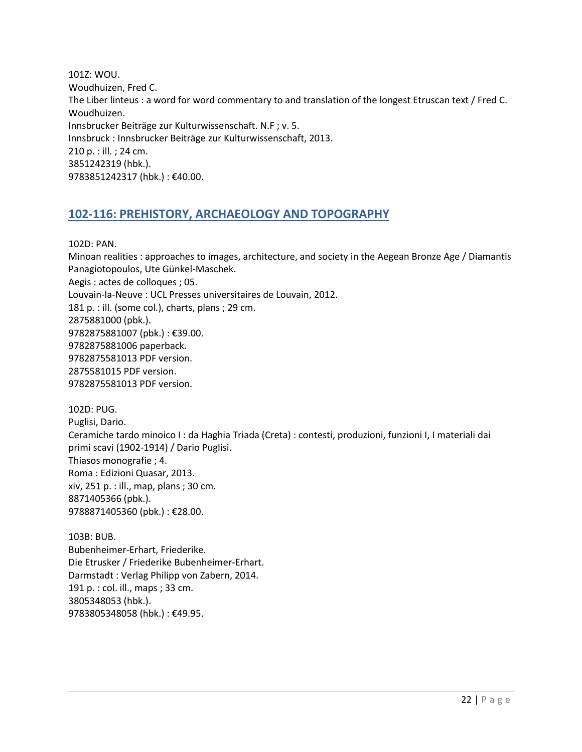101Z: WOU.
Woudhuizen, Fred C.
The Liber linteus : a word for word commentary to and translation of the longest Etruscan text / Fred C. Woudhuizen.
Innsbrucker Beiträge zur Kulturwissenschaft. N.F ; v. 5.
Innsbruck : Innsbrucker Beiträge zur Kulturwissenschaft, 2013.
210 p. : ill. ; 24 cm.
3851242319 (hbk.).
9783851242317 (hbk.) : €40.00.

## 102-116: PREHISTORY, ARCHAEOLOGY AND TOPOGRAPHY

102D: PAN.
Minoan realities : approaches to images, architecture, and society in the Aegean Bronze Age / Diamantis Panagiotopoulos, Ute Günkel-Maschek.
Aegis : actes de colloques ; 05.
Louvain-la-Neuve : UCL Presses universitaires de Louvain, 2012.
181 p. : ill. (some col.), charts, plans ; 29 cm.
2875881000 (pbk.).
9782875881007 (pbk.) : €39.00.
9782875881006 paperback.
9782875581013 PDF version.
2875581015 PDF version.
9782875581013 PDF version.

102D: PUG.
Puglisi, Dario.
Ceramiche tardo minoico I : da Haghia Triada (Creta) : contesti, produzioni, funzioni I, I materiali dai primi scavi (1902-1914) / Dario Puglisi.
Thiasos monografie ; 4.
Roma : Edizioni Quasar, 2013.
xiv, 251 p. : ill., map, plans ; 30 cm.
8871405366 (pbk.).
9788871405360 (pbk.) : €28.00.

103B: BUB.
Bubenheimer-Erhart, Friederike.
Die Etrusker / Friederike Bubenheimer-Erhart.
Darmstadt : Verlag Philipp von Zabern, 2014.
191 p. : col. ill., maps ; 33 cm.
3805348053 (hbk.).
9783805348058 (hbk.) : €49.95.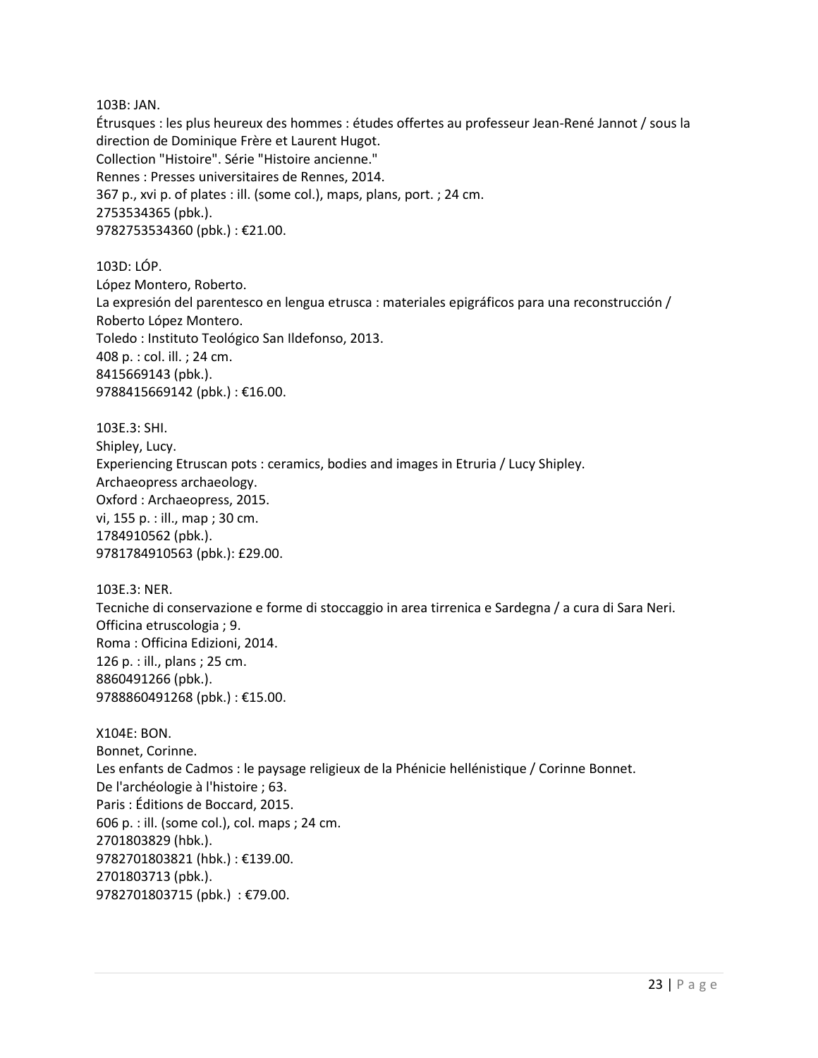103B: JAN.
Étrusques : les plus heureux des hommes : études offertes au professeur Jean-René Jannot / sous la direction de Dominique Frère et Laurent Hugot.
Collection "Histoire". Série "Histoire ancienne."
Rennes : Presses universitaires de Rennes, 2014.
367 p., xvi p. of plates : ill. (some col.), maps, plans, port. ; 24 cm.
2753534365 (pbk.).
9782753534360 (pbk.) : €21.00.

103D: LÓP.
López Montero, Roberto.
La expresión del parentesco en lengua etrusca : materiales epigráficos para una reconstrucción / Roberto López Montero.
Toledo : Instituto Teológico San Ildefonso, 2013.
408 p. : col. ill. ; 24 cm.
8415669143 (pbk.).
9788415669142 (pbk.) : €16.00.

103E.3: SHI.
Shipley, Lucy.
Experiencing Etruscan pots : ceramics, bodies and images in Etruria / Lucy Shipley.
Archaeopress archaeology.
Oxford : Archaeopress, 2015.
vi, 155 p. : ill., map ; 30 cm.
1784910562 (pbk.).
9781784910563 (pbk.): £29.00.

103E.3: NER.
Tecniche di conservazione e forme di stoccaggio in area tirrenica e Sardegna / a cura di Sara Neri.
Officina etruscologia ; 9.
Roma : Officina Edizioni, 2014.
126 p. : ill., plans ; 25 cm.
8860491266 (pbk.).
9788860491268 (pbk.) : €15.00.

X104E: BON.
Bonnet, Corinne.
Les enfants de Cadmos : le paysage religieux de la Phénicie hellénistique / Corinne Bonnet.
De l'archéologie à l'histoire ; 63.
Paris : Éditions de Boccard, 2015.
606 p. : ill. (some col.), col. maps ; 24 cm.
2701803829 (hbk.).
9782701803821 (hbk.) : €139.00.
2701803713 (pbk.).
9782701803715 (pbk.) : €79.00.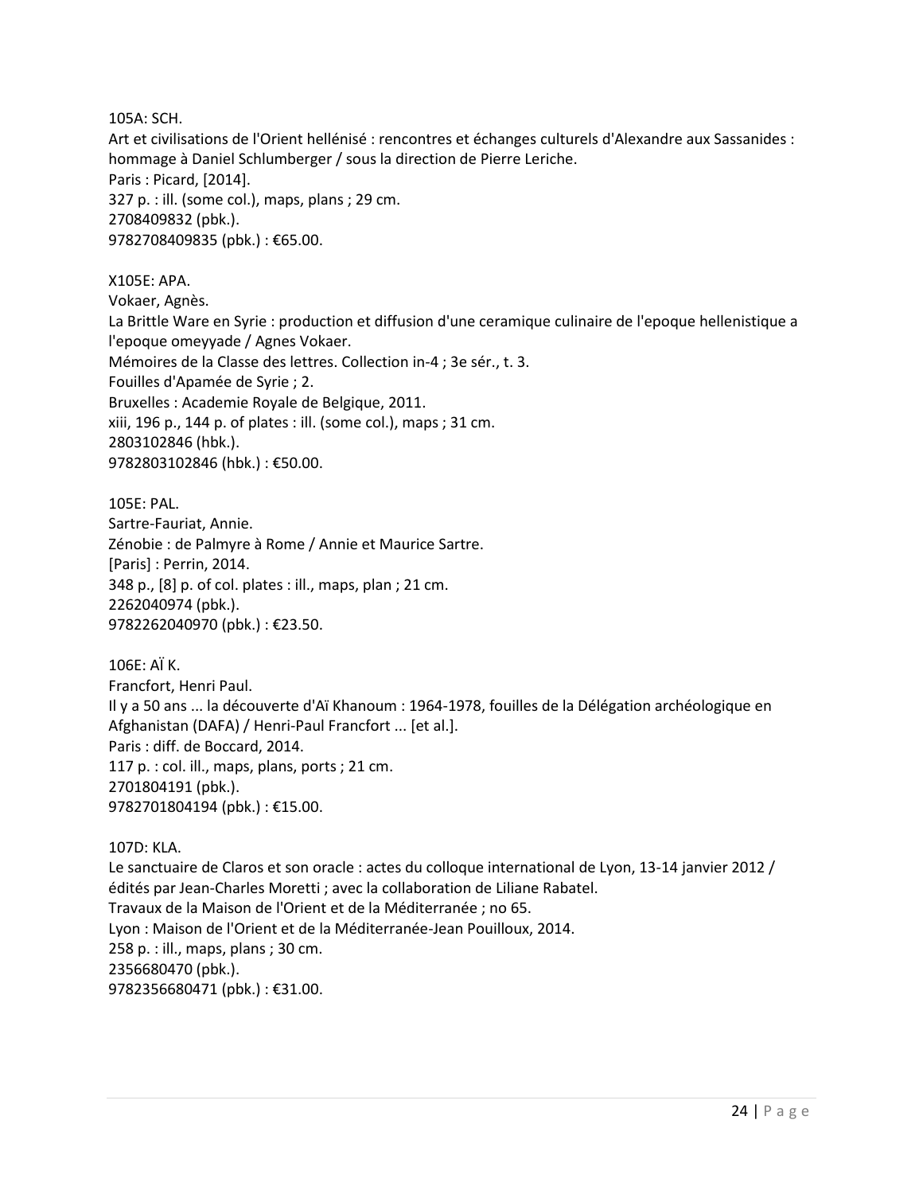105A: SCH.
Art et civilisations de l'Orient hellénisé : rencontres et échanges culturels d'Alexandre aux Sassanides : hommage à Daniel Schlumberger / sous la direction de Pierre Leriche.
Paris : Picard, [2014].
327 p. : ill. (some col.), maps, plans ; 29 cm.
2708409832 (pbk.).
9782708409835 (pbk.) : €65.00.

X105E: APA.
Vokaer, Agnès.
La Brittle Ware en Syrie : production et diffusion d'une ceramique culinaire de l'epoque hellenistique a l'epoque omeyyade / Agnes Vokaer.
Mémoires de la Classe des lettres. Collection in-4 ; 3e sér., t. 3.
Fouilles d'Apamée de Syrie ; 2.
Bruxelles : Academie Royale de Belgique, 2011.
xiii, 196 p., 144 p. of plates : ill. (some col.), maps ; 31 cm.
2803102846 (hbk.).
9782803102846 (hbk.) : €50.00.

105E: PAL.
Sartre-Fauriat, Annie.
Zénobie : de Palmyre à Rome / Annie et Maurice Sartre.
[Paris] : Perrin, 2014.
348 p., [8] p. of col. plates : ill., maps, plan ; 21 cm.
2262040974 (pbk.).
9782262040970 (pbk.) : €23.50.

106E: AÏ K.
Francfort, Henri Paul.
Il y a 50 ans ... la découverte d'Aï Khanoum : 1964-1978, fouilles de la Délégation archéologique en Afghanistan (DAFA) / Henri-Paul Francfort ... [et al.].
Paris : diff. de Boccard, 2014.
117 p. : col. ill., maps, plans, ports ; 21 cm.
2701804191 (pbk.).
9782701804194 (pbk.) : €15.00.

107D: KLA.
Le sanctuaire de Claros et son oracle : actes du colloque international de Lyon, 13-14 janvier 2012 / édités par Jean-Charles Moretti ; avec la collaboration de Liliane Rabatel.
Travaux de la Maison de l'Orient et de la Méditerranée ; no 65.
Lyon : Maison de l'Orient et de la Méditerranée-Jean Pouilloux, 2014.
258 p. : ill., maps, plans ; 30 cm.
2356680470 (pbk.).
9782356680471 (pbk.) : €31.00.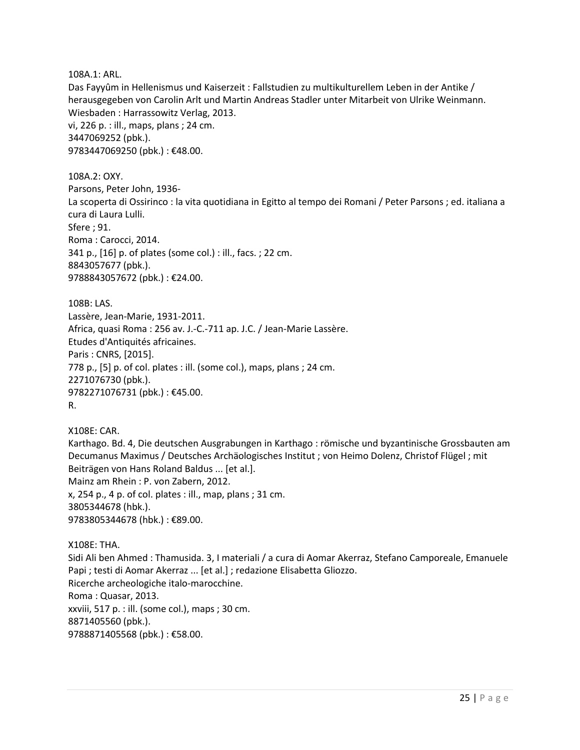108A.1: ARL.
Das Fayyûm in Hellenismus und Kaiserzeit : Fallstudien zu multikulturellem Leben in der Antike / herausgegeben von Carolin Arlt und Martin Andreas Stadler unter Mitarbeit von Ulrike Weinmann.
Wiesbaden : Harrassowitz Verlag, 2013.
vi, 226 p. : ill., maps, plans ; 24 cm.
3447069252 (pbk.).
9783447069250 (pbk.) : €48.00.

108A.2: OXY.
Parsons, Peter John, 1936-
La scoperta di Ossirinco : la vita quotidiana in Egitto al tempo dei Romani / Peter Parsons ; ed. italiana a cura di Laura Lulli.
Sfere ; 91.
Roma : Carocci, 2014.
341 p., [16] p. of plates (some col.) : ill., facs. ; 22 cm.
8843057677 (pbk.).
9788843057672 (pbk.) : €24.00.

108B: LAS.
Lassère, Jean-Marie, 1931-2011.
Africa, quasi Roma : 256 av. J.-C.-711 ap. J.C. / Jean-Marie Lassère.
Etudes d'Antiquités africaines.
Paris : CNRS, [2015].
778 p., [5] p. of col. plates : ill. (some col.), maps, plans ; 24 cm.
2271076730 (pbk.).
9782271076731 (pbk.) : €45.00.
R.

X108E: CAR.
Karthago. Bd. 4, Die deutschen Ausgrabungen in Karthago : römische und byzantinische Grossbauten am Decumanus Maximus / Deutsches Archäologisches Institut ; von Heimo Dolenz, Christof Flügel ; mit Beiträgen von Hans Roland Baldus ... [et al.].
Mainz am Rhein : P. von Zabern, 2012.
x, 254 p., 4 p. of col. plates : ill., map, plans ; 31 cm.
3805344678 (hbk.).
9783805344678 (hbk.) : €89.00.

X108E: THA.
Sidi Ali ben Ahmed : Thamusida. 3, I materiali / a cura di Aomar Akerraz, Stefano Camporeale, Emanuele Papi ; testi di Aomar Akerraz ... [et al.] ; redazione Elisabetta Gliozzo.
Ricerche archeologiche italo-marocchine.
Roma : Quasar, 2013.
xxviii, 517 p. : ill. (some col.), maps ; 30 cm.
8871405560 (pbk.).
9788871405568 (pbk.) : €58.00.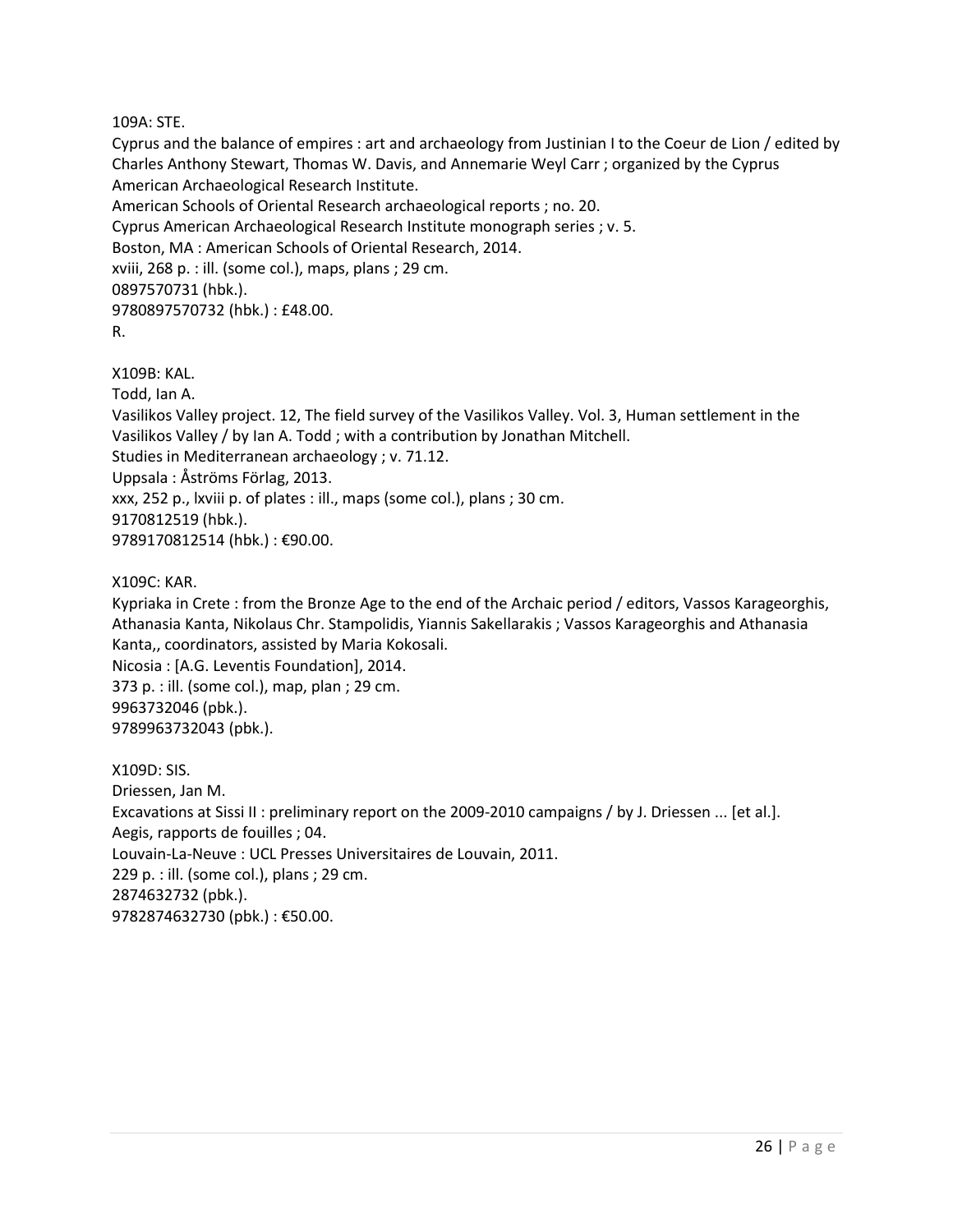109A: STE.  
Cyprus and the balance of empires : art and archaeology from Justinian I to the Coeur de Lion / edited by Charles Anthony Stewart, Thomas W. Davis, and Annemarie Weyl Carr ; organized by the Cyprus American Archaeological Research Institute.  
American Schools of Oriental Research archaeological reports ; no. 20.  
Cyprus American Archaeological Research Institute monograph series ; v. 5.  
Boston, MA : American Schools of Oriental Research, 2014.  
xviii, 268 p. : ill. (some col.), maps, plans ; 29 cm.  
0897570731 (hbk.).  
9780897570732 (hbk.) : £48.00.  
R.

X109B: KAL.  
Todd, Ian A.  
Vasilikos Valley project. 12, The field survey of the Vasilikos Valley. Vol. 3, Human settlement in the Vasilikos Valley / by Ian A. Todd ; with a contribution by Jonathan Mitchell.  
Studies in Mediterranean archaeology ; v. 71.12.  
Uppsala : Åströms Förlag, 2013.  
xxx, 252 p., lxviii p. of plates : ill., maps (some col.), plans ; 30 cm.  
9170812519 (hbk.).  
9789170812514 (hbk.) : €90.00.

X109C: KAR.  
Kypriaka in Crete : from the Bronze Age to the end of the Archaic period / editors, Vassos Karageorghis, Athanasia Kanta, Nikolaus Chr. Stampolidis, Yiannis Sakellarakis ; Vassos Karageorghis and Athanasia Kanta,, coordinators, assisted by Maria Kokosali.  
Nicosia : [A.G. Leventis Foundation], 2014.  
373 p. : ill. (some col.), map, plan ; 29 cm.  
9963732046 (pbk.).  
9789963732043 (pbk.).

X109D: SIS.  
Driessen, Jan M.  
Excavations at Sissi II : preliminary report on the 2009-2010 campaigns / by J. Driessen ... [et al.].  
Aegis, rapports de fouilles ; 04.  
Louvain-La-Neuve : UCL Presses Universitaires de Louvain, 2011.  
229 p. : ill. (some col.), plans ; 29 cm.  
2874632732 (pbk.).  
9782874632730 (pbk.) : €50.00.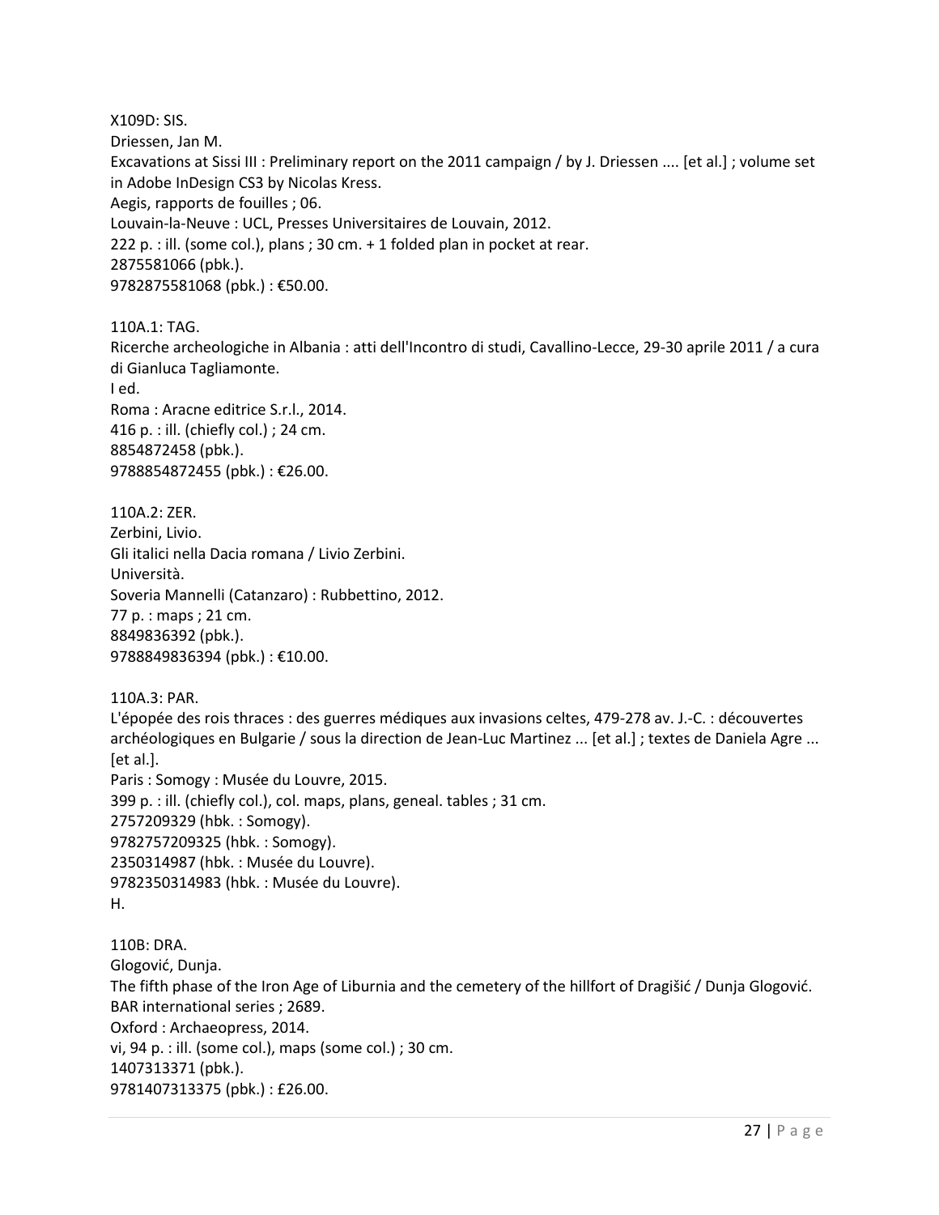X109D: SIS.
Driessen, Jan M.
Excavations at Sissi III : Preliminary report on the 2011 campaign / by J. Driessen .... [et al.] ; volume set in Adobe InDesign CS3 by Nicolas Kress.
Aegis, rapports de fouilles ; 06.
Louvain-la-Neuve : UCL, Presses Universitaires de Louvain, 2012.
222 p. : ill. (some col.), plans ; 30 cm. + 1 folded plan in pocket at rear.
2875581066 (pbk.).
9782875581068 (pbk.) : €50.00.

110A.1: TAG.
Ricerche archeologiche in Albania : atti dell'Incontro di studi, Cavallino-Lecce, 29-30 aprile 2011 / a cura di Gianluca Tagliamonte.
I ed.
Roma : Aracne editrice S.r.l., 2014.
416 p. : ill. (chiefly col.) ; 24 cm.
8854872458 (pbk.).
9788854872455 (pbk.) : €26.00.

110A.2: ZER.
Zerbini, Livio.
Gli italici nella Dacia romana / Livio Zerbini.
Università.
Soveria Mannelli (Catanzaro) : Rubbettino, 2012.
77 p. : maps ; 21 cm.
8849836392 (pbk.).
9788849836394 (pbk.) : €10.00.

110A.3: PAR.
L'épopée des rois thraces : des guerres médiques aux invasions celtes, 479-278 av. J.-C. : découvertes archéologiques en Bulgarie / sous la direction de Jean-Luc Martinez ... [et al.] ; textes de Daniela Agre ... [et al.].
Paris : Somogy : Musée du Louvre, 2015.
399 p. : ill. (chiefly col.), col. maps, plans, geneal. tables ; 31 cm.
2757209329 (hbk. : Somogy).
9782757209325 (hbk. : Somogy).
2350314987 (hbk. : Musée du Louvre).
9782350314983 (hbk. : Musée du Louvre).
H.

110B: DRA.
Glogović, Dunja.
The fifth phase of the Iron Age of Liburnia and the cemetery of the hillfort of Dragišić / Dunja Glogović.
BAR international series ; 2689.
Oxford : Archaeopress, 2014.
vi, 94 p. : ill. (some col.), maps (some col.) ; 30 cm.
1407313371 (pbk.).
9781407313375 (pbk.) : £26.00.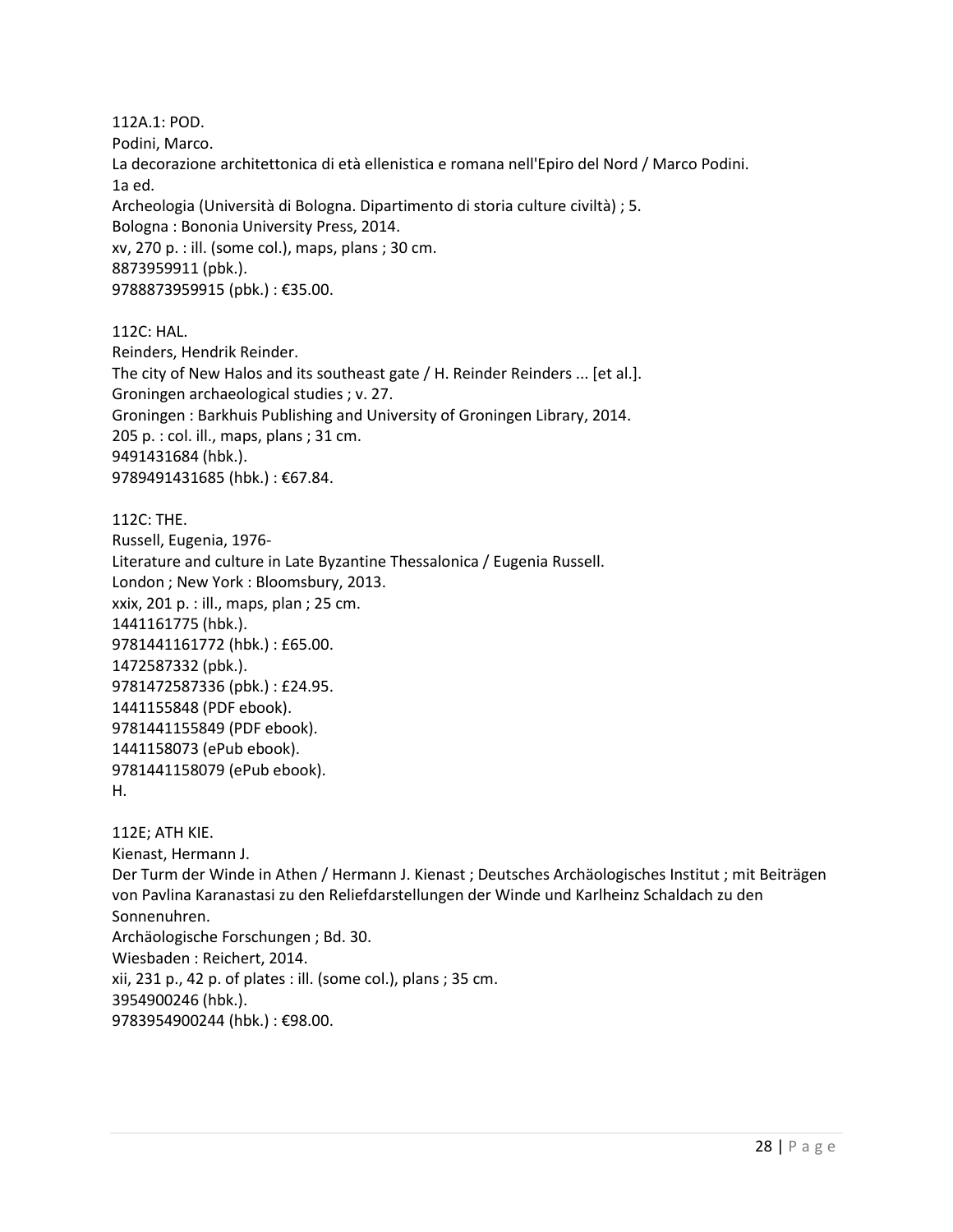112A.1: POD.
Podini, Marco.
La decorazione architettonica di età ellenistica e romana nell'Epiro del Nord / Marco Podini.
1a ed.
Archeologia (Università di Bologna. Dipartimento di storia culture civiltà) ; 5.
Bologna : Bononia University Press, 2014.
xv, 270 p. : ill. (some col.), maps, plans ; 30 cm.
8873959911 (pbk.).
9788873959915 (pbk.) : €35.00.

112C: HAL.
Reinders, Hendrik Reinder.
The city of New Halos and its southeast gate / H. Reinder Reinders ... [et al.].
Groningen archaeological studies ; v. 27.
Groningen : Barkhuis Publishing and University of Groningen Library, 2014.
205 p. : col. ill., maps, plans ; 31 cm.
9491431684 (hbk.).
9789491431685 (hbk.) : €67.84.

112C: THE.
Russell, Eugenia, 1976-
Literature and culture in Late Byzantine Thessalonica / Eugenia Russell.
London ; New York : Bloomsbury, 2013.
xxix, 201 p. : ill., maps, plan ; 25 cm.
1441161775 (hbk.).
9781441161772 (hbk.) : £65.00.
1472587332 (pbk.).
9781472587336 (pbk.) : £24.95.
1441155848 (PDF ebook).
9781441155849 (PDF ebook).
1441158073 (ePub ebook).
9781441158079 (ePub ebook).
H.

112E; ATH KIE.
Kienast, Hermann J.
Der Turm der Winde in Athen / Hermann J. Kienast ; Deutsches Archäologisches Institut ; mit Beiträgen von Pavlina Karanastasi zu den Reliefdarstellungen der Winde und Karlheinz Schaldach zu den Sonnenuhren.
Archäologische Forschungen ; Bd. 30.
Wiesbaden : Reichert, 2014.
xii, 231 p., 42 p. of plates : ill. (some col.), plans ; 35 cm.
3954900246 (hbk.).
9783954900244 (hbk.) : €98.00.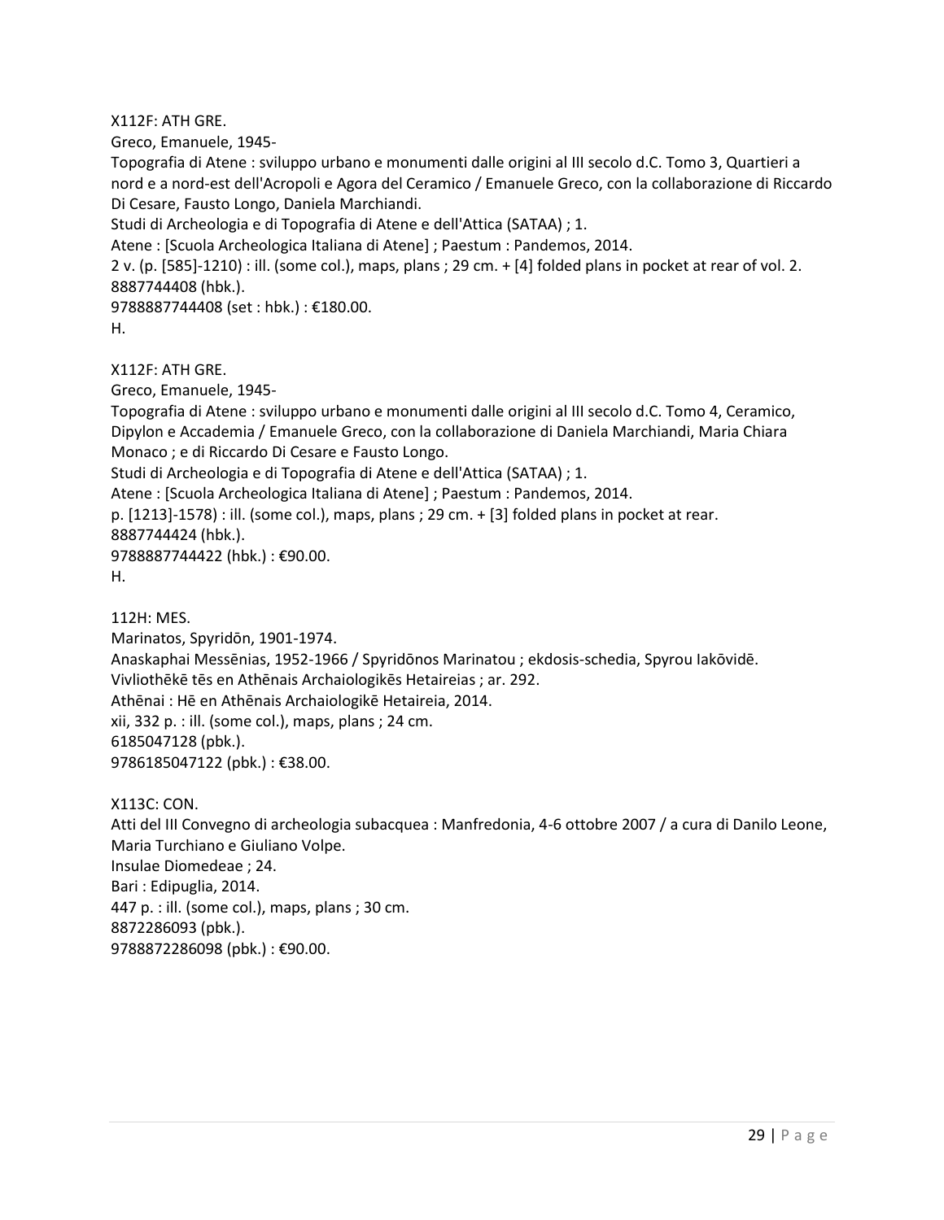X112F: ATH GRE.
Greco, Emanuele, 1945-
Topografia di Atene : sviluppo urbano e monumenti dalle origini al III secolo d.C. Tomo 3, Quartieri a nord e a nord-est dell'Acropoli e Agora del Ceramico / Emanuele Greco, con la collaborazione di Riccardo Di Cesare, Fausto Longo, Daniela Marchiandi.
Studi di Archeologia e di Topografia di Atene e dell'Attica (SATAA) ; 1.
Atene : [Scuola Archeologica Italiana di Atene] ; Paestum : Pandemos, 2014.
2 v. (p. [585]-1210) : ill. (some col.), maps, plans ; 29 cm. + [4] folded plans in pocket at rear of vol. 2.
8887744408 (hbk.).
9788887744408 (set : hbk.) : €180.00.
H.

X112F: ATH GRE.
Greco, Emanuele, 1945-
Topografia di Atene : sviluppo urbano e monumenti dalle origini al III secolo d.C. Tomo 4, Ceramico, Dipylon e Accademia / Emanuele Greco, con la collaborazione di Daniela Marchiandi, Maria Chiara Monaco ; e di Riccardo Di Cesare e Fausto Longo.
Studi di Archeologia e di Topografia di Atene e dell'Attica (SATAA) ; 1.
Atene : [Scuola Archeologica Italiana di Atene] ; Paestum : Pandemos, 2014.
p. [1213]-1578) : ill. (some col.), maps, plans ; 29 cm. + [3] folded plans in pocket at rear.
8887744424 (hbk.).
9788887744422 (hbk.) : €90.00.
H.

112H: MES.
Marinatos, Spyridōn, 1901-1974.
Anaskaphai Messēnias, 1952-1966 / Spyridōnos Marinatou ; ekdosis-schedia, Spyrou Iakōvidē.
Vivliothēkē tēs en Athēnais Archaiologikēs Hetaireias ; ar. 292.
Athēnai : Hē en Athēnais Archaiologikē Hetaireia, 2014.
xii, 332 p. : ill. (some col.), maps, plans ; 24 cm.
6185047128 (pbk.).
9786185047122 (pbk.) : €38.00.

X113C: CON.
Atti del III Convegno di archeologia subacquea : Manfredonia, 4-6 ottobre 2007 / a cura di Danilo Leone, Maria Turchiano e Giuliano Volpe.
Insulae Diomedeae ; 24.
Bari : Edipuglia, 2014.
447 p. : ill. (some col.), maps, plans ; 30 cm.
8872286093 (pbk.).
9788872286098 (pbk.) : €90.00.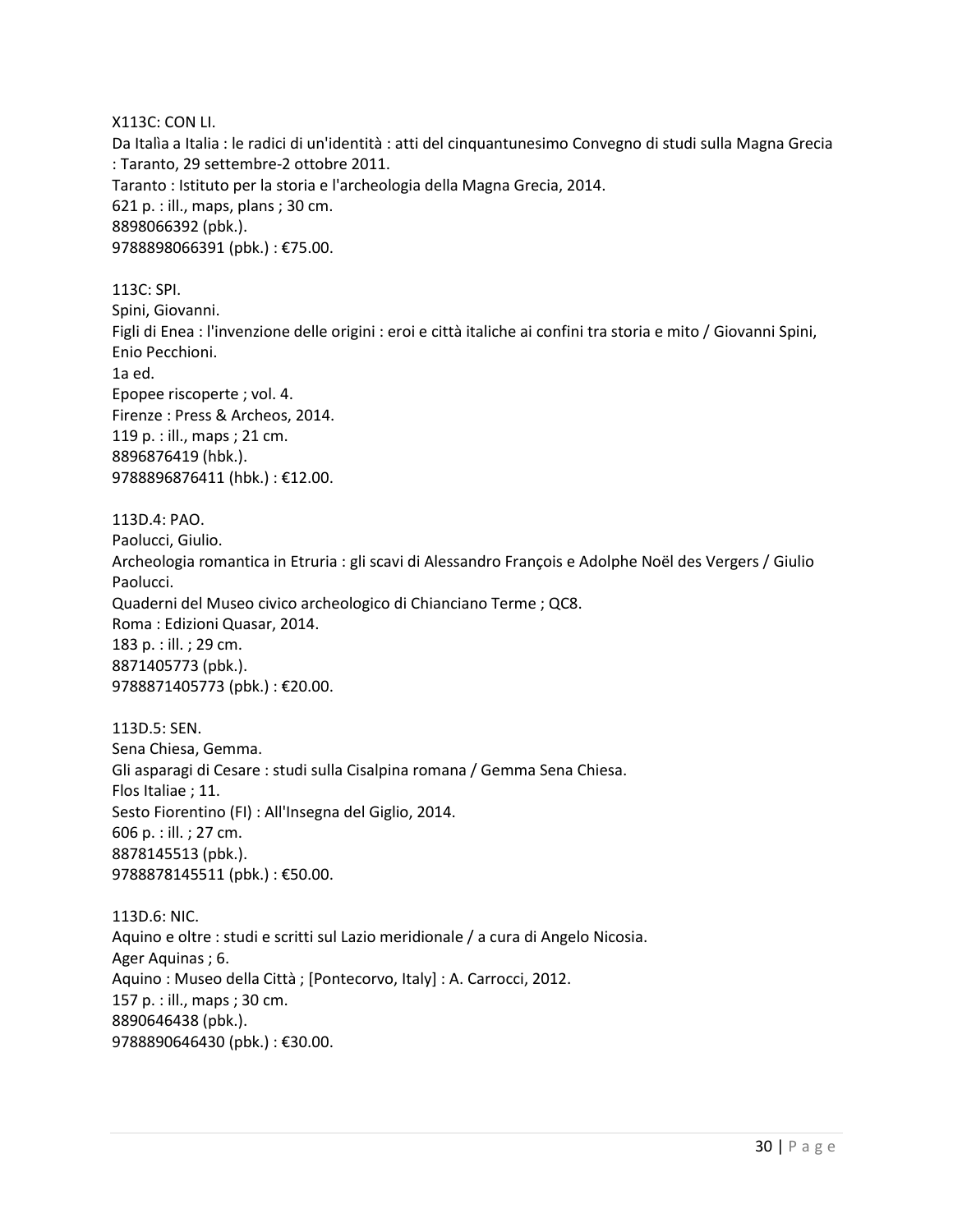X113C: CON LI.
Da Italìa a Italia : le radici di un'identità : atti del cinquantunesimo Convegno di studi sulla Magna Grecia : Taranto, 29 settembre-2 ottobre 2011.
Taranto : Istituto per la storia e l'archeologia della Magna Grecia, 2014.
621 p. : ill., maps, plans ; 30 cm.
8898066392 (pbk.).
9788898066391 (pbk.) : €75.00.

113C: SPI.
Spini, Giovanni.
Figli di Enea : l'invenzione delle origini : eroi e città italiche ai confini tra storia e mito / Giovanni Spini, Enio Pecchioni.
1a ed.
Epopee riscoperte ; vol. 4.
Firenze : Press & Archeos, 2014.
119 p. : ill., maps ; 21 cm.
8896876419 (hbk.).
9788896876411 (hbk.) : €12.00.

113D.4: PAO.
Paolucci, Giulio.
Archeologia romantica in Etruria : gli scavi di Alessandro François e Adolphe Noël des Vergers / Giulio Paolucci.
Quaderni del Museo civico archeologico di Chianciano Terme ; QC8.
Roma : Edizioni Quasar, 2014.
183 p. : ill. ; 29 cm.
8871405773 (pbk.).
9788871405773 (pbk.) : €20.00.

113D.5: SEN.
Sena Chiesa, Gemma.
Gli asparagi di Cesare : studi sulla Cisalpina romana / Gemma Sena Chiesa.
Flos Italiae ; 11.
Sesto Fiorentino (FI) : All'Insegna del Giglio, 2014.
606 p. : ill. ; 27 cm.
8878145513 (pbk.).
9788878145511 (pbk.) : €50.00.

113D.6: NIC.
Aquino e oltre : studi e scritti sul Lazio meridionale / a cura di Angelo Nicosia.
Ager Aquinas ; 6.
Aquino : Museo della Città ; [Pontecorvo, Italy] : A. Carrocci, 2012.
157 p. : ill., maps ; 30 cm.
8890646438 (pbk.).
9788890646430 (pbk.) : €30.00.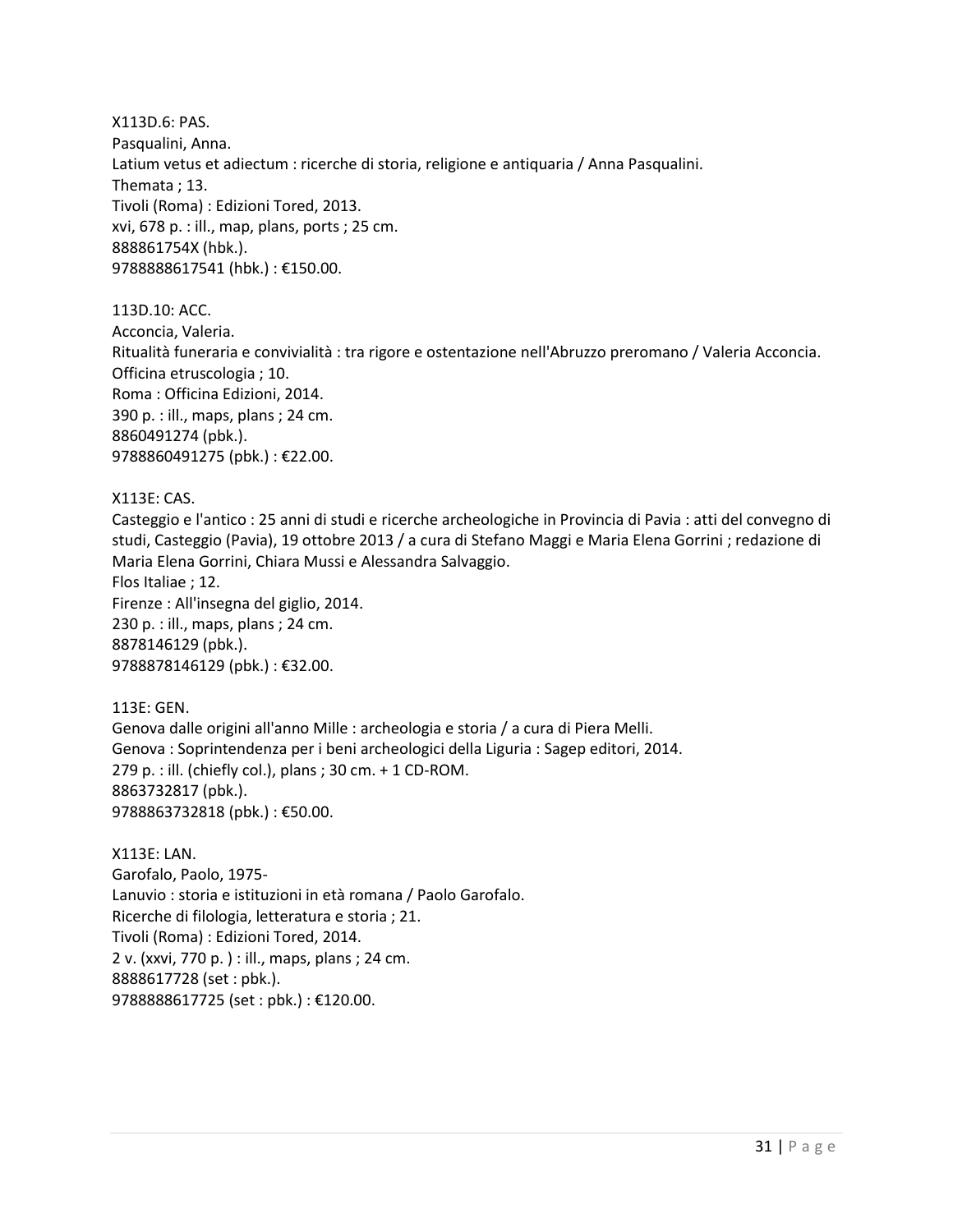X113D.6: PAS.
Pasqualini, Anna.
Latium vetus et adiectum : ricerche di storia, religione e antiquaria / Anna Pasqualini.
Themata ; 13.
Tivoli (Roma) : Edizioni Tored, 2013.
xvi, 678 p. : ill., map, plans, ports ; 25 cm.
888861754X (hbk.).
9788888617541 (hbk.) : €150.00.

113D.10: ACC.
Acconcia, Valeria.
Ritualità funeraria e convivialità : tra rigore e ostentazione nell'Abruzzo preromano / Valeria Acconcia.
Officina etruscologia ; 10.
Roma : Officina Edizioni, 2014.
390 p. : ill., maps, plans ; 24 cm.
8860491274 (pbk.).
9788860491275 (pbk.) : €22.00.

X113E: CAS.
Casteggio e l'antico : 25 anni di studi e ricerche archeologiche in Provincia di Pavia : atti del convegno di studi, Casteggio (Pavia), 19 ottobre 2013 / a cura di Stefano Maggi e Maria Elena Gorrini ; redazione di Maria Elena Gorrini, Chiara Mussi e Alessandra Salvaggio.
Flos Italiae ; 12.
Firenze : All'insegna del giglio, 2014.
230 p. : ill., maps, plans ; 24 cm.
8878146129 (pbk.).
9788878146129 (pbk.) : €32.00.

113E: GEN.
Genova dalle origini all'anno Mille : archeologia e storia / a cura di Piera Melli.
Genova : Soprintendenza per i beni archeologici della Liguria : Sagep editori, 2014.
279 p. : ill. (chiefly col.), plans ; 30 cm. + 1 CD-ROM.
8863732817 (pbk.).
9788863732818 (pbk.) : €50.00.

X113E: LAN.
Garofalo, Paolo, 1975-
Lanuvio : storia e istituzioni in età romana / Paolo Garofalo.
Ricerche di filologia, letteratura e storia ; 21.
Tivoli (Roma) : Edizioni Tored, 2014.
2 v. (xxvi, 770 p. ) : ill., maps, plans ; 24 cm.
8888617728 (set : pbk.).
9788888617725 (set : pbk.) : €120.00.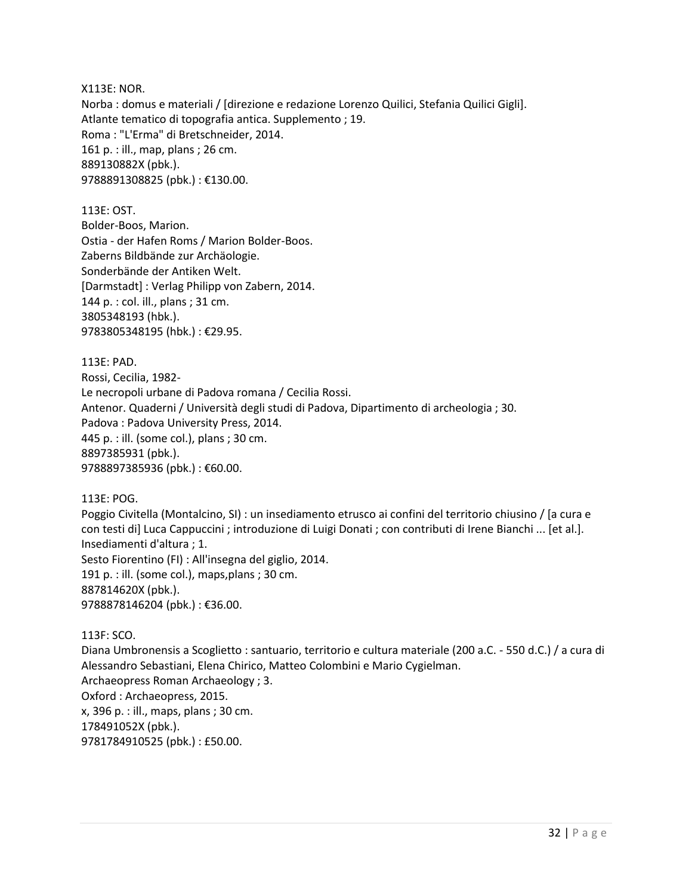X113E: NOR.
Norba : domus e materiali / [direzione e redazione Lorenzo Quilici, Stefania Quilici Gigli].
Atlante tematico di topografia antica. Supplemento ; 19.
Roma : "L'Erma" di Bretschneider, 2014.
161 p. : ill., map, plans ; 26 cm.
889130882X (pbk.).
9788891308825 (pbk.) : €130.00.

113E: OST.
Bolder-Boos, Marion.
Ostia - der Hafen Roms / Marion Bolder-Boos.
Zaberns Bildbände zur Archäologie.
Sonderbände der Antiken Welt.
[Darmstadt] : Verlag Philipp von Zabern, 2014.
144 p. : col. ill., plans ; 31 cm.
3805348193 (hbk.).
9783805348195 (hbk.) : €29.95.

113E: PAD.
Rossi, Cecilia, 1982-
Le necropoli urbane di Padova romana / Cecilia Rossi.
Antenor. Quaderni / Università degli studi di Padova, Dipartimento di archeologia ; 30.
Padova : Padova University Press, 2014.
445 p. : ill. (some col.), plans ; 30 cm.
8897385931 (pbk.).
9788897385936 (pbk.) : €60.00.

113E: POG.
Poggio Civitella (Montalcino, SI) : un insediamento etrusco ai confini del territorio chiusino / [a cura e con testi di] Luca Cappuccini ; introduzione di Luigi Donati ; con contributi di Irene Bianchi ... [et al.].
Insediamenti d'altura ; 1.
Sesto Fiorentino (FI) : All'insegna del giglio, 2014.
191 p. : ill. (some col.), maps,plans ; 30 cm.
887814620X (pbk.).
9788878146204 (pbk.) : €36.00.

113F: SCO.
Diana Umbronensis a Scoglietto : santuario, territorio e cultura materiale (200 a.C. - 550 d.C.) / a cura di Alessandro Sebastiani, Elena Chirico, Matteo Colombini e Mario Cygielman.
Archaeopress Roman Archaeology ; 3.
Oxford : Archaeopress, 2015.
x, 396 p. : ill., maps, plans ; 30 cm.
178491052X (pbk.).
9781784910525 (pbk.) : £50.00.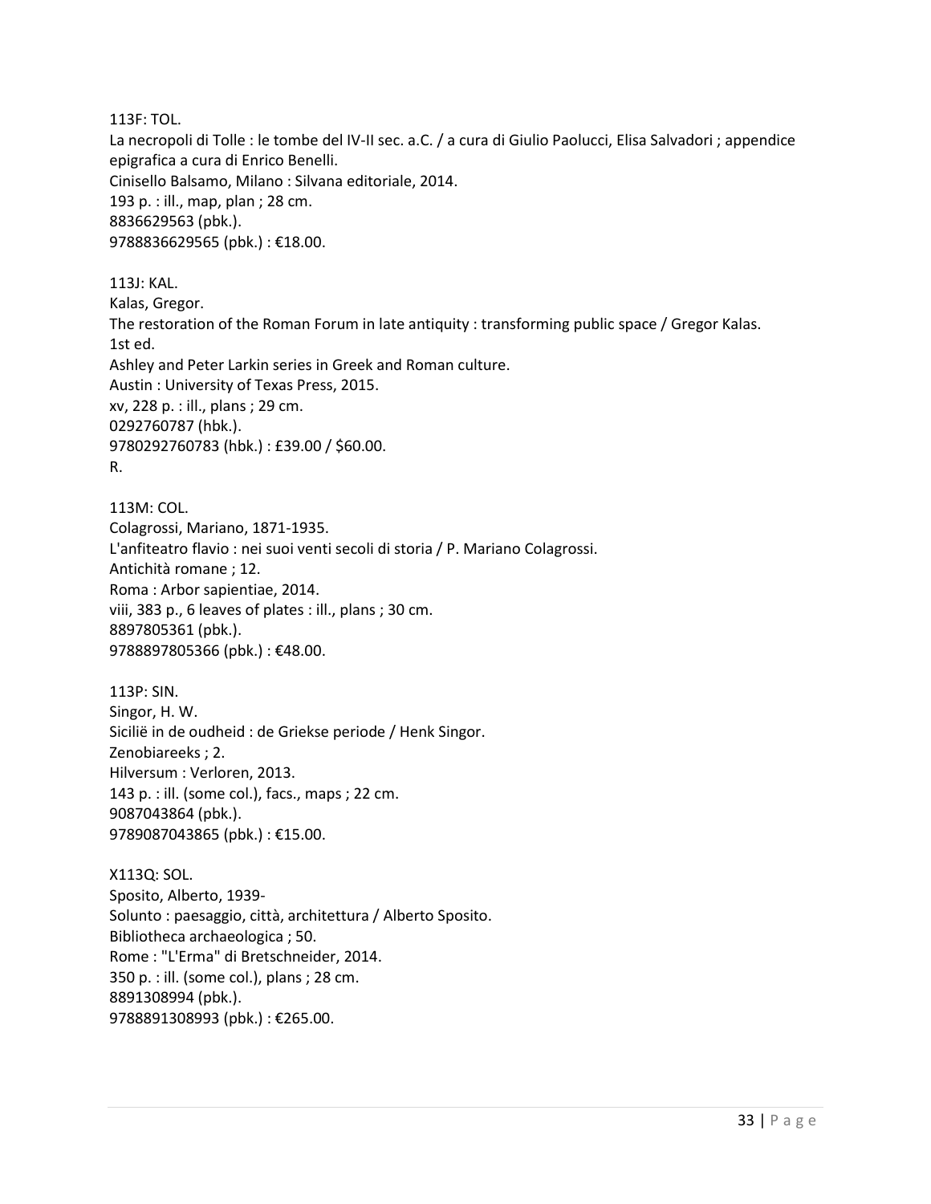113F: TOL.
La necropoli di Tolle : le tombe del IV-II sec. a.C. / a cura di Giulio Paolucci, Elisa Salvadori ; appendice epigrafica a cura di Enrico Benelli.
Cinisello Balsamo, Milano : Silvana editoriale, 2014.
193 p. : ill., map, plan ; 28 cm.
8836629563 (pbk.).
9788836629565 (pbk.) : €18.00.

113J: KAL.
Kalas, Gregor.
The restoration of the Roman Forum in late antiquity : transforming public space / Gregor Kalas.
1st ed.
Ashley and Peter Larkin series in Greek and Roman culture.
Austin : University of Texas Press, 2015.
xv, 228 p. : ill., plans ; 29 cm.
0292760787 (hbk.).
9780292760783 (hbk.) : £39.00 / $60.00.
R.

113M: COL.
Colagrossi, Mariano, 1871-1935.
L'anfiteatro flavio : nei suoi venti secoli di storia / P. Mariano Colagrossi.
Antichità romane ; 12.
Roma : Arbor sapientiae, 2014.
viii, 383 p., 6 leaves of plates : ill., plans ; 30 cm.
8897805361 (pbk.).
9788897805366 (pbk.) : €48.00.

113P: SIN.
Singor, H. W.
Sicilië in de oudheid : de Griekse periode / Henk Singor.
Zenobiareeks ; 2.
Hilversum : Verloren, 2013.
143 p. : ill. (some col.), facs., maps ; 22 cm.
9087043864 (pbk.).
9789087043865 (pbk.) : €15.00.

X113Q: SOL.
Sposito, Alberto, 1939-
Solunto : paesaggio, città, architettura / Alberto Sposito.
Bibliotheca archaeologica ; 50.
Rome : "L'Erma" di Bretschneider, 2014.
350 p. : ill. (some col.), plans ; 28 cm.
8891308994 (pbk.).
9788891308993 (pbk.) : €265.00.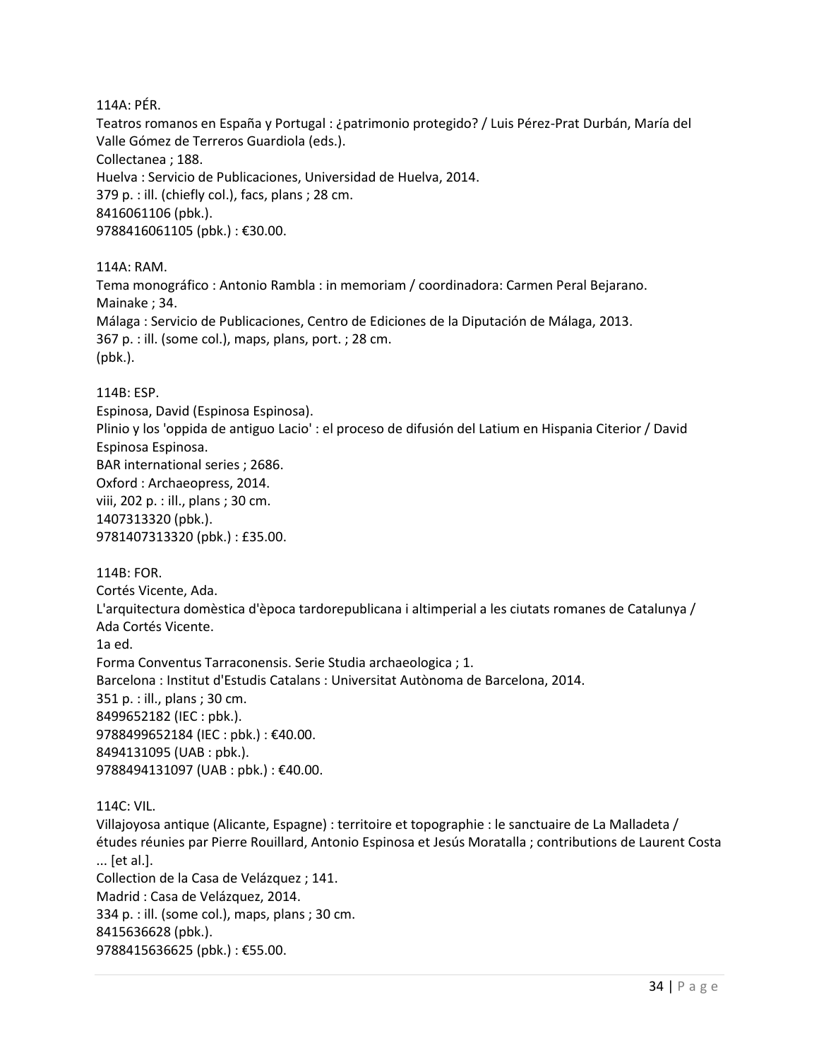114A: PÉR.
Teatros romanos en España y Portugal : ¿patrimonio protegido? / Luis Pérez-Prat Durbán, María del Valle Gómez de Terreros Guardiola (eds.).
Collectanea ; 188.
Huelva : Servicio de Publicaciones, Universidad de Huelva, 2014.
379 p. : ill. (chiefly col.), facs, plans ; 28 cm.
8416061106 (pbk.).
9788416061105 (pbk.) : €30.00.

114A: RAM.
Tema monográfico : Antonio Rambla : in memoriam / coordinadora: Carmen Peral Bejarano.
Mainake ; 34.
Málaga : Servicio de Publicaciones, Centro de Ediciones de la Diputación de Málaga, 2013.
367 p. : ill. (some col.), maps, plans, port. ; 28 cm.
(pbk.).

114B: ESP.
Espinosa, David (Espinosa Espinosa).
Plinio y los 'oppida de antiguo Lacio' : el proceso de difusión del Latium en Hispania Citerior / David Espinosa Espinosa.
BAR international series ; 2686.
Oxford : Archaeopress, 2014.
viii, 202 p. : ill., plans ; 30 cm.
1407313320 (pbk.).
9781407313320 (pbk.) : £35.00.

114B: FOR.
Cortés Vicente, Ada.
L'arquitectura domèstica d'època tardorepublicana i altimperial a les ciutats romanes de Catalunya / Ada Cortés Vicente.
1a ed.
Forma Conventus Tarraconensis. Serie Studia archaeologica ; 1.
Barcelona : Institut d'Estudis Catalans : Universitat Autònoma de Barcelona, 2014.
351 p. : ill., plans ; 30 cm.
8499652182 (IEC : pbk.).
9788499652184 (IEC : pbk.) : €40.00.
8494131095 (UAB : pbk.).
9788494131097 (UAB : pbk.) : €40.00.

114C: VIL.
Villajoyosa antique (Alicante, Espagne) : territoire et topographie : le sanctuaire de La Malladeta / études réunies par Pierre Rouillard, Antonio Espinosa et Jesús Moratalla ; contributions de Laurent Costa ... [et al.].
Collection de la Casa de Velázquez ; 141.
Madrid : Casa de Velázquez, 2014.
334 p. : ill. (some col.), maps, plans ; 30 cm.
8415636628 (pbk.).
9788415636625 (pbk.) : €55.00.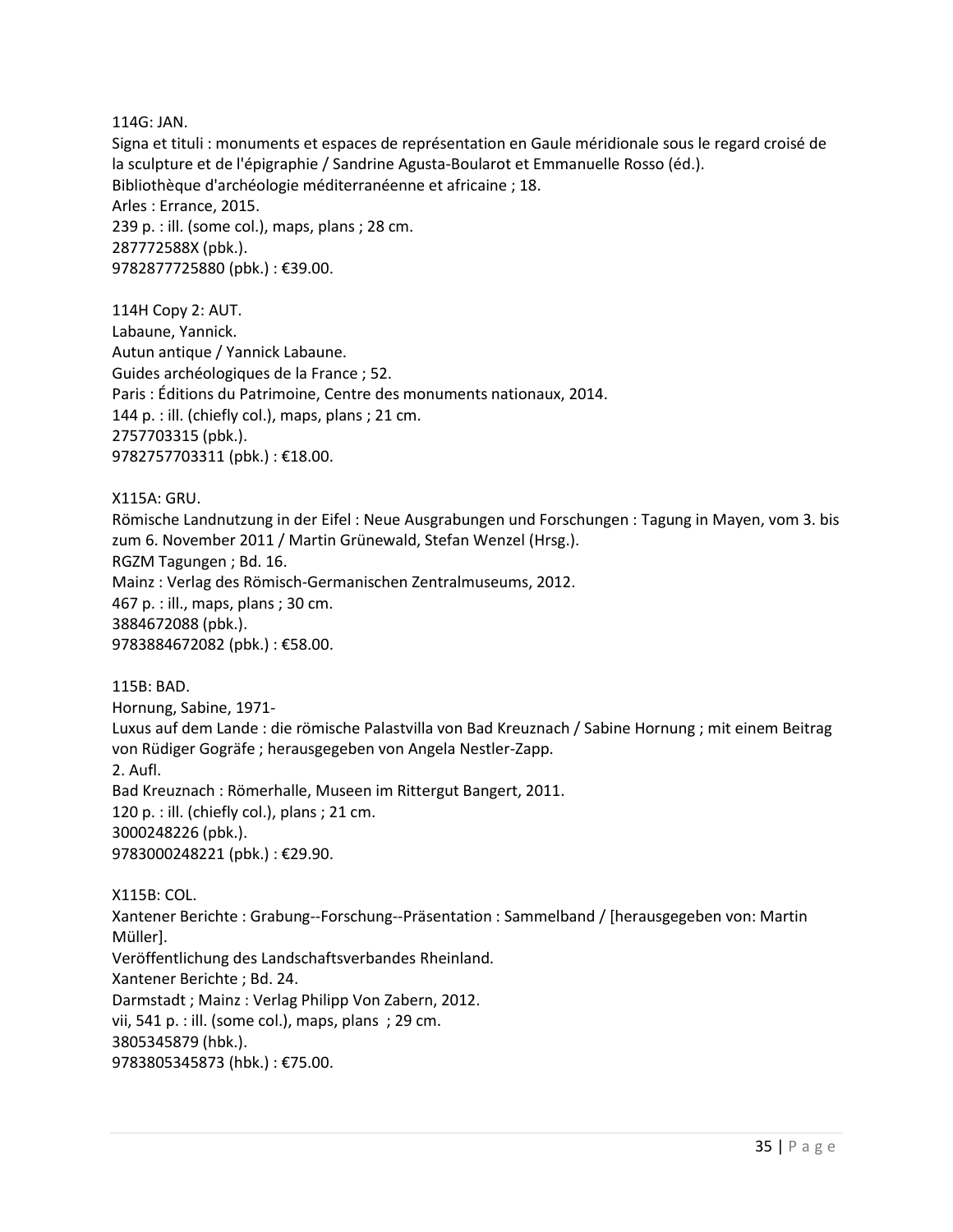114G: JAN.
Signa et tituli : monuments et espaces de représentation en Gaule méridionale sous le regard croisé de la sculpture et de l'épigraphie / Sandrine Agusta-Boularot et Emmanuelle Rosso (éd.).
Bibliothèque d'archéologie méditerranéenne et africaine ; 18.
Arles : Errance, 2015.
239 p. : ill. (some col.), maps, plans ; 28 cm.
287772588X (pbk.).
9782877725880 (pbk.) : €39.00.

114H Copy 2: AUT.
Labaune, Yannick.
Autun antique / Yannick Labaune.
Guides archéologiques de la France ; 52.
Paris : Éditions du Patrimoine, Centre des monuments nationaux, 2014.
144 p. : ill. (chiefly col.), maps, plans ; 21 cm.
2757703315 (pbk.).
9782757703311 (pbk.) : €18.00.

X115A: GRU.
Römische Landnutzung in der Eifel : Neue Ausgrabungen und Forschungen : Tagung in Mayen, vom 3. bis zum 6. November 2011 / Martin Grünewald, Stefan Wenzel (Hrsg.).
RGZM Tagungen ; Bd. 16.
Mainz : Verlag des Römisch-Germanischen Zentralmuseums, 2012.
467 p. : ill., maps, plans ; 30 cm.
3884672088 (pbk.).
9783884672082 (pbk.) : €58.00.

115B: BAD.
Hornung, Sabine, 1971-
Luxus auf dem Lande : die römische Palastvilla von Bad Kreuznach / Sabine Hornung ; mit einem Beitrag von Rüdiger Gogräfe ; herausgegeben von Angela Nestler-Zapp.
2. Aufl.
Bad Kreuznach : Römerhalle, Museen im Rittergut Bangert, 2011.
120 p. : ill. (chiefly col.), plans ; 21 cm.
3000248226 (pbk.).
9783000248221 (pbk.) : €29.90.

X115B: COL.
Xantener Berichte : Grabung--Forschung--Präsentation : Sammelband / [herausgegeben von: Martin Müller].
Veröffentlichung des Landschaftsverbandes Rheinland.
Xantener Berichte ; Bd. 24.
Darmstadt ; Mainz : Verlag Philipp Von Zabern, 2012.
vii, 541 p. : ill. (some col.), maps, plans ; 29 cm.
3805345879 (hbk.).
9783805345873 (hbk.) : €75.00.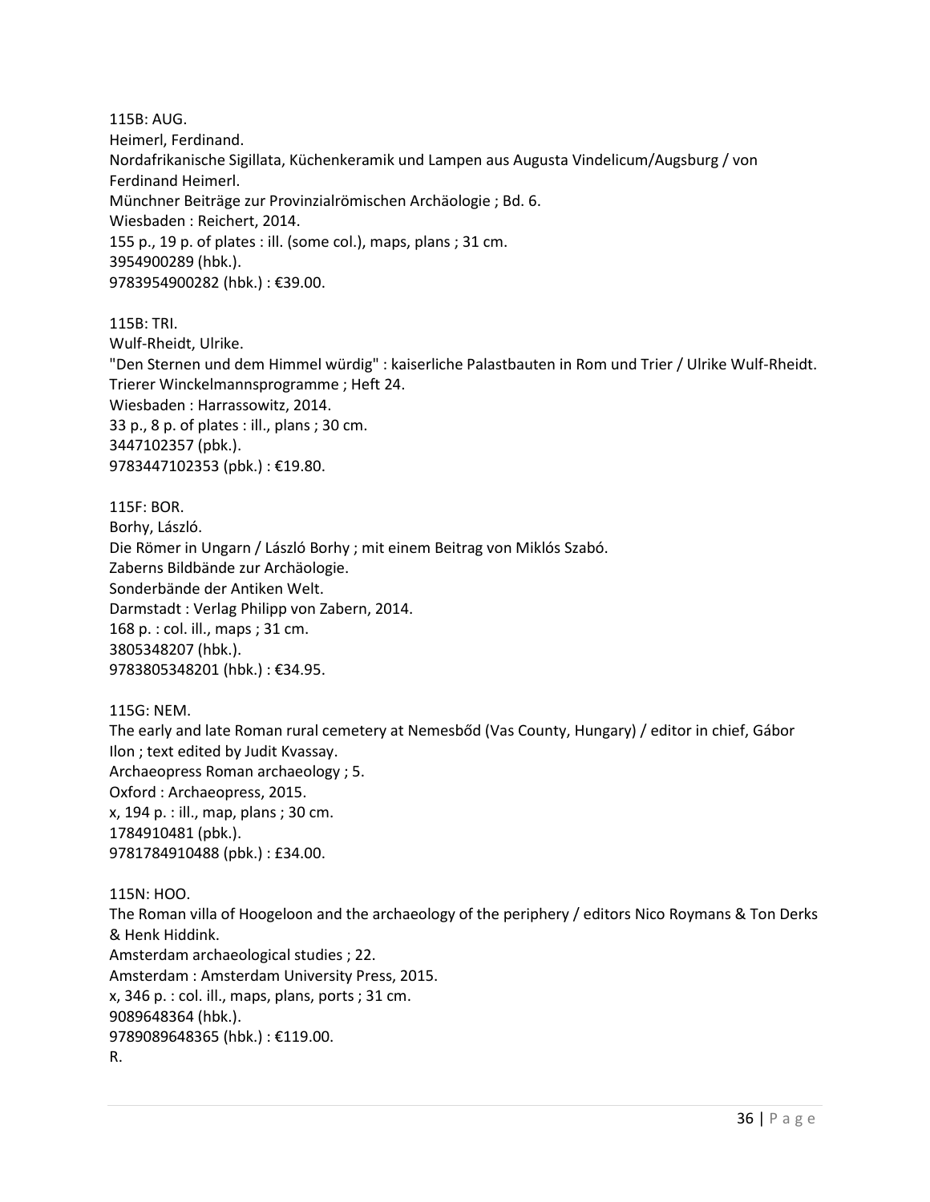115B: AUG.
Heimerl, Ferdinand.
Nordafrikanische Sigillata, Küchenkeramik und Lampen aus Augusta Vindelicum/Augsburg / von Ferdinand Heimerl.
Münchner Beiträge zur Provinzialrömischen Archäologie ; Bd. 6.
Wiesbaden : Reichert, 2014.
155 p., 19 p. of plates : ill. (some col.), maps, plans ; 31 cm.
3954900289 (hbk.).
9783954900282 (hbk.) : €39.00.

115B: TRI.
Wulf-Rheidt, Ulrike.
"Den Sternen und dem Himmel würdig" : kaiserliche Palastbauten in Rom und Trier / Ulrike Wulf-Rheidt.
Trierer Winckelmannsprogramme ; Heft 24.
Wiesbaden : Harrassowitz, 2014.
33 p., 8 p. of plates : ill., plans ; 30 cm.
3447102357 (pbk.).
9783447102353 (pbk.) : €19.80.

115F: BOR.
Borhy, László.
Die Römer in Ungarn / László Borhy ; mit einem Beitrag von Miklós Szabó.
Zaberns Bildbände zur Archäologie.
Sonderbände der Antiken Welt.
Darmstadt : Verlag Philipp von Zabern, 2014.
168 p. : col. ill., maps ; 31 cm.
3805348207 (hbk.).
9783805348201 (hbk.) : €34.95.

115G: NEM.
The early and late Roman rural cemetery at Nemesbőd (Vas County, Hungary) / editor in chief, Gábor Ilon ; text edited by Judit Kvassay.
Archaeopress Roman archaeology ; 5.
Oxford : Archaeopress, 2015.
x, 194 p. : ill., map, plans ; 30 cm.
1784910481 (pbk.).
9781784910488 (pbk.) : £34.00.

115N: HOO.
The Roman villa of Hoogeloon and the archaeology of the periphery / editors Nico Roymans & Ton Derks & Henk Hiddink.
Amsterdam archaeological studies ; 22.
Amsterdam : Amsterdam University Press, 2015.
x, 346 p. : col. ill., maps, plans, ports ; 31 cm.
9089648364 (hbk.).
9789089648365 (hbk.) : €119.00.
R.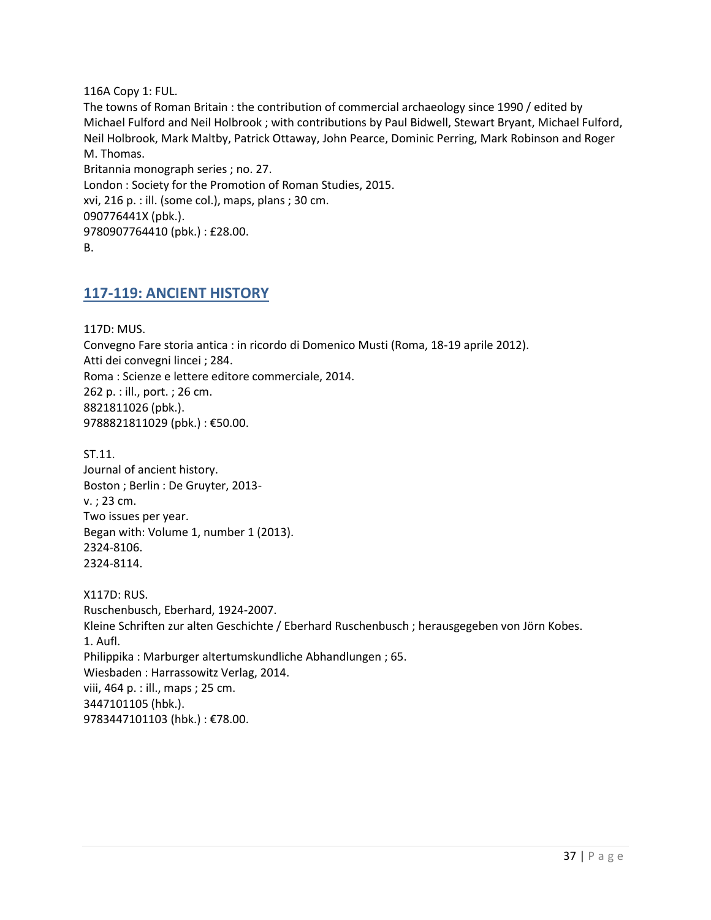116A Copy 1: FUL.
The towns of Roman Britain : the contribution of commercial archaeology since 1990 / edited by Michael Fulford and Neil Holbrook ; with contributions by Paul Bidwell, Stewart Bryant, Michael Fulford, Neil Holbrook, Mark Maltby, Patrick Ottaway, John Pearce, Dominic Perring, Mark Robinson and Roger M. Thomas.
Britannia monograph series ; no. 27.
London : Society for the Promotion of Roman Studies, 2015.
xvi, 216 p. : ill. (some col.), maps, plans ; 30 cm.
090776441X (pbk.).
9780907764410 (pbk.) : £28.00.
B.

## 117-119: ANCIENT HISTORY

117D: MUS.
Convegno Fare storia antica : in ricordo di Domenico Musti (Roma, 18-19 aprile 2012).
Atti dei convegni lincei ; 284.
Roma : Scienze e lettere editore commerciale, 2014.
262 p. : ill., port. ; 26 cm.
8821811026 (pbk.).
9788821811029 (pbk.) : €50.00.

ST.11.
Journal of ancient history.
Boston ; Berlin : De Gruyter, 2013-
v. ; 23 cm.
Two issues per year.
Began with: Volume 1, number 1 (2013).
2324-8106.
2324-8114.

X117D: RUS.
Ruschenbusch, Eberhard, 1924-2007.
Kleine Schriften zur alten Geschichte / Eberhard Ruschenbusch ; herausgegeben von Jörn Kobes.
1. Aufl.
Philippika : Marburger altertumskundliche Abhandlungen ; 65.
Wiesbaden : Harrassowitz Verlag, 2014.
viii, 464 p. : ill., maps ; 25 cm.
3447101105 (hbk.).
9783447101103 (hbk.) : €78.00.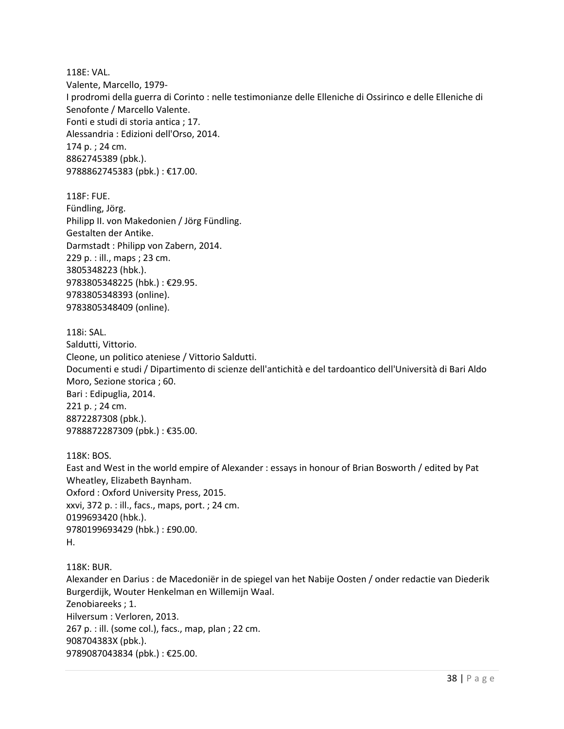118E: VAL.
Valente, Marcello, 1979-
I prodromi della guerra di Corinto : nelle testimonianze delle Elleniche di Ossirinco e delle Elleniche di Senofonte / Marcello Valente.
Fonti e studi di storia antica ; 17.
Alessandria : Edizioni dell'Orso, 2014.
174 p. ; 24 cm.
8862745389 (pbk.).
9788862745383 (pbk.) : €17.00.

118F: FUE.
Fündling, Jörg.
Philipp II. von Makedonien / Jörg Fündling.
Gestalten der Antike.
Darmstadt : Philipp von Zabern, 2014.
229 p. : ill., maps ; 23 cm.
3805348223 (hbk.).
9783805348225 (hbk.) : €29.95.
9783805348393 (online).
9783805348409 (online).

118i: SAL.
Saldutti, Vittorio.
Cleone, un politico ateniese / Vittorio Saldutti.
Documenti e studi / Dipartimento di scienze dell'antichità e del tardoantico dell'Università di Bari Aldo Moro, Sezione storica ; 60.
Bari : Edipuglia, 2014.
221 p. ; 24 cm.
8872287308 (pbk.).
9788872287309 (pbk.) : €35.00.

118K: BOS.
East and West in the world empire of Alexander : essays in honour of Brian Bosworth / edited by Pat Wheatley, Elizabeth Baynham.
Oxford : Oxford University Press, 2015.
xxvi, 372 p. : ill., facs., maps, port. ; 24 cm.
0199693420 (hbk.).
9780199693429 (hbk.) : £90.00.
H.

118K: BUR.
Alexander en Darius : de Macedoniër in de spiegel van het Nabije Oosten / onder redactie van Diederik Burgerdijk, Wouter Henkelman en Willemijn Waal.
Zenobiareeks ; 1.
Hilversum : Verloren, 2013.
267 p. : ill. (some col.), facs., map, plan ; 22 cm.
908704383X (pbk.).
9789087043834 (pbk.) : €25.00.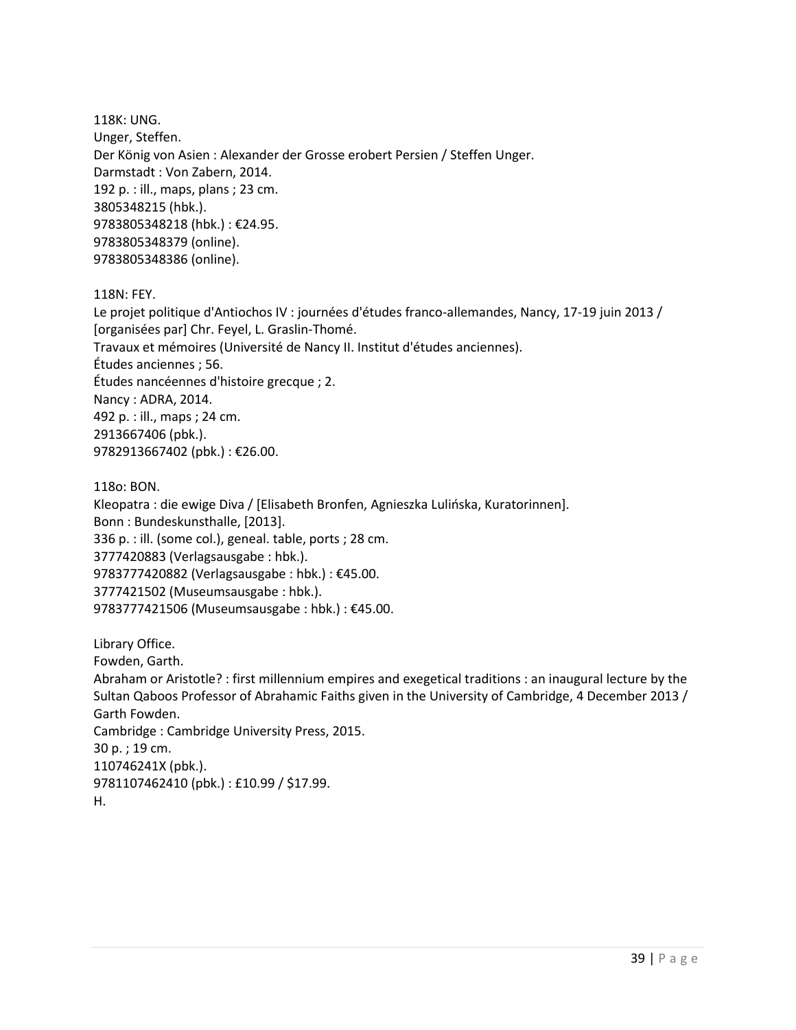118K: UNG.
Unger, Steffen.
Der König von Asien : Alexander der Grosse erobert Persien / Steffen Unger.
Darmstadt : Von Zabern, 2014.
192 p. : ill., maps, plans ; 23 cm.
3805348215 (hbk.).
9783805348218 (hbk.) : €24.95.
9783805348379 (online).
9783805348386 (online).

118N: FEY.
Le projet politique d'Antiochos IV : journées d'études franco-allemandes, Nancy, 17-19 juin 2013 / [organisées par] Chr. Feyel, L. Graslin-Thomé.
Travaux et mémoires (Université de Nancy II. Institut d'études anciennes).
Études anciennes ; 56.
Études nancéennes d'histoire grecque ; 2.
Nancy : ADRA, 2014.
492 p. : ill., maps ; 24 cm.
2913667406 (pbk.).
9782913667402 (pbk.) : €26.00.

118o: BON.
Kleopatra : die ewige Diva / [Elisabeth Bronfen, Agnieszka Lulińska, Kuratorinnen].
Bonn : Bundeskunsthalle, [2013].
336 p. : ill. (some col.), geneal. table, ports ; 28 cm.
3777420883 (Verlagsausgabe : hbk.).
9783777420882 (Verlagsausgabe : hbk.) : €45.00.
3777421502 (Museumsausgabe : hbk.).
9783777421506 (Museumsausgabe : hbk.) : €45.00.

Library Office.
Fowden, Garth.
Abraham or Aristotle? : first millennium empires and exegetical traditions : an inaugural lecture by the Sultan Qaboos Professor of Abrahamic Faiths given in the University of Cambridge, 4 December 2013 / Garth Fowden.
Cambridge : Cambridge University Press, 2015.
30 p. ; 19 cm.
110746241X (pbk.).
9781107462410 (pbk.) : £10.99 / $17.99.
H.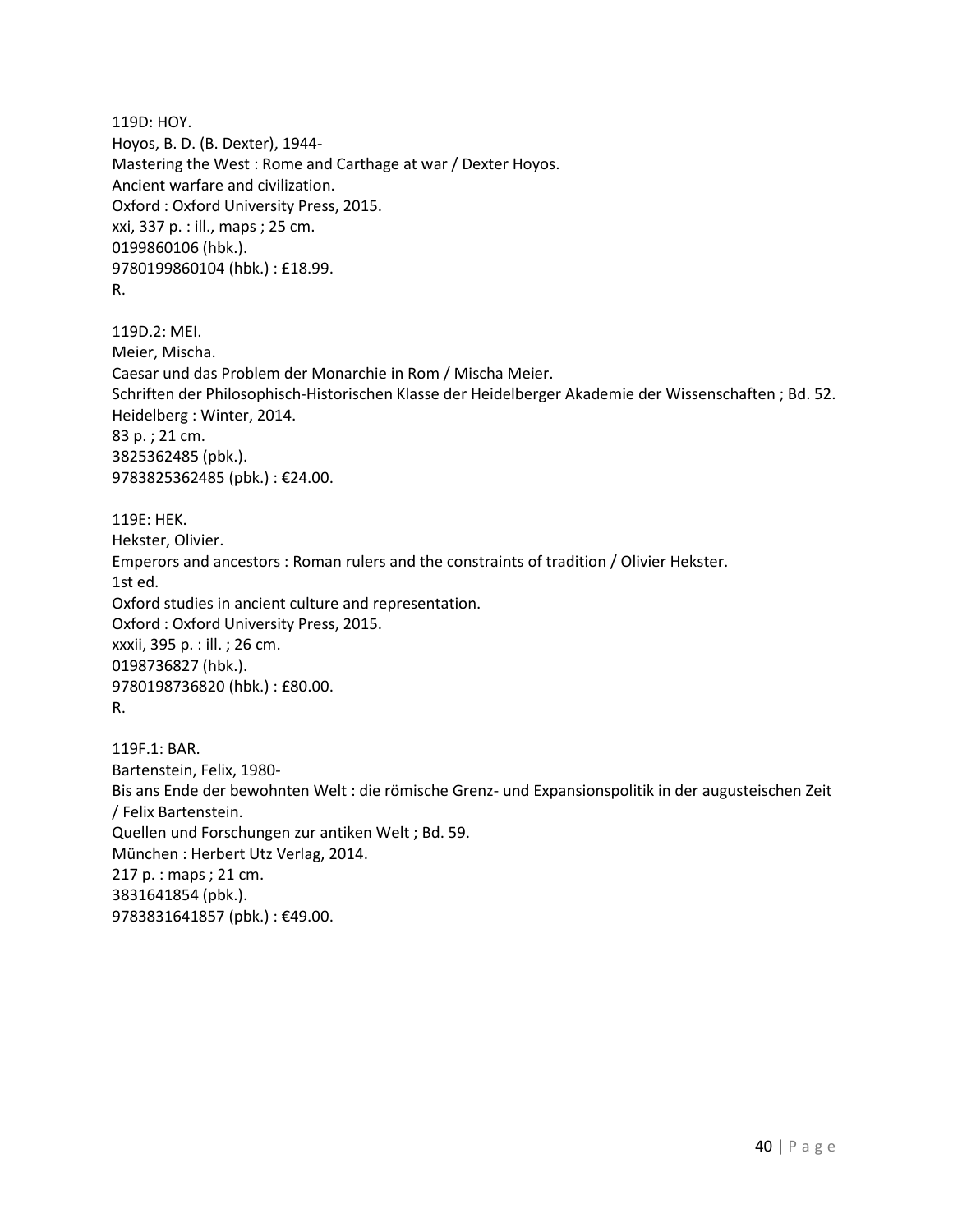119D: HOY.
Hoyos, B. D. (B. Dexter), 1944-
Mastering the West : Rome and Carthage at war / Dexter Hoyos.
Ancient warfare and civilization.
Oxford : Oxford University Press, 2015.
xxi, 337 p. : ill., maps ; 25 cm.
0199860106 (hbk.).
9780199860104 (hbk.) : £18.99.
R.

119D.2: MEI.
Meier, Mischa.
Caesar und das Problem der Monarchie in Rom / Mischa Meier.
Schriften der Philosophisch-Historischen Klasse der Heidelberger Akademie der Wissenschaften ; Bd. 52.
Heidelberg : Winter, 2014.
83 p. ; 21 cm.
3825362485 (pbk.).
9783825362485 (pbk.) : €24.00.

119E: HEK.
Hekster, Olivier.
Emperors and ancestors : Roman rulers and the constraints of tradition / Olivier Hekster.
1st ed.
Oxford studies in ancient culture and representation.
Oxford : Oxford University Press, 2015.
xxxii, 395 p. : ill. ; 26 cm.
0198736827 (hbk.).
9780198736820 (hbk.) : £80.00.
R.

119F.1: BAR.
Bartenstein, Felix, 1980-
Bis ans Ende der bewohnten Welt : die römische Grenz- und Expansionspolitik in der augusteischen Zeit / Felix Bartenstein.
Quellen und Forschungen zur antiken Welt ; Bd. 59.
München : Herbert Utz Verlag, 2014.
217 p. : maps ; 21 cm.
3831641854 (pbk.).
9783831641857 (pbk.) : €49.00.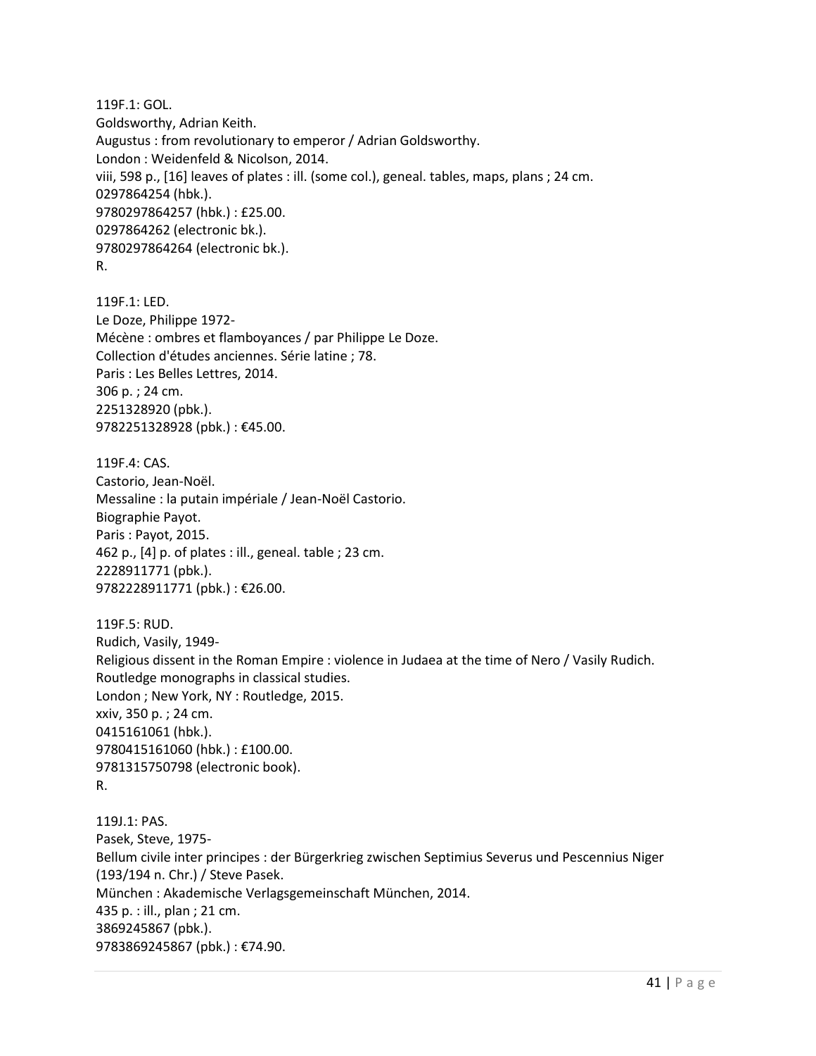119F.1: GOL.
Goldsworthy, Adrian Keith.
Augustus : from revolutionary to emperor / Adrian Goldsworthy.
London : Weidenfeld & Nicolson, 2014.
viii, 598 p., [16] leaves of plates : ill. (some col.), geneal. tables, maps, plans ; 24 cm.
0297864254 (hbk.).
9780297864257 (hbk.) : £25.00.
0297864262 (electronic bk.).
9780297864264 (electronic bk.).
R.

119F.1: LED.
Le Doze, Philippe 1972-
Mécène : ombres et flamboyances / par Philippe Le Doze.
Collection d'études anciennes. Série latine ; 78.
Paris : Les Belles Lettres, 2014.
306 p. ; 24 cm.
2251328920 (pbk.).
9782251328928 (pbk.) : €45.00.

119F.4: CAS.
Castorio, Jean-Noël.
Messaline : la putain impériale / Jean-Noël Castorio.
Biographie Payot.
Paris : Payot, 2015.
462 p., [4] p. of plates : ill., geneal. table ; 23 cm.
2228911771 (pbk.).
9782228911771 (pbk.) : €26.00.

119F.5: RUD.
Rudich, Vasily, 1949-
Religious dissent in the Roman Empire : violence in Judaea at the time of Nero / Vasily Rudich.
Routledge monographs in classical studies.
London ; New York, NY : Routledge, 2015.
xxiv, 350 p. ; 24 cm.
0415161061 (hbk.).
9780415161060 (hbk.) : £100.00.
9781315750798 (electronic book).
R.

119J.1: PAS.
Pasek, Steve, 1975-
Bellum civile inter principes : der Bürgerkrieg zwischen Septimius Severus und Pescennius Niger (193/194 n. Chr.) / Steve Pasek.
München : Akademische Verlagsgemeinschaft München, 2014.
435 p. : ill., plan ; 21 cm.
3869245867 (pbk.).
9783869245867 (pbk.) : €74.90.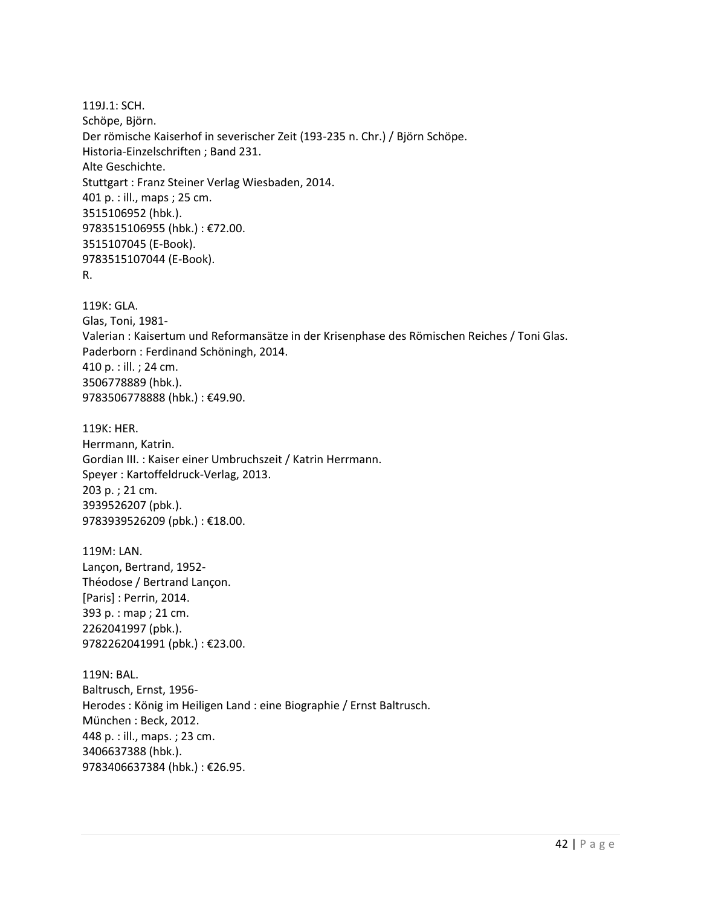119J.1: SCH.
Schöpe, Björn.
Der römische Kaiserhof in severischer Zeit (193-235 n. Chr.) / Björn Schöpe.
Historia-Einzelschriften ; Band 231.
Alte Geschichte.
Stuttgart : Franz Steiner Verlag Wiesbaden, 2014.
401 p. : ill., maps ; 25 cm.
3515106952 (hbk.).
9783515106955 (hbk.) : €72.00.
3515107045 (E-Book).
9783515107044 (E-Book).
R.

119K: GLA.
Glas, Toni, 1981-
Valerian : Kaisertum und Reformansätze in der Krisenphase des Römischen Reiches / Toni Glas.
Paderborn : Ferdinand Schöningh, 2014.
410 p. : ill. ; 24 cm.
3506778889 (hbk.).
9783506778888 (hbk.) : €49.90.

119K: HER.
Herrmann, Katrin.
Gordian III. : Kaiser einer Umbruchszeit / Katrin Herrmann.
Speyer : Kartoffeldruck-Verlag, 2013.
203 p. ; 21 cm.
3939526207 (pbk.).
9783939526209 (pbk.) : €18.00.

119M: LAN.
Lançon, Bertrand, 1952-
Théodose / Bertrand Lançon.
[Paris] : Perrin, 2014.
393 p. : map ; 21 cm.
2262041997 (pbk.).
9782262041991 (pbk.) : €23.00.

119N: BAL.
Baltrusch, Ernst, 1956-
Herodes : König im Heiligen Land : eine Biographie / Ernst Baltrusch.
München : Beck, 2012.
448 p. : ill., maps. ; 23 cm.
3406637388 (hbk.).
9783406637384 (hbk.) : €26.95.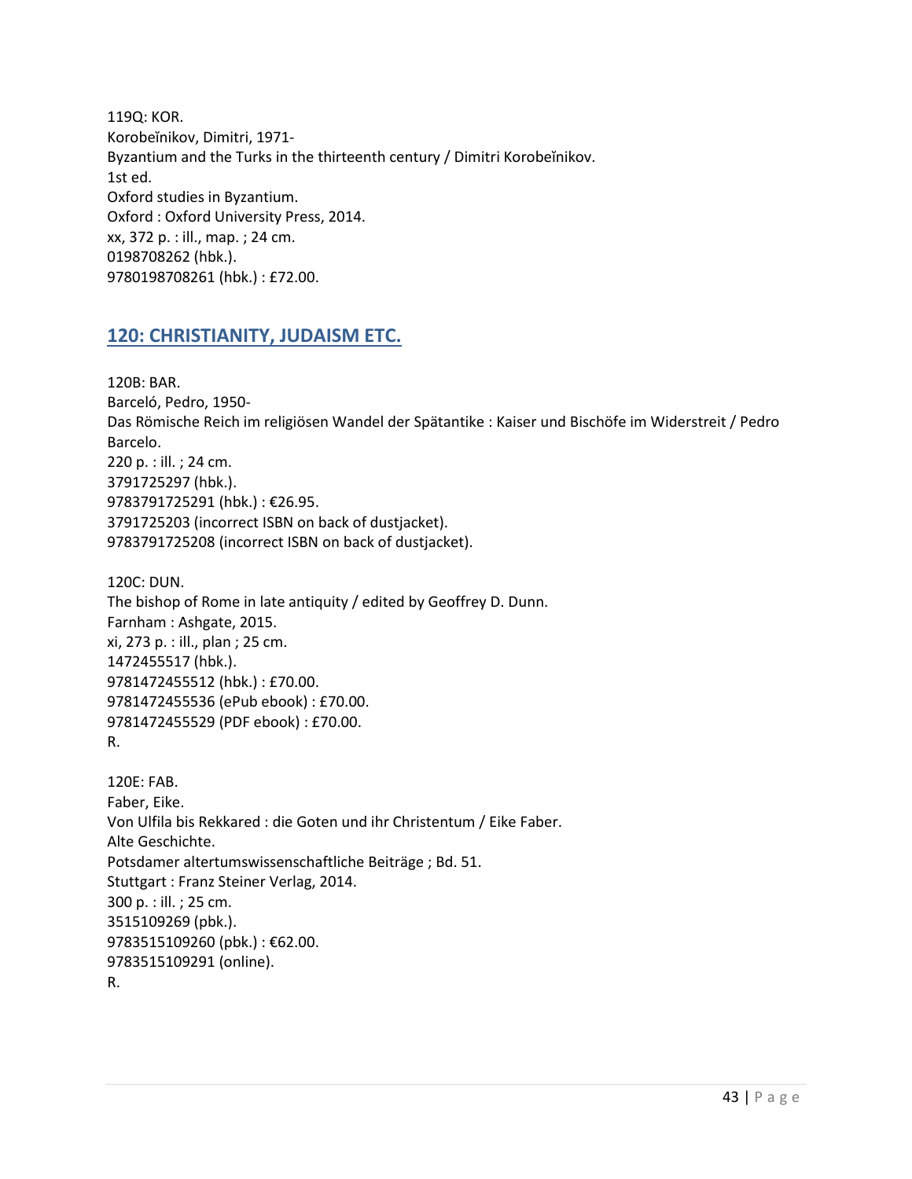119Q: KOR.
Korobeĭnikov, Dimitri, 1971-
Byzantium and the Turks in the thirteenth century / Dimitri Korobeĭnikov.
1st ed.
Oxford studies in Byzantium.
Oxford : Oxford University Press, 2014.
xx, 372 p. : ill., map. ; 24 cm.
0198708262 (hbk.).
9780198708261 (hbk.) : £72.00.

## 120: CHRISTIANITY, JUDAISM ETC.

120B: BAR.
Barceló, Pedro, 1950-
Das Römische Reich im religiösen Wandel der Spätantike : Kaiser und Bischöfe im Widerstreit / Pedro Barcelo.
220 p. : ill. ; 24 cm.
3791725297 (hbk.).
9783791725291 (hbk.) : €26.95.
3791725203 (incorrect ISBN on back of dustjacket).
9783791725208 (incorrect ISBN on back of dustjacket).

120C: DUN.
The bishop of Rome in late antiquity / edited by Geoffrey D. Dunn.
Farnham : Ashgate, 2015.
xi, 273 p. : ill., plan ; 25 cm.
1472455517 (hbk.).
9781472455512 (hbk.) : £70.00.
9781472455536 (ePub ebook) : £70.00.
9781472455529 (PDF ebook) : £70.00.
R.

120E: FAB.
Faber, Eike.
Von Ulfila bis Rekkared : die Goten und ihr Christentum / Eike Faber.
Alte Geschichte.
Potsdamer altertumswissenschaftliche Beiträge ; Bd. 51.
Stuttgart : Franz Steiner Verlag, 2014.
300 p. : ill. ; 25 cm.
3515109269 (pbk.).
9783515109260 (pbk.) : €62.00.
9783515109291 (online).
R.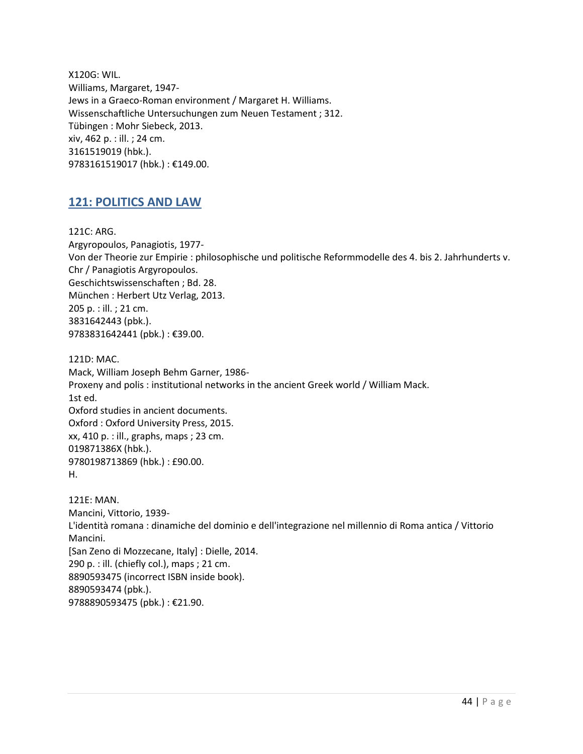X120G: WIL.
Williams, Margaret, 1947-
Jews in a Graeco-Roman environment / Margaret H. Williams.
Wissenschaftliche Untersuchungen zum Neuen Testament ; 312.
Tübingen : Mohr Siebeck, 2013.
xiv, 462 p. : ill. ; 24 cm.
3161519019 (hbk.).
9783161519017 (hbk.) : €149.00.

## 121: POLITICS AND LAW

121C: ARG.
Argyropoulos, Panagiotis, 1977-
Von der Theorie zur Empirie : philosophische und politische Reformmodelle des 4. bis 2. Jahrhunderts v. Chr / Panagiotis Argyropoulos.
Geschichtswissenschaften ; Bd. 28.
München : Herbert Utz Verlag, 2013.
205 p. : ill. ; 21 cm.
3831642443 (pbk.).
9783831642441 (pbk.) : €39.00.

121D: MAC.
Mack, William Joseph Behm Garner, 1986-
Proxeny and polis : institutional networks in the ancient Greek world / William Mack.
1st ed.
Oxford studies in ancient documents.
Oxford : Oxford University Press, 2015.
xx, 410 p. : ill., graphs, maps ; 23 cm.
019871386X (hbk.).
9780198713869 (hbk.) : £90.00.
H.

121E: MAN.
Mancini, Vittorio, 1939-
L'identità romana : dinamiche del dominio e dell'integrazione nel millennio di Roma antica / Vittorio Mancini.
[San Zeno di Mozzecane, Italy] : Dielle, 2014.
290 p. : ill. (chiefly col.), maps ; 21 cm.
8890593475 (incorrect ISBN inside book).
8890593474 (pbk.).
9788890593475 (pbk.) : €21.90.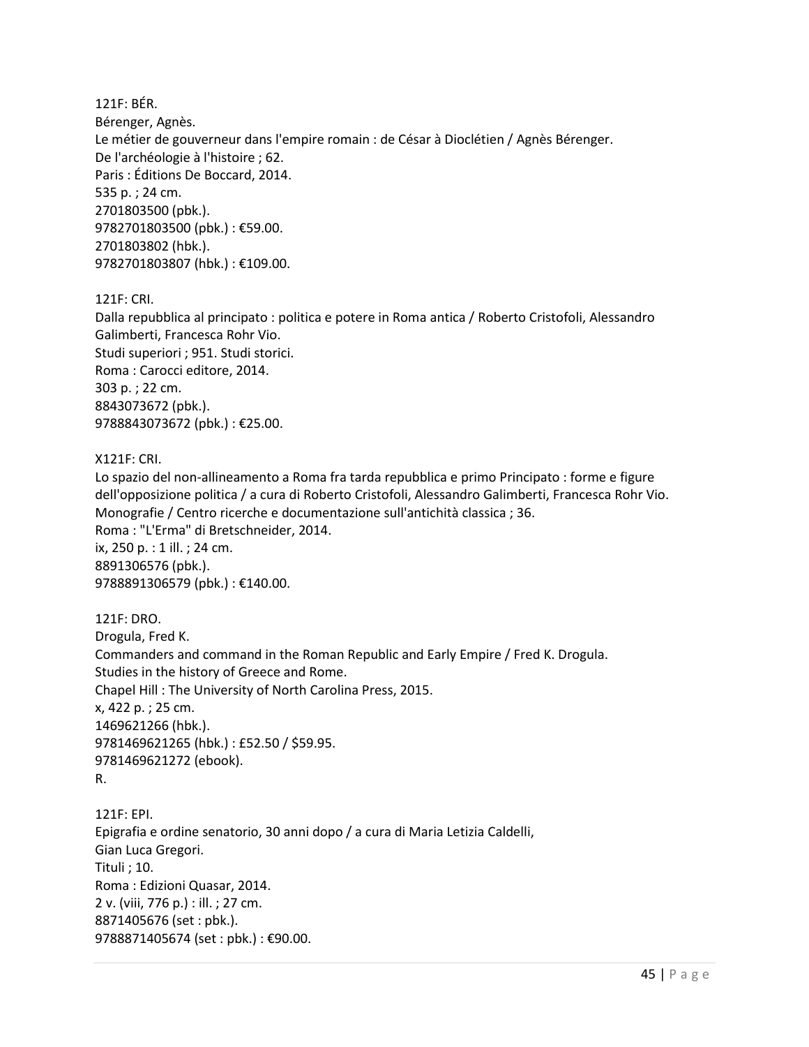121F: BÉR.
Bérenger, Agnès.
Le métier de gouverneur dans l'empire romain : de César à Dioclétien / Agnès Bérenger.
De l'archéologie à l'histoire ; 62.
Paris : Éditions De Boccard, 2014.
535 p. ; 24 cm.
2701803500 (pbk.).
9782701803500 (pbk.) : €59.00.
2701803802 (hbk.).
9782701803807 (hbk.) : €109.00.

121F: CRI.
Dalla repubblica al principato : politica e potere in Roma antica / Roberto Cristofoli, Alessandro Galimberti, Francesca Rohr Vio.
Studi superiori ; 951. Studi storici.
Roma : Carocci editore, 2014.
303 p. ; 22 cm.
8843073672 (pbk.).
9788843073672 (pbk.) : €25.00.

X121F: CRI.
Lo spazio del non-allineamento a Roma fra tarda repubblica e primo Principato : forme e figure dell'opposizione politica / a cura di Roberto Cristofoli, Alessandro Galimberti, Francesca Rohr Vio.
Monografie / Centro ricerche e documentazione sull'antichità classica ; 36.
Roma : "L'Erma" di Bretschneider, 2014.
ix, 250 p. : 1 ill. ; 24 cm.
8891306576 (pbk.).
9788891306579 (pbk.) : €140.00.

121F: DRO.
Drogula, Fred K.
Commanders and command in the Roman Republic and Early Empire / Fred K. Drogula.
Studies in the history of Greece and Rome.
Chapel Hill : The University of North Carolina Press, 2015.
x, 422 p. ; 25 cm.
1469621266 (hbk.).
9781469621265 (hbk.) : £52.50 / $59.95.
9781469621272 (ebook).
R.

121F: EPI.
Epigrafia e ordine senatorio, 30 anni dopo / a cura di Maria Letizia Caldelli, Gian Luca Gregori.
Tituli ; 10.
Roma : Edizioni Quasar, 2014.
2 v. (viii, 776 p.) : ill. ; 27 cm.
8871405676 (set : pbk.).
9788871405674 (set : pbk.) : €90.00.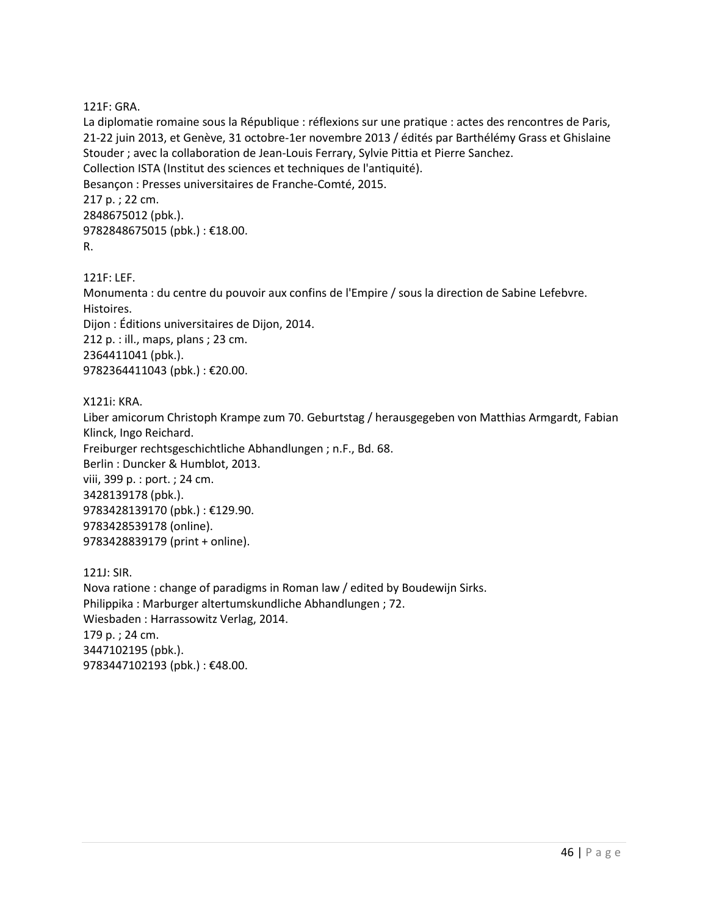121F: GRA.
La diplomatie romaine sous la République : réflexions sur une pratique : actes des rencontres de Paris, 21-22 juin 2013, et Genève, 31 octobre-1er novembre 2013 / édités par Barthélémy Grass et Ghislaine Stouder ; avec la collaboration de Jean-Louis Ferrary, Sylvie Pittia et Pierre Sanchez.
Collection ISTA (Institut des sciences et techniques de l'antiquité).
Besançon : Presses universitaires de Franche-Comté, 2015.
217 p. ; 22 cm.
2848675012 (pbk.).
9782848675015 (pbk.) : €18.00.
R.

121F: LEF.
Monumenta : du centre du pouvoir aux confins de l'Empire / sous la direction de Sabine Lefebvre.
Histoires.
Dijon : Éditions universitaires de Dijon, 2014.
212 p. : ill., maps, plans ; 23 cm.
2364411041 (pbk.).
9782364411043 (pbk.) : €20.00.

X121i: KRA.
Liber amicorum Christoph Krampe zum 70. Geburtstag / herausgegeben von Matthias Armgardt, Fabian Klinck, Ingo Reichard.
Freiburger rechtsgeschichtliche Abhandlungen ; n.F., Bd. 68.
Berlin : Duncker & Humblot, 2013.
viii, 399 p. : port. ; 24 cm.
3428139178 (pbk.).
9783428139170 (pbk.) : €129.90.
9783428539178 (online).
9783428839179 (print + online).

121J: SIR.
Nova ratione : change of paradigms in Roman law / edited by Boudewijn Sirks.
Philippika : Marburger altertumskundliche Abhandlungen ; 72.
Wiesbaden : Harrassowitz Verlag, 2014.
179 p. ; 24 cm.
3447102195 (pbk.).
9783447102193 (pbk.) : €48.00.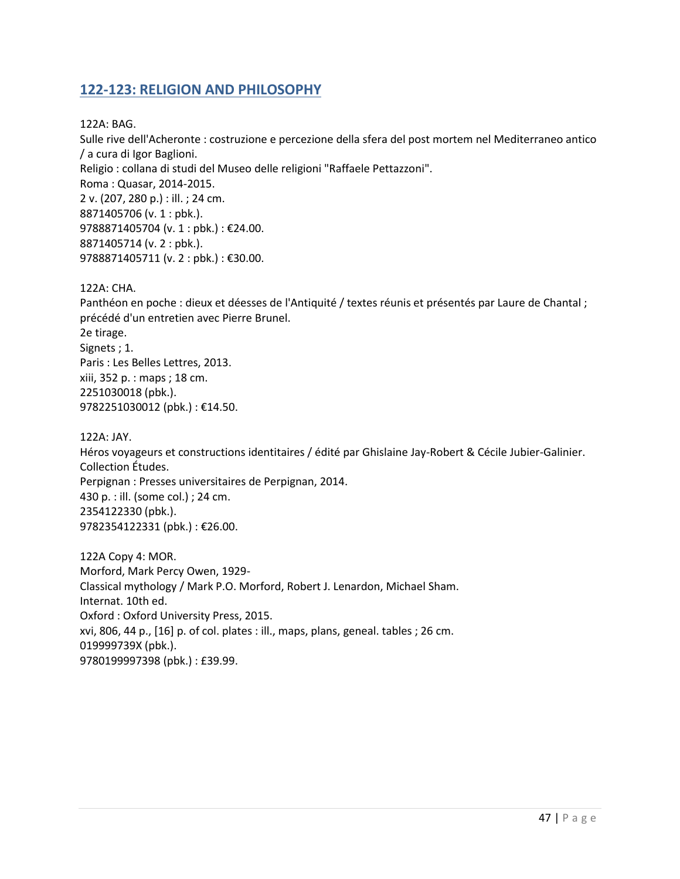## 122-123: RELIGION AND PHILOSOPHY

122A: BAG.
Sulle rive dell'Acheronte : costruzione e percezione della sfera del post mortem nel Mediterraneo antico / a cura di Igor Baglioni.
Religio : collana di studi del Museo delle religioni "Raffaele Pettazzoni".
Roma : Quasar, 2014-2015.
2 v. (207, 280 p.) : ill. ; 24 cm.
8871405706 (v. 1 : pbk.).
9788871405704 (v. 1 : pbk.) : €24.00.
8871405714 (v. 2 : pbk.).
9788871405711 (v. 2 : pbk.) : €30.00.

122A: CHA.
Panthéon en poche : dieux et déesses de l'Antiquité / textes réunis et présentés par Laure de Chantal ; précédé d'un entretien avec Pierre Brunel.
2e tirage.
Signets ; 1.
Paris : Les Belles Lettres, 2013.
xiii, 352 p. : maps ; 18 cm.
2251030018 (pbk.).
9782251030012 (pbk.) : €14.50.

122A: JAY.
Héros voyageurs et constructions identitaires / édité par Ghislaine Jay-Robert & Cécile Jubier-Galinier.
Collection Études.
Perpignan : Presses universitaires de Perpignan, 2014.
430 p. : ill. (some col.) ; 24 cm.
2354122330 (pbk.).
9782354122331 (pbk.) : €26.00.

122A Copy 4: MOR.
Morford, Mark Percy Owen, 1929-
Classical mythology / Mark P.O. Morford, Robert J. Lenardon, Michael Sham.
Internat. 10th ed.
Oxford : Oxford University Press, 2015.
xvi, 806, 44 p., [16] p. of col. plates : ill., maps, plans, geneal. tables ; 26 cm.
019999739X (pbk.).
9780199997398 (pbk.) : £39.99.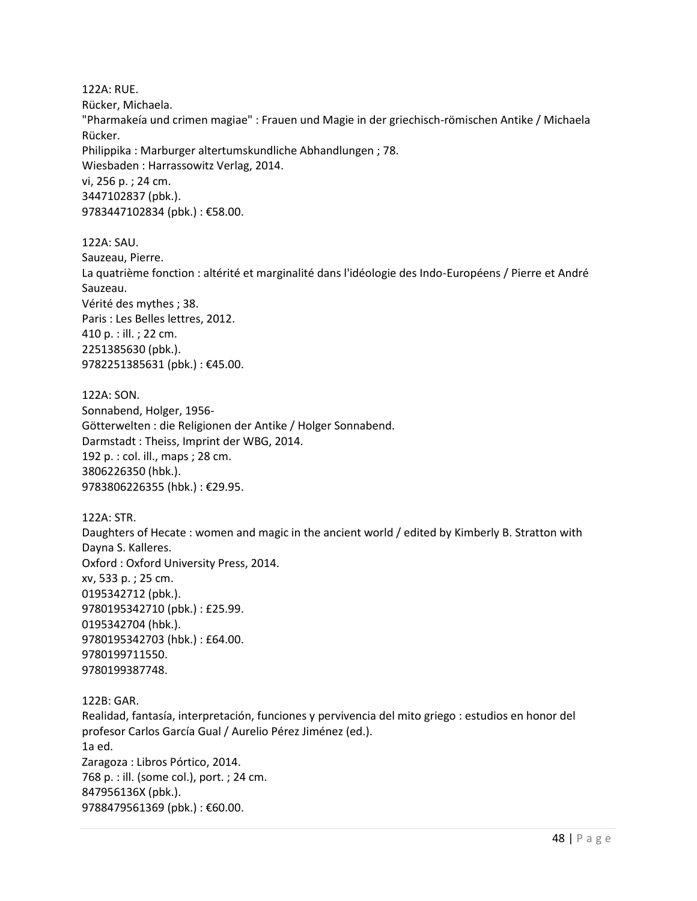122A: RUE.
Rücker, Michaela.
"Pharmakeía und crimen magiae" : Frauen und Magie in der griechisch-römischen Antike / Michaela Rücker.
Philippika : Marburger altertumskundliche Abhandlungen ; 78.
Wiesbaden : Harrassowitz Verlag, 2014.
vi, 256 p. ; 24 cm.
3447102837 (pbk.).
9783447102834 (pbk.) : €58.00.

122A: SAU.
Sauzeau, Pierre.
La quatrième fonction : altérité et marginalité dans l'idéologie des Indo-Européens / Pierre et André Sauzeau.
Vérité des mythes ; 38.
Paris : Les Belles lettres, 2012.
410 p. : ill. ; 22 cm.
2251385630 (pbk.).
9782251385631 (pbk.) : €45.00.

122A: SON.
Sonnabend, Holger, 1956-
Götterwelten : die Religionen der Antike / Holger Sonnabend.
Darmstadt : Theiss, Imprint der WBG, 2014.
192 p. : col. ill., maps ; 28 cm.
3806226350 (hbk.).
9783806226355 (hbk.) : €29.95.

122A: STR.
Daughters of Hecate : women and magic in the ancient world / edited by Kimberly B. Stratton with Dayna S. Kalleres.
Oxford : Oxford University Press, 2014.
xv, 533 p. ; 25 cm.
0195342712 (pbk.).
9780195342710 (pbk.) : £25.99.
0195342704 (hbk.).
9780195342703 (hbk.) : £64.00.
9780199711550.
9780199387748.

122B: GAR.
Realidad, fantasía, interpretación, funciones y pervivencia del mito griego : estudios en honor del profesor Carlos García Gual / Aurelio Pérez Jiménez (ed.).
1a ed.
Zaragoza : Libros Pórtico, 2014.
768 p. : ill. (some col.), port. ; 24 cm.
847956136X (pbk.).
9788479561369 (pbk.) : €60.00.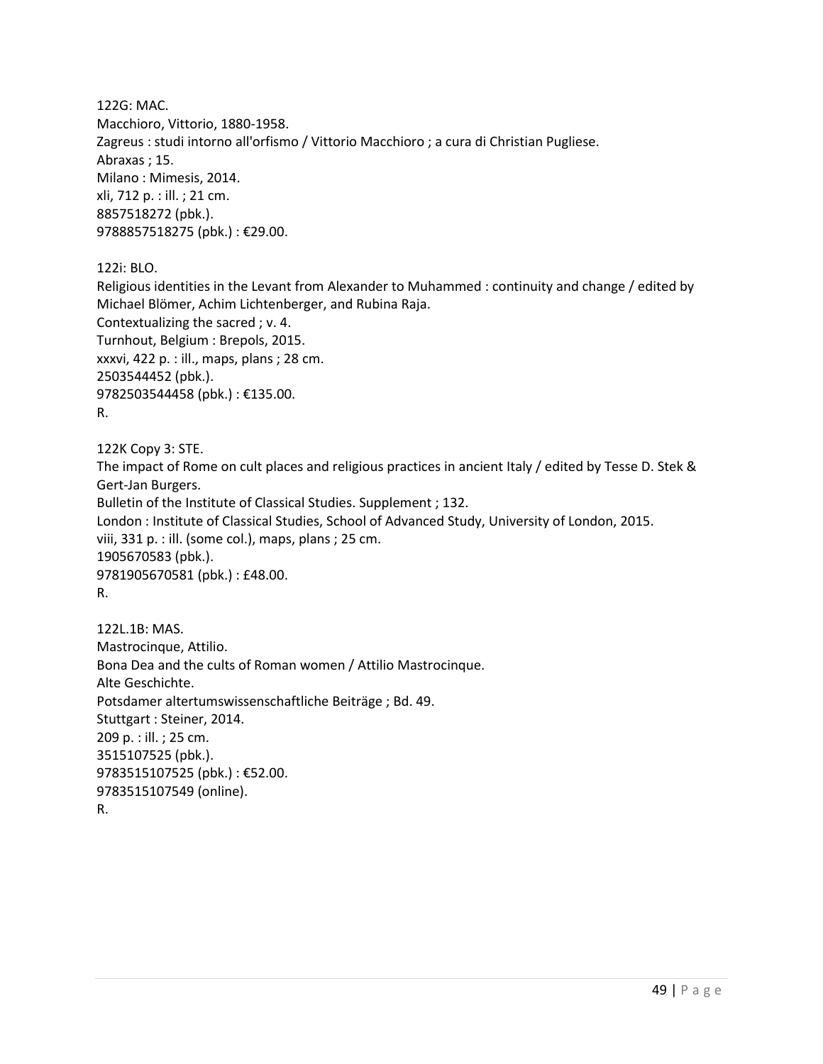122G: MAC.
Macchioro, Vittorio, 1880-1958.
Zagreus : studi intorno all'orfismo / Vittorio Macchioro ; a cura di Christian Pugliese.
Abraxas ; 15.
Milano : Mimesis, 2014.
xli, 712 p. : ill. ; 21 cm.
8857518272 (pbk.).
9788857518275 (pbk.) : €29.00.

122i: BLO.
Religious identities in the Levant from Alexander to Muhammed : continuity and change / edited by Michael Blömer, Achim Lichtenberger, and Rubina Raja.
Contextualizing the sacred ; v. 4.
Turnhout, Belgium : Brepols, 2015.
xxxvi, 422 p. : ill., maps, plans ; 28 cm.
2503544452 (pbk.).
9782503544458 (pbk.) : €135.00.
R.

122K Copy 3: STE.
The impact of Rome on cult places and religious practices in ancient Italy / edited by Tesse D. Stek & Gert-Jan Burgers.
Bulletin of the Institute of Classical Studies. Supplement ; 132.
London : Institute of Classical Studies, School of Advanced Study, University of London, 2015.
viii, 331 p. : ill. (some col.), maps, plans ; 25 cm.
1905670583 (pbk.).
9781905670581 (pbk.) : £48.00.
R.

122L.1B: MAS.
Mastrocinque, Attilio.
Bona Dea and the cults of Roman women / Attilio Mastrocinque.
Alte Geschichte.
Potsdamer altertumswissenschaftliche Beiträge ; Bd. 49.
Stuttgart : Steiner, 2014.
209 p. : ill. ; 25 cm.
3515107525 (pbk.).
9783515107525 (pbk.) : €52.00.
9783515107549 (online).
R.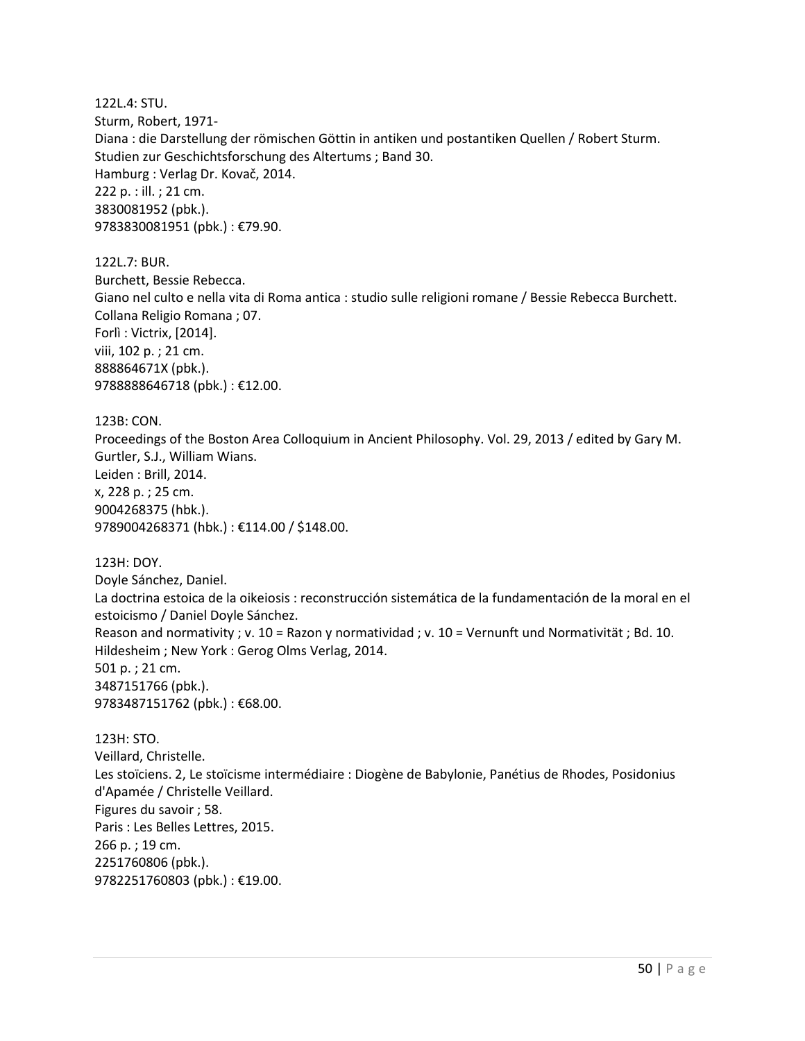122L.4: STU.
Sturm, Robert, 1971-
Diana : die Darstellung der römischen Göttin in antiken und postantiken Quellen / Robert Sturm.
Studien zur Geschichtsforschung des Altertums ; Band 30.
Hamburg : Verlag Dr. Kovač, 2014.
222 p. : ill. ; 21 cm.
3830081952 (pbk.).
9783830081951 (pbk.) : €79.90.

122L.7: BUR.
Burchett, Bessie Rebecca.
Giano nel culto e nella vita di Roma antica : studio sulle religioni romane / Bessie Rebecca Burchett.
Collana Religio Romana ; 07.
Forlì : Victrix, [2014].
viii, 102 p. ; 21 cm.
888864671X (pbk.).
9788888646718 (pbk.) : €12.00.

123B: CON.
Proceedings of the Boston Area Colloquium in Ancient Philosophy. Vol. 29, 2013 / edited by Gary M. Gurtler, S.J., William Wians.
Leiden : Brill, 2014.
x, 228 p. ; 25 cm.
9004268375 (hbk.).
9789004268371 (hbk.) : €114.00 / $148.00.

123H: DOY.
Doyle Sánchez, Daniel.
La doctrina estoica de la oikeiosis : reconstrucción sistemática de la fundamentación de la moral en el estoicismo / Daniel Doyle Sánchez.
Reason and normativity ; v. 10 = Razon y normatividad ; v. 10 = Vernunft und Normativität ; Bd. 10.
Hildesheim ; New York : Gerog Olms Verlag, 2014.
501 p. ; 21 cm.
3487151766 (pbk.).
9783487151762 (pbk.) : €68.00.

123H: STO.
Veillard, Christelle.
Les stoïciens. 2, Le stoïcisme intermédiaire : Diogène de Babylonie, Panétius de Rhodes, Posidonius d'Apamée / Christelle Veillard.
Figures du savoir ; 58.
Paris : Les Belles Lettres, 2015.
266 p. ; 19 cm.
2251760806 (pbk.).
9782251760803 (pbk.) : €19.00.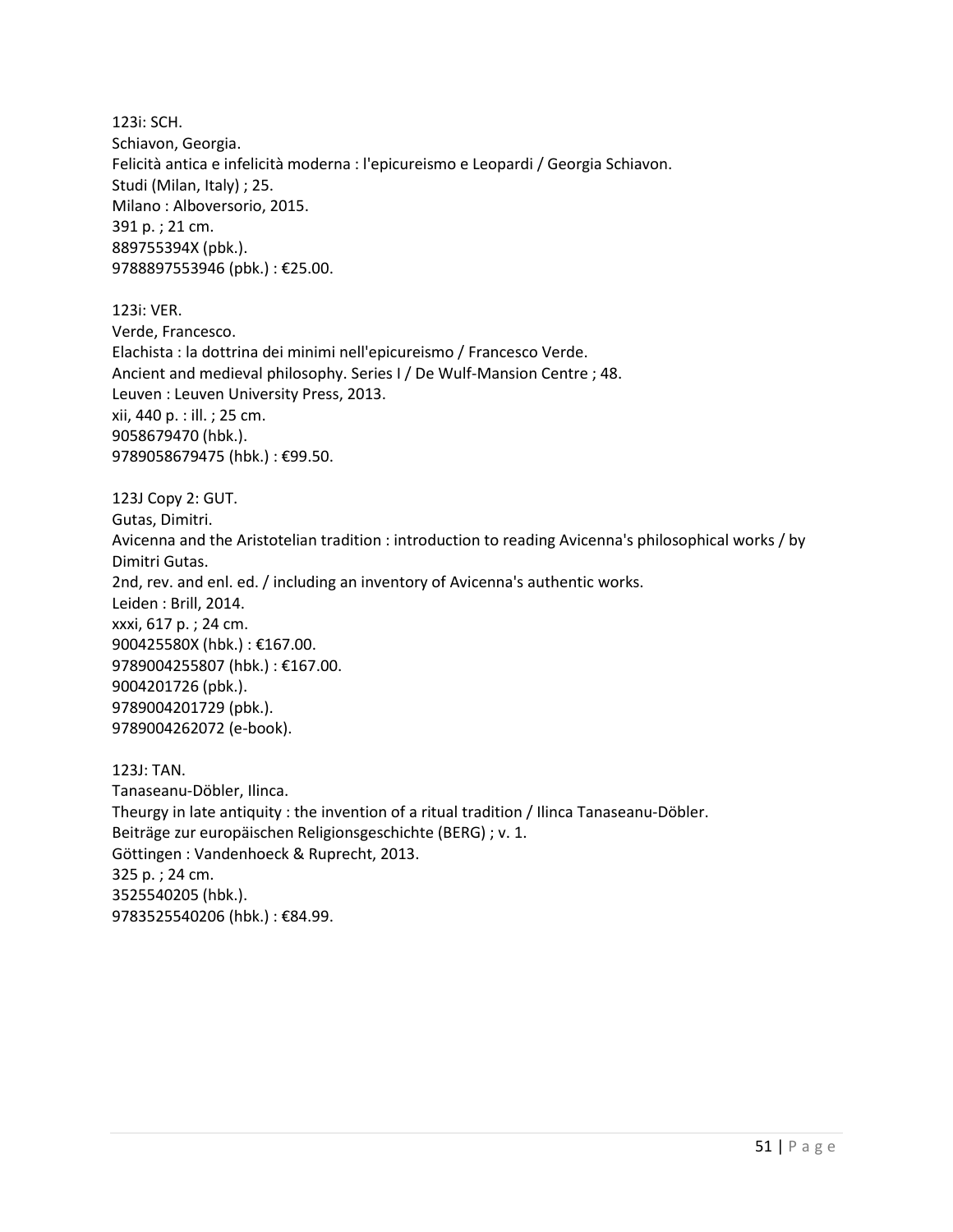123i: SCH.
Schiavon, Georgia.
Felicità antica e infelicità moderna : l'epicureismo e Leopardi / Georgia Schiavon.
Studi (Milan, Italy) ; 25.
Milano : Alboversorio, 2015.
391 p. ; 21 cm.
889755394X (pbk.).
9788897553946 (pbk.) : €25.00.

123i: VER.
Verde, Francesco.
Elachista : la dottrina dei minimi nell'epicureismo / Francesco Verde.
Ancient and medieval philosophy. Series I / De Wulf-Mansion Centre ; 48.
Leuven : Leuven University Press, 2013.
xii, 440 p. : ill. ; 25 cm.
9058679470 (hbk.).
9789058679475 (hbk.) : €99.50.

123J Copy 2: GUT.
Gutas, Dimitri.
Avicenna and the Aristotelian tradition : introduction to reading Avicenna's philosophical works / by Dimitri Gutas.
2nd, rev. and enl. ed. / including an inventory of Avicenna's authentic works.
Leiden : Brill, 2014.
xxxi, 617 p. ; 24 cm.
900425580X (hbk.) : €167.00.
9789004255807 (hbk.) : €167.00.
9004201726 (pbk.).
9789004201729 (pbk.).
9789004262072 (e-book).

123J: TAN.
Tanaseanu-Döbler, Ilinca.
Theurgy in late antiquity : the invention of a ritual tradition / Ilinca Tanaseanu-Döbler.
Beiträge zur europäischen Religionsgeschichte (BERG) ; v. 1.
Göttingen : Vandenhoeck & Ruprecht, 2013.
325 p. ; 24 cm.
3525540205 (hbk.).
9783525540206 (hbk.) : €84.99.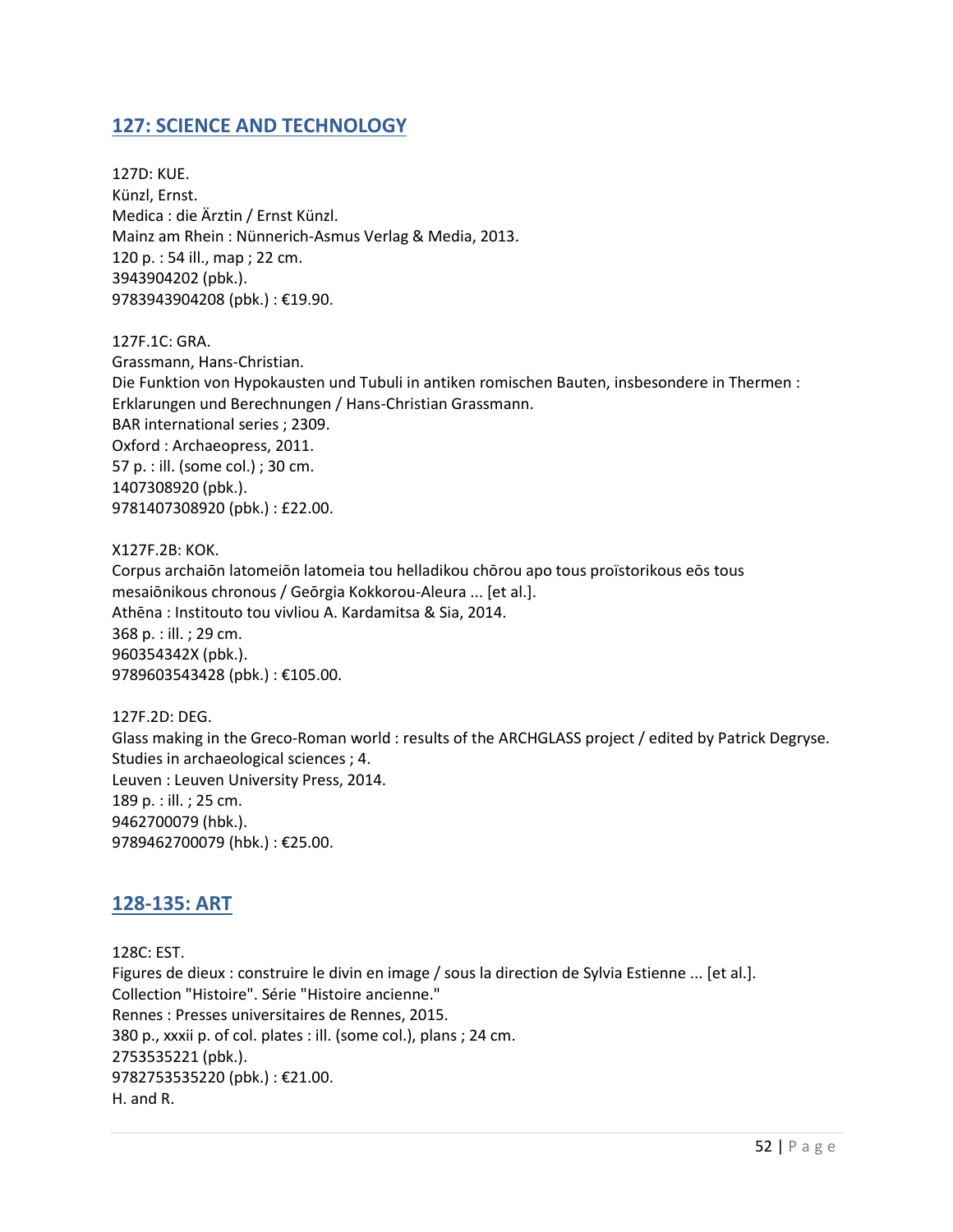## 127: SCIENCE AND TECHNOLOGY

127D: KUE.
Künzl, Ernst.
Medica : die Ärztin / Ernst Künzl.
Mainz am Rhein : Nünnerich-Asmus Verlag & Media, 2013.
120 p. : 54 ill., map ; 22 cm.
3943904202 (pbk.).
9783943904208 (pbk.) : €19.90.

127F.1C: GRA.
Grassmann, Hans-Christian.
Die Funktion von Hypokausten und Tubuli in antiken romischen Bauten, insbesondere in Thermen : Erklarungen und Berechnungen / Hans-Christian Grassmann.
BAR international series ; 2309.
Oxford : Archaeopress, 2011.
57 p. : ill. (some col.) ; 30 cm.
1407308920 (pbk.).
9781407308920 (pbk.) : £22.00.

X127F.2B: KOK.
Corpus archaiōn latomeiōn latomeia tou helladikou chōrou apo tous proïstorikous eōs tous mesaiōnikous chronous / Geōrgia Kokkorou-Aleura ... [et al.].
Athēna : Institouto tou vivliou A. Kardamitsa & Sia, 2014.
368 p. : ill. ; 29 cm.
960354342X (pbk.).
9789603543428 (pbk.) : €105.00.

127F.2D: DEG.
Glass making in the Greco-Roman world : results of the ARCHGLASS project / edited by Patrick Degryse.
Studies in archaeological sciences ; 4.
Leuven : Leuven University Press, 2014.
189 p. : ill. ; 25 cm.
9462700079 (hbk.).
9789462700079 (hbk.) : €25.00.

## 128-135: ART

128C: EST.
Figures de dieux : construire le divin en image / sous la direction de Sylvia Estienne ... [et al.].
Collection "Histoire". Série "Histoire ancienne."
Rennes : Presses universitaires de Rennes, 2015.
380 p., xxxii p. of col. plates : ill. (some col.), plans ; 24 cm.
2753535221 (pbk.).
9782753535220 (pbk.) : €21.00.
H. and R.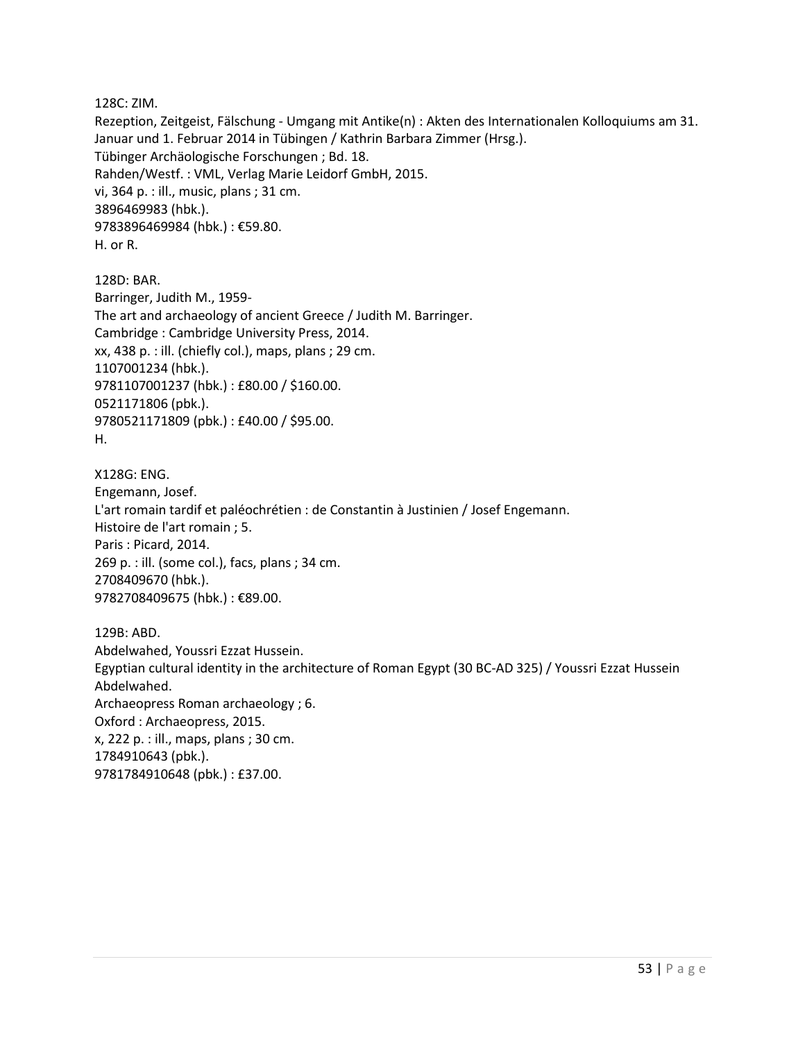128C: ZIM.
Rezeption, Zeitgeist, Fälschung - Umgang mit Antike(n) : Akten des Internationalen Kolloquiums am 31. Januar und 1. Februar 2014 in Tübingen / Kathrin Barbara Zimmer (Hrsg.).
Tübinger Archäologische Forschungen ; Bd. 18.
Rahden/Westf. : VML, Verlag Marie Leidorf GmbH, 2015.
vi, 364 p. : ill., music, plans ; 31 cm.
3896469983 (hbk.).
9783896469984 (hbk.) : €59.80.
H. or R.

128D: BAR.
Barringer, Judith M., 1959-
The art and archaeology of ancient Greece / Judith M. Barringer.
Cambridge : Cambridge University Press, 2014.
xx, 438 p. : ill. (chiefly col.), maps, plans ; 29 cm.
1107001234 (hbk.).
9781107001237 (hbk.) : £80.00 / $160.00.
0521171806 (pbk.).
9780521171809 (pbk.) : £40.00 / $95.00.
H.

X128G: ENG.
Engemann, Josef.
L'art romain tardif et paléochrétien : de Constantin à Justinien / Josef Engemann.
Histoire de l'art romain ; 5.
Paris : Picard, 2014.
269 p. : ill. (some col.), facs, plans ; 34 cm.
2708409670 (hbk.).
9782708409675 (hbk.) : €89.00.

129B: ABD.
Abdelwahed, Youssri Ezzat Hussein.
Egyptian cultural identity in the architecture of Roman Egypt (30 BC-AD 325) / Youssri Ezzat Hussein Abdelwahed.
Archaeopress Roman archaeology ; 6.
Oxford : Archaeopress, 2015.
x, 222 p. : ill., maps, plans ; 30 cm.
1784910643 (pbk.).
9781784910648 (pbk.) : £37.00.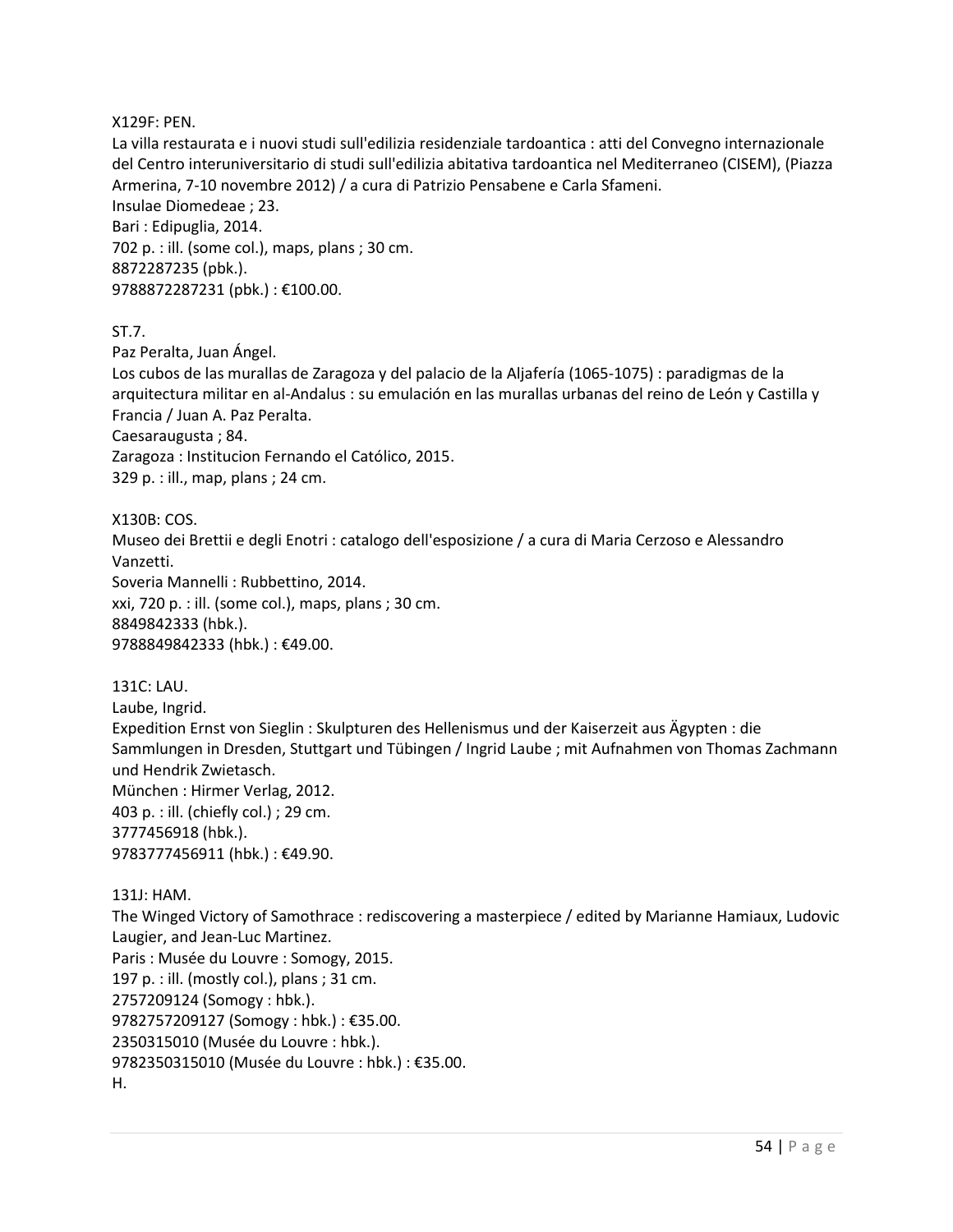X129F: PEN.
La villa restaurata e i nuovi studi sull'edilizia residenziale tardoantica : atti del Convegno internazionale del Centro interuniversitario di studi sull'edilizia abitativa tardoantica nel Mediterraneo (CISEM), (Piazza Armerina, 7-10 novembre 2012) / a cura di Patrizio Pensabene e Carla Sfameni.
Insulae Diomedeae ; 23.
Bari : Edipuglia, 2014.
702 p. : ill. (some col.), maps, plans ; 30 cm.
8872287235 (pbk.).
9788872287231 (pbk.) : €100.00.

ST.7.
Paz Peralta, Juan Ángel.
Los cubos de las murallas de Zaragoza y del palacio de la Aljafería (1065-1075) : paradigmas de la arquitectura militar en al-Andalus : su emulación en las murallas urbanas del reino de León y Castilla y Francia / Juan A. Paz Peralta.
Caesaraugusta ; 84.
Zaragoza : Institucion Fernando el Católico, 2015.
329 p. : ill., map, plans ; 24 cm.

X130B: COS.
Museo dei Brettii e degli Enotri : catalogo dell'esposizione / a cura di Maria Cerzoso e Alessandro Vanzetti.
Soveria Mannelli : Rubbettino, 2014.
xxi, 720 p. : ill. (some col.), maps, plans ; 30 cm.
8849842333 (hbk.).
9788849842333 (hbk.) : €49.00.

131C: LAU.
Laube, Ingrid.
Expedition Ernst von Sieglin : Skulpturen des Hellenismus und der Kaiserzeit aus Ägypten : die Sammlungen in Dresden, Stuttgart und Tübingen / Ingrid Laube ; mit Aufnahmen von Thomas Zachmann und Hendrik Zwietasch.
München : Hirmer Verlag, 2012.
403 p. : ill. (chiefly col.) ; 29 cm.
3777456918 (hbk.).
9783777456911 (hbk.) : €49.90.

131J: HAM.
The Winged Victory of Samothrace : rediscovering a masterpiece / edited by Marianne Hamiaux, Ludovic Laugier, and Jean-Luc Martinez.
Paris : Musée du Louvre : Somogy, 2015.
197 p. : ill. (mostly col.), plans ; 31 cm.
2757209124 (Somogy : hbk.).
9782757209127 (Somogy : hbk.) : €35.00.
2350315010 (Musée du Louvre : hbk.).
9782350315010 (Musée du Louvre : hbk.) : €35.00.
H.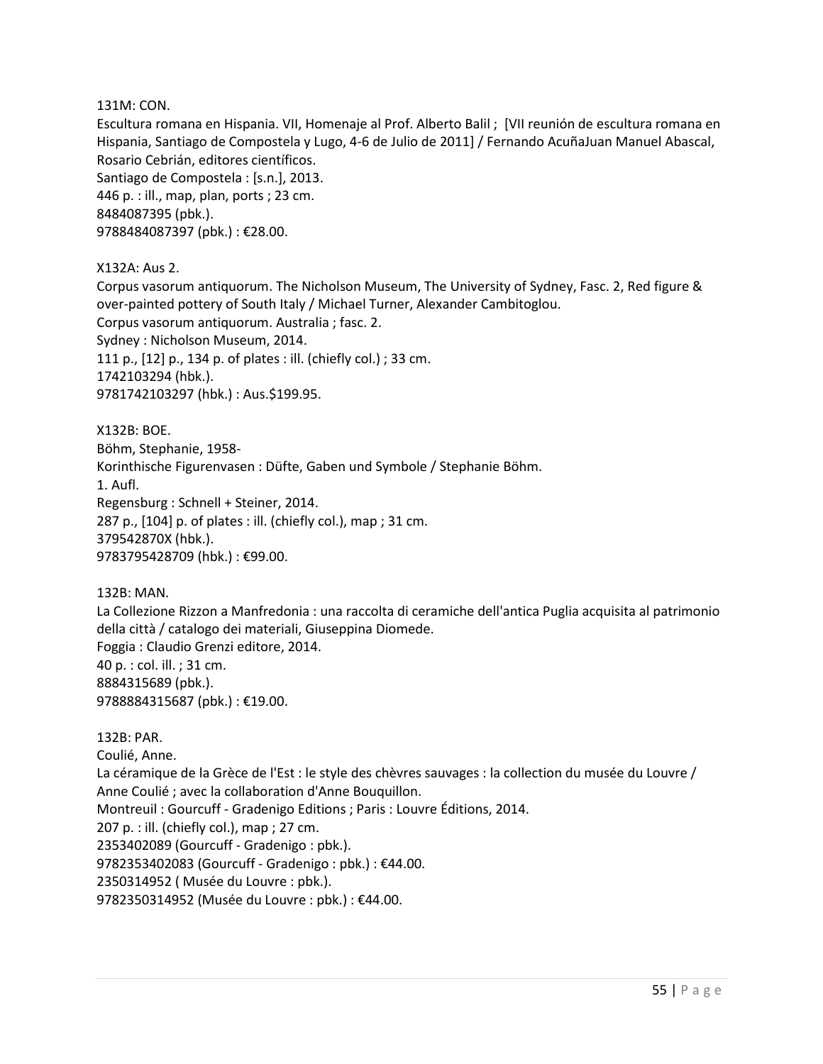131M: CON.
Escultura romana en Hispania. VII, Homenaje al Prof. Alberto Balil ; [VII reunión de escultura romana en Hispania, Santiago de Compostela y Lugo, 4-6 de Julio de 2011] / Fernando AcuñaJuan Manuel Abascal, Rosario Cebrián, editores científicos.
Santiago de Compostela : [s.n.], 2013.
446 p. : ill., map, plan, ports ; 23 cm.
8484087395 (pbk.).
9788484087397 (pbk.) : €28.00.

X132A: Aus 2.
Corpus vasorum antiquorum. The Nicholson Museum, The University of Sydney, Fasc. 2, Red figure & over-painted pottery of South Italy / Michael Turner, Alexander Cambitoglou.
Corpus vasorum antiquorum. Australia ; fasc. 2.
Sydney : Nicholson Museum, 2014.
111 p., [12] p., 134 p. of plates : ill. (chiefly col.) ; 33 cm.
1742103294 (hbk.).
9781742103297 (hbk.) : Aus.$199.95.

X132B: BOE.
Böhm, Stephanie, 1958-
Korinthische Figurenvasen : Düfte, Gaben und Symbole / Stephanie Böhm.
1. Aufl.
Regensburg : Schnell + Steiner, 2014.
287 p., [104] p. of plates : ill. (chiefly col.), map ; 31 cm.
379542870X (hbk.).
9783795428709 (hbk.) : €99.00.

132B: MAN.
La Collezione Rizzon a Manfredonia : una raccolta di ceramiche dell'antica Puglia acquisita al patrimonio della città / catalogo dei materiali, Giuseppina Diomede.
Foggia : Claudio Grenzi editore, 2014.
40 p. : col. ill. ; 31 cm.
8884315689 (pbk.).
9788884315687 (pbk.) : €19.00.

132B: PAR.
Coulié, Anne.
La céramique de la Grèce de l'Est : le style des chèvres sauvages : la collection du musée du Louvre / Anne Coulié ; avec la collaboration d'Anne Bouquillon.
Montreuil : Gourcuff - Gradenigo Editions ; Paris : Louvre Éditions, 2014.
207 p. : ill. (chiefly col.), map ; 27 cm.
2353402089 (Gourcuff - Gradenigo : pbk.).
9782353402083 (Gourcuff - Gradenigo : pbk.) : €44.00.
2350314952 ( Musée du Louvre : pbk.).
9782350314952 (Musée du Louvre : pbk.) : €44.00.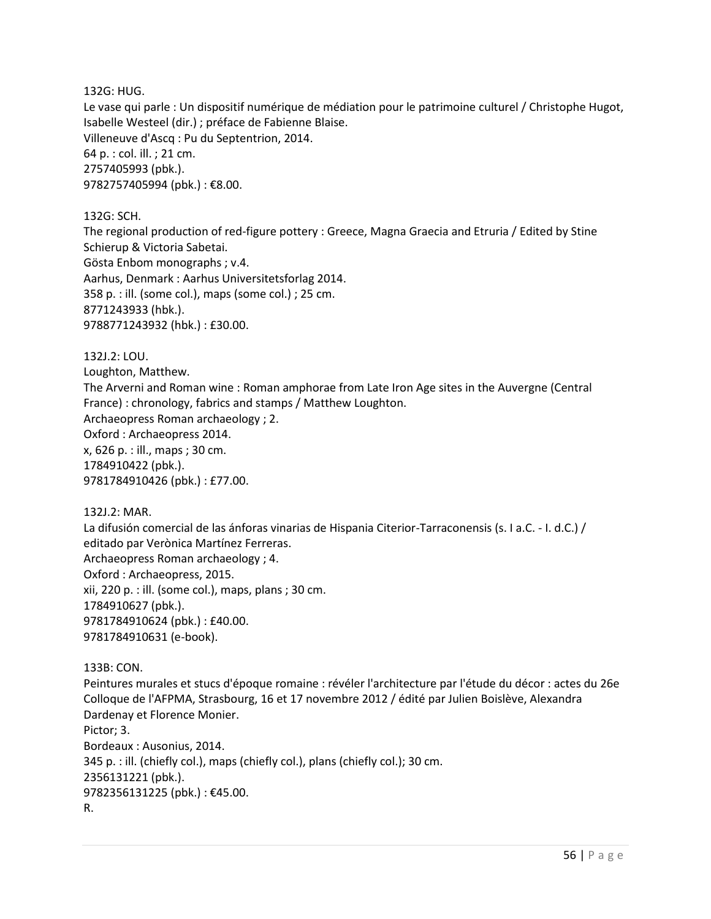132G: HUG.
Le vase qui parle : Un dispositif numérique de médiation pour le patrimoine culturel / Christophe Hugot, Isabelle Westeel (dir.) ; préface de Fabienne Blaise.
Villeneuve d'Ascq : Pu du Septentrion, 2014.
64 p. : col. ill. ; 21 cm.
2757405993 (pbk.).
9782757405994 (pbk.) : €8.00.

132G: SCH.
The regional production of red-figure pottery : Greece, Magna Graecia and Etruria / Edited by Stine Schierup & Victoria Sabetai.
Gösta Enbom monographs ; v.4.
Aarhus, Denmark : Aarhus Universitetsforlag 2014.
358 p. : ill. (some col.), maps (some col.) ; 25 cm.
8771243933 (hbk.).
9788771243932 (hbk.) : £30.00.

132J.2: LOU.
Loughton, Matthew.
The Arverni and Roman wine : Roman amphorae from Late Iron Age sites in the Auvergne (Central France) : chronology, fabrics and stamps / Matthew Loughton.
Archaeopress Roman archaeology ; 2.
Oxford : Archaeopress 2014.
x, 626 p. : ill., maps ; 30 cm.
1784910422 (pbk.).
9781784910426 (pbk.) : £77.00.

132J.2: MAR.
La difusión comercial de las ánforas vinarias de Hispania Citerior-Tarraconensis (s. I a.C. - I. d.C.) / editado par Verònica Martínez Ferreras.
Archaeopress Roman archaeology ; 4.
Oxford : Archaeopress, 2015.
xii, 220 p. : ill. (some col.), maps, plans ; 30 cm.
1784910627 (pbk.).
9781784910624 (pbk.) : £40.00.
9781784910631 (e-book).

133B: CON.
Peintures murales et stucs d'époque romaine : révéler l'architecture par l'étude du décor : actes du 26e Colloque de l'AFPMA, Strasbourg, 16 et 17 novembre 2012 / édité par Julien Boislève, Alexandra Dardenay et Florence Monier.
Pictor; 3.
Bordeaux : Ausonius, 2014.
345 p. : ill. (chiefly col.), maps (chiefly col.), plans (chiefly col.); 30 cm.
2356131221 (pbk.).
9782356131225 (pbk.) : €45.00.
R.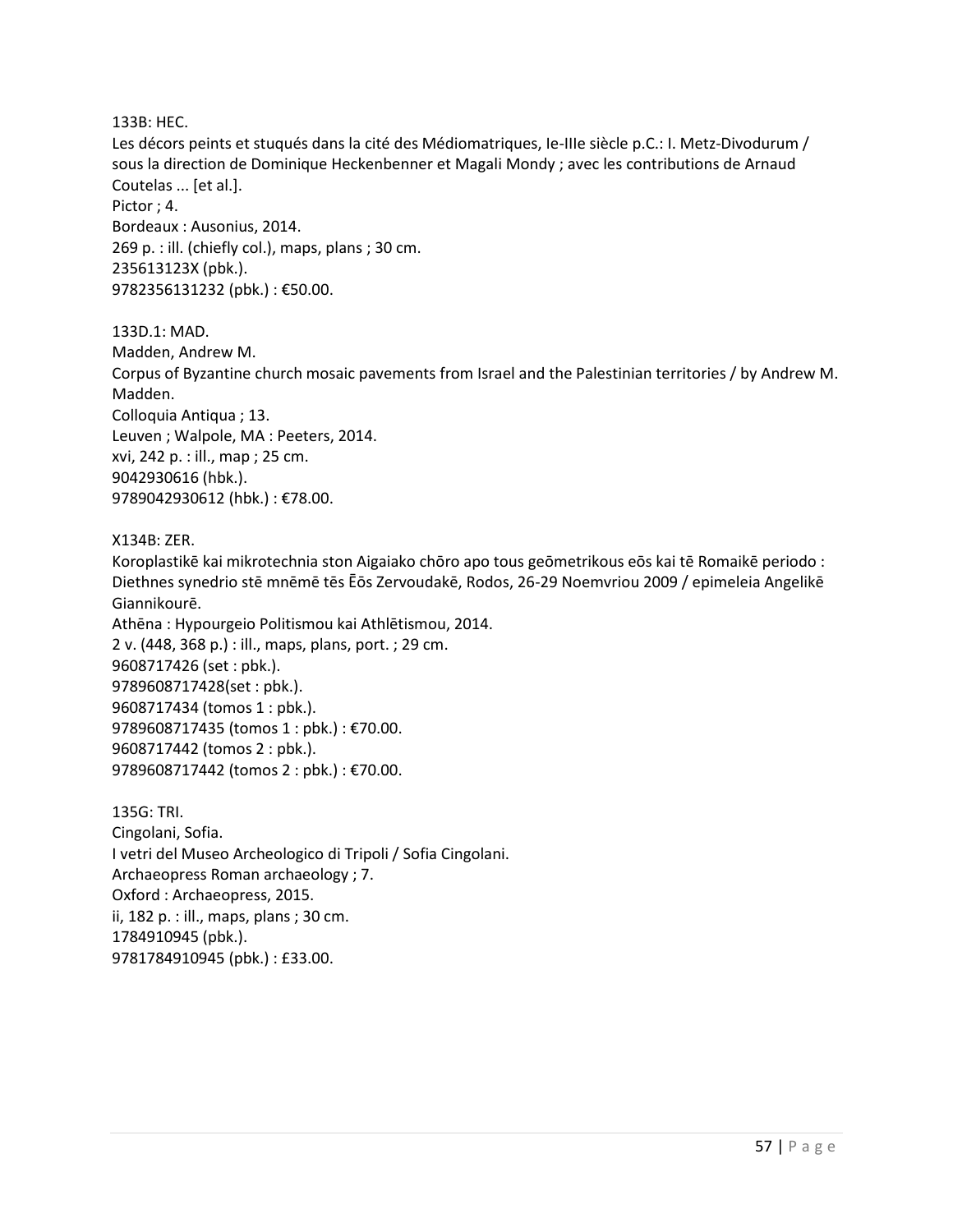133B: HEC.
Les décors peints et stuqués dans la cité des Médiomatriques, Ie-IIIe siècle p.C.: I. Metz-Divodurum / sous la direction de Dominique Heckenbenner et Magali Mondy ; avec les contributions de Arnaud Coutelas ... [et al.].
Pictor ; 4.
Bordeaux : Ausonius, 2014.
269 p. : ill. (chiefly col.), maps, plans ; 30 cm.
235613123X (pbk.).
9782356131232 (pbk.) : €50.00.

133D.1: MAD.
Madden, Andrew M.
Corpus of Byzantine church mosaic pavements from Israel and the Palestinian territories / by Andrew M. Madden.
Colloquia Antiqua ; 13.
Leuven ; Walpole, MA : Peeters, 2014.
xvi, 242 p. : ill., map ; 25 cm.
9042930616 (hbk.).
9789042930612 (hbk.) : €78.00.

X134B: ZER.
Koroplastikē kai mikrotechnia ston Aigaiako chōro apo tous geōmetrikous eōs kai tē Romaikē periodo : Diethnes synedrio stē mnēmē tēs Ēōs Zervoudakē, Rodos, 26-29 Noemvriou 2009 / epimeleia Angelikē Giannikourē.
Athēna : Hypourgeio Politismou kai Athlētismou, 2014.
2 v. (448, 368 p.) : ill., maps, plans, port. ; 29 cm.
9608717426 (set : pbk.).
9789608717428(set : pbk.).
9608717434 (tomos 1 : pbk.).
9789608717435 (tomos 1 : pbk.) : €70.00.
9608717442 (tomos 2 : pbk.).
9789608717442 (tomos 2 : pbk.) : €70.00.

135G: TRI.
Cingolani, Sofia.
I vetri del Museo Archeologico di Tripoli / Sofia Cingolani.
Archaeopress Roman archaeology ; 7.
Oxford : Archaeopress, 2015.
ii, 182 p. : ill., maps, plans ; 30 cm.
1784910945 (pbk.).
9781784910945 (pbk.) : £33.00.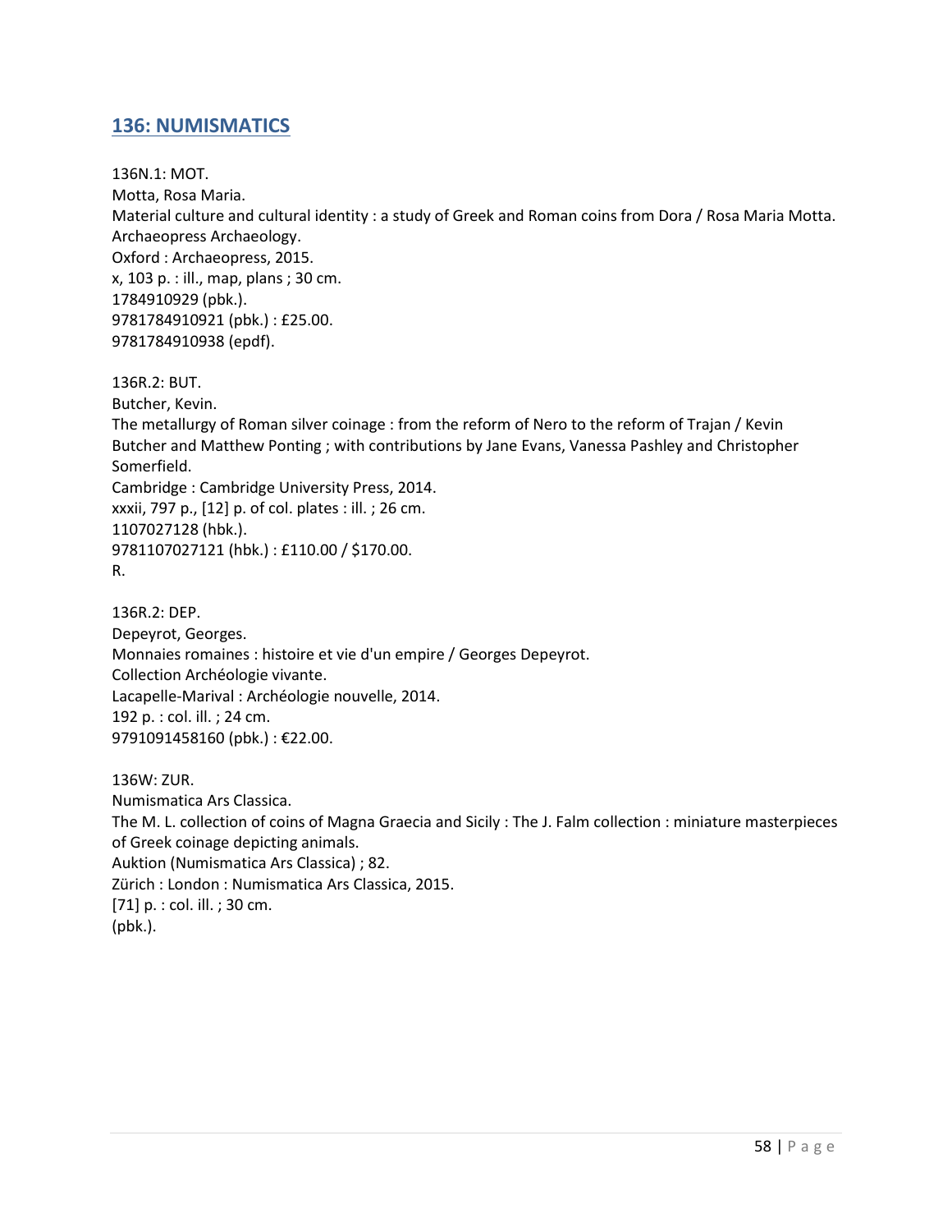## 136: NUMISMATICS

136N.1: MOT.
Motta, Rosa Maria.
Material culture and cultural identity : a study of Greek and Roman coins from Dora / Rosa Maria Motta.
Archaeopress Archaeology.
Oxford : Archaeopress, 2015.
x, 103 p. : ill., map, plans ; 30 cm.
1784910929 (pbk.).
9781784910921 (pbk.) : £25.00.
9781784910938 (epdf).

136R.2: BUT.
Butcher, Kevin.
The metallurgy of Roman silver coinage : from the reform of Nero to the reform of Trajan / Kevin Butcher and Matthew Ponting ; with contributions by Jane Evans, Vanessa Pashley and Christopher Somerfield.
Cambridge : Cambridge University Press, 2014.
xxxii, 797 p., [12] p. of col. plates : ill. ; 26 cm.
1107027128 (hbk.).
9781107027121 (hbk.) : £110.00 / $170.00.
R.

136R.2: DEP.
Depeyrot, Georges.
Monnaies romaines : histoire et vie d'un empire / Georges Depeyrot.
Collection Archéologie vivante.
Lacapelle-Marival : Archéologie nouvelle, 2014.
192 p. : col. ill. ; 24 cm.
9791091458160 (pbk.) : €22.00.

136W: ZUR.
Numismatica Ars Classica.
The M. L. collection of coins of Magna Graecia and Sicily : The J. Falm collection : miniature masterpieces of Greek coinage depicting animals.
Auktion (Numismatica Ars Classica) ; 82.
Zürich : London : Numismatica Ars Classica, 2015.
[71] p. : col. ill. ; 30 cm.
(pbk.).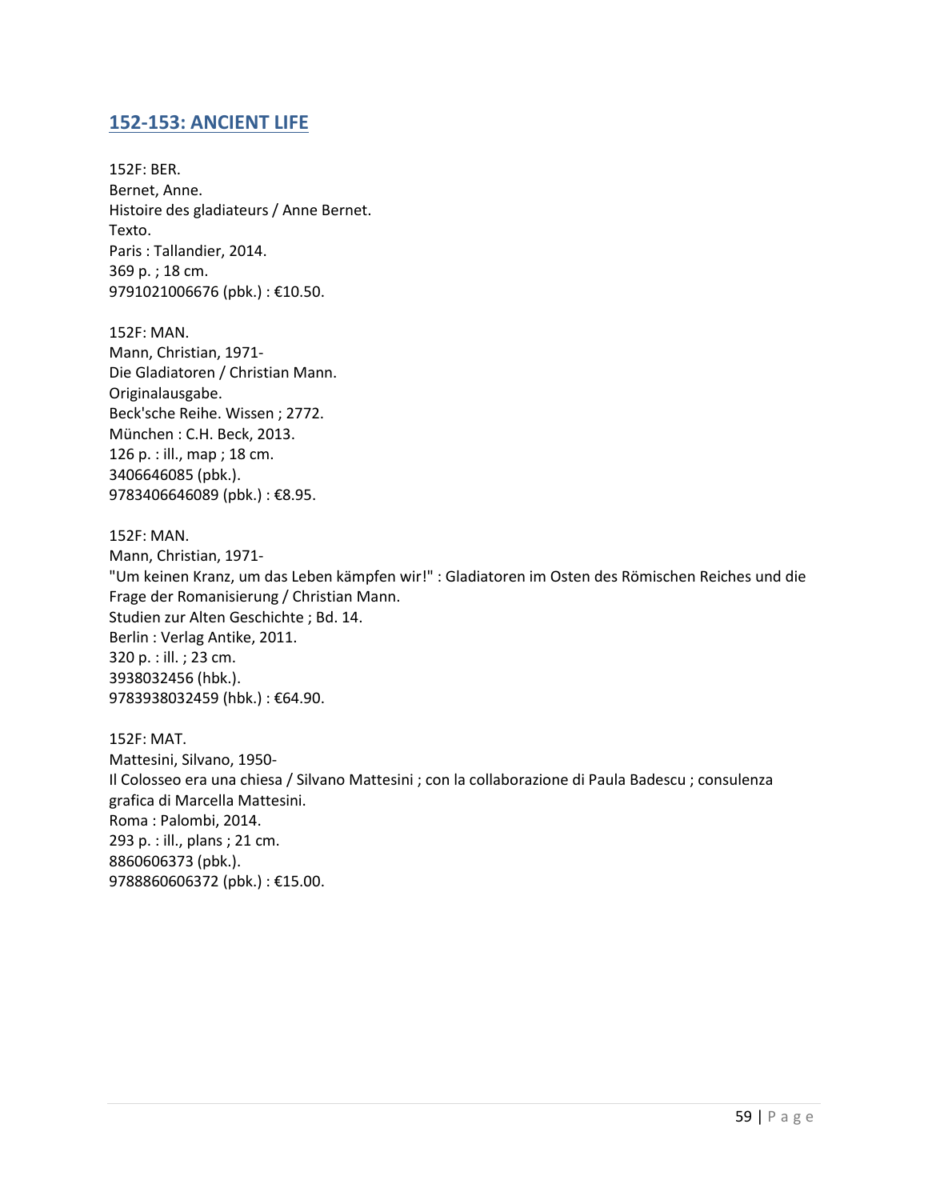## 152-153: ANCIENT LIFE

152F: BER.
Bernet, Anne.
Histoire des gladiateurs / Anne Bernet.
Texto.
Paris : Tallandier, 2014.
369 p. ; 18 cm.
9791021006676 (pbk.) : €10.50.

152F: MAN.
Mann, Christian, 1971-
Die Gladiatoren / Christian Mann.
Originalausgabe.
Beck'sche Reihe. Wissen ; 2772.
München : C.H. Beck, 2013.
126 p. : ill., map ; 18 cm.
3406646085 (pbk.).
9783406646089 (pbk.) : €8.95.

152F: MAN.
Mann, Christian, 1971-
"Um keinen Kranz, um das Leben kämpfen wir!" : Gladiatoren im Osten des Römischen Reiches und die Frage der Romanisierung / Christian Mann.
Studien zur Alten Geschichte ; Bd. 14.
Berlin : Verlag Antike, 2011.
320 p. : ill. ; 23 cm.
3938032456 (hbk.).
9783938032459 (hbk.) : €64.90.

152F: MAT.
Mattesini, Silvano, 1950-
Il Colosseo era una chiesa / Silvano Mattesini ; con la collaborazione di Paula Badescu ; consulenza grafica di Marcella Mattesini.
Roma : Palombi, 2014.
293 p. : ill., plans ; 21 cm.
8860606373 (pbk.).
9788860606372 (pbk.) : €15.00.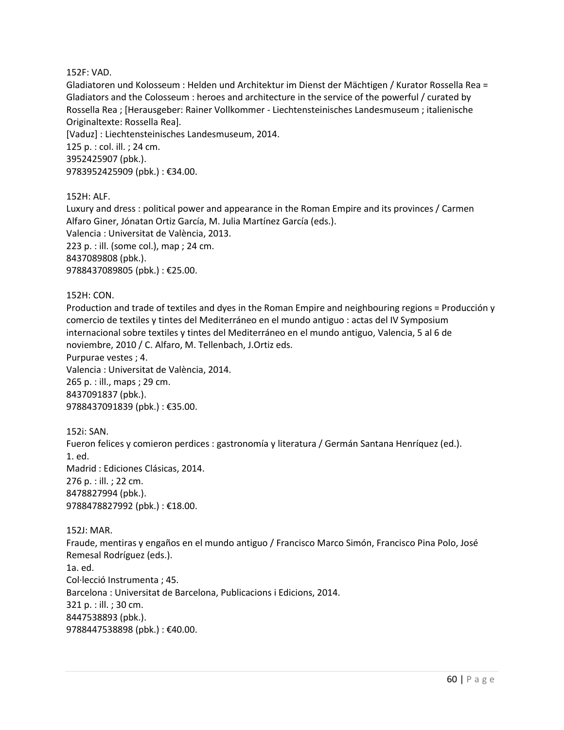152F: VAD.
Gladiatoren und Kolosseum : Helden und Architektur im Dienst der Mächtigen / Kurator Rossella Rea = Gladiators and the Colosseum : heroes and architecture in the service of the powerful / curated by Rossella Rea ; [Herausgeber: Rainer Vollkommer - Liechtensteinisches Landesmuseum ; italienische Originaltexte: Rossella Rea].
[Vaduz] : Liechtensteinisches Landesmuseum, 2014.
125 p. : col. ill. ; 24 cm.
3952425907 (pbk.).
9783952425909 (pbk.) : €34.00.

152H: ALF.
Luxury and dress : political power and appearance in the Roman Empire and its provinces / Carmen Alfaro Giner, Jónatan Ortiz García, M. Julia Martínez García (eds.).
Valencia : Universitat de València, 2013.
223 p. : ill. (some col.), map ; 24 cm.
8437089808 (pbk.).
9788437089805 (pbk.) : €25.00.

152H: CON.
Production and trade of textiles and dyes in the Roman Empire and neighbouring regions = Producción y comercio de textiles y tintes del Mediterráneo en el mundo antiguo : actas del IV Symposium internacional sobre textiles y tintes del Mediterráneo en el mundo antiguo, Valencia, 5 al 6 de noviembre, 2010 / C. Alfaro, M. Tellenbach, J.Ortiz eds.
Purpurae vestes ; 4.
Valencia : Universitat de València, 2014.
265 p. : ill., maps ; 29 cm.
8437091837 (pbk.).
9788437091839 (pbk.) : €35.00.

152i: SAN.
Fueron felices y comieron perdices : gastronomía y literatura / Germán Santana Henríquez (ed.).
1. ed.
Madrid : Ediciones Clásicas, 2014.
276 p. : ill. ; 22 cm.
8478827994 (pbk.).
9788478827992 (pbk.) : €18.00.

152J: MAR.
Fraude, mentiras y engaños en el mundo antiguo / Francisco Marco Simón, Francisco Pina Polo, José Remesal Rodríguez (eds.).
1a. ed.
Col·lecció Instrumenta ; 45.
Barcelona : Universitat de Barcelona, Publicacions i Edicions, 2014.
321 p. : ill. ; 30 cm.
8447538893 (pbk.).
9788447538898 (pbk.) : €40.00.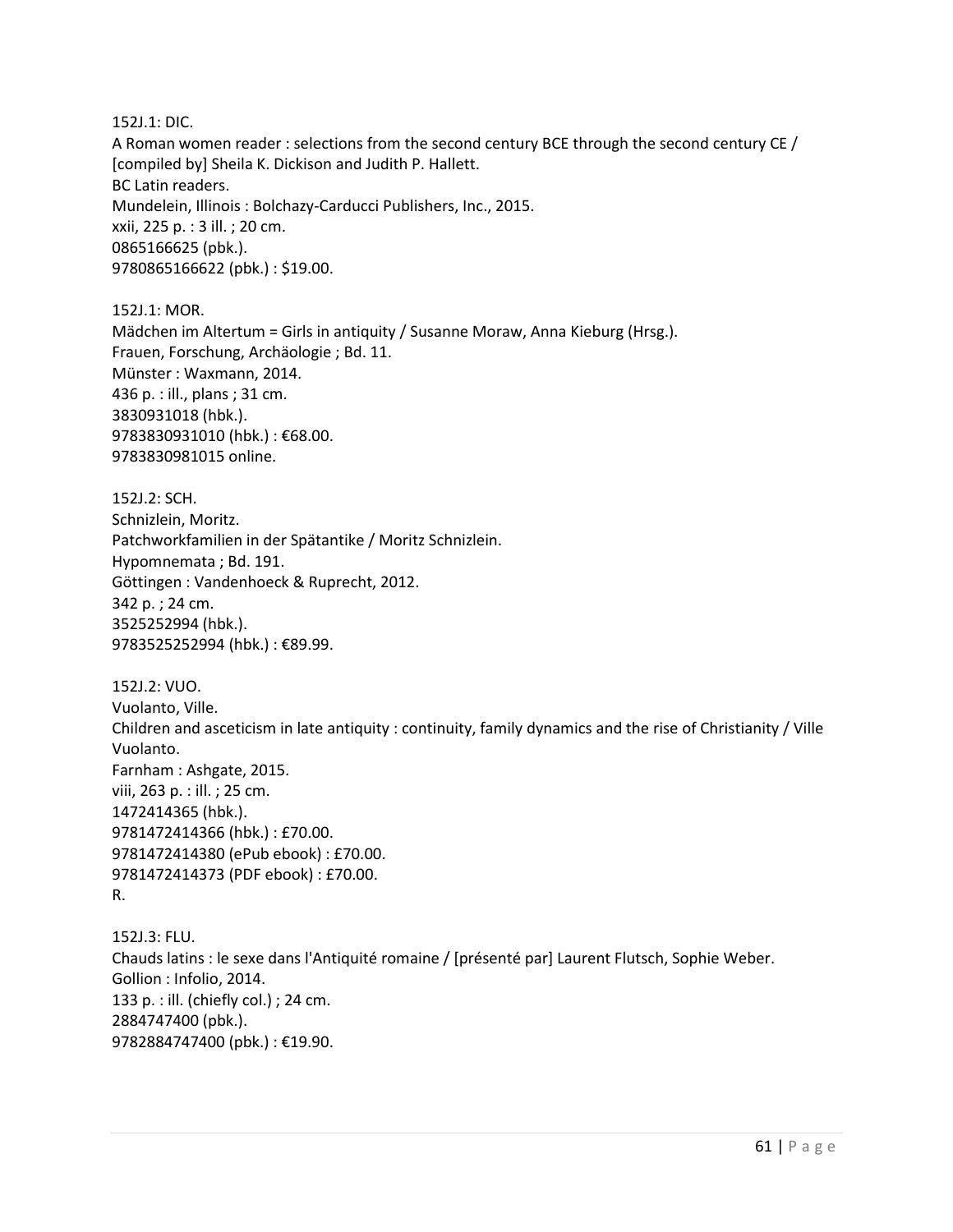152J.1: DIC.
A Roman women reader : selections from the second century BCE through the second century CE / [compiled by] Sheila K. Dickison and Judith P. Hallett.
BC Latin readers.
Mundelein, Illinois : Bolchazy-Carducci Publishers, Inc., 2015.
xxii, 225 p. : 3 ill. ; 20 cm.
0865166625 (pbk.).
9780865166622 (pbk.) : $19.00.

152J.1: MOR.
Mädchen im Altertum = Girls in antiquity / Susanne Moraw, Anna Kieburg (Hrsg.).
Frauen, Forschung, Archäologie ; Bd. 11.
Münster : Waxmann, 2014.
436 p. : ill., plans ; 31 cm.
3830931018 (hbk.).
9783830931010 (hbk.) : €68.00.
9783830981015 online.

152J.2: SCH.
Schnizlein, Moritz.
Patchworkfamilien in der Spätantike / Moritz Schnizlein.
Hypomnemata ; Bd. 191.
Göttingen : Vandenhoeck & Ruprecht, 2012.
342 p. ; 24 cm.
3525252994 (hbk.).
9783525252994 (hbk.) : €89.99.

152J.2: VUO.
Vuolanto, Ville.
Children and asceticism in late antiquity : continuity, family dynamics and the rise of Christianity / Ville Vuolanto.
Farnham : Ashgate, 2015.
viii, 263 p. : ill. ; 25 cm.
1472414365 (hbk.).
9781472414366 (hbk.) : £70.00.
9781472414380 (ePub ebook) : £70.00.
9781472414373 (PDF ebook) : £70.00.
R.

152J.3: FLU.
Chauds latins : le sexe dans l'Antiquité romaine / [présenté par] Laurent Flutsch, Sophie Weber.
Gollion : Infolio, 2014.
133 p. : ill. (chiefly col.) ; 24 cm.
2884747400 (pbk.).
9782884747400 (pbk.) : €19.90.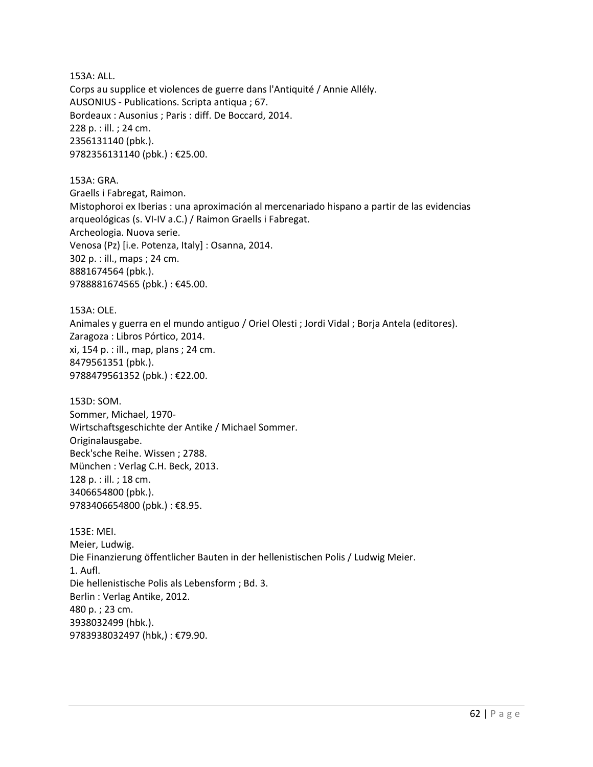153A: ALL.
Corps au supplice et violences de guerre dans l'Antiquité / Annie Allély.
AUSONIUS - Publications. Scripta antiqua ; 67.
Bordeaux : Ausonius ; Paris : diff. De Boccard, 2014.
228 p. : ill. ; 24 cm.
2356131140 (pbk.).
9782356131140 (pbk.) : €25.00.

153A: GRA.
Graells i Fabregat, Raimon.
Mistophoroi ex Iberias : una aproximación al mercenariado hispano a partir de las evidencias arqueológicas (s. VI-IV a.C.) / Raimon Graells i Fabregat.
Archeologia. Nuova serie.
Venosa (Pz) [i.e. Potenza, Italy] : Osanna, 2014.
302 p. : ill., maps ; 24 cm.
8881674564 (pbk.).
9788881674565 (pbk.) : €45.00.

153A: OLE.
Animales y guerra en el mundo antiguo / Oriel Olesti ; Jordi Vidal ; Borja Antela (editores).
Zaragoza : Libros Pórtico, 2014.
xi, 154 p. : ill., map, plans ; 24 cm.
8479561351 (pbk.).
9788479561352 (pbk.) : €22.00.

153D: SOM.
Sommer, Michael, 1970-
Wirtschaftsgeschichte der Antike / Michael Sommer.
Originalausgabe.
Beck'sche Reihe. Wissen ; 2788.
München : Verlag C.H. Beck, 2013.
128 p. : ill. ; 18 cm.
3406654800 (pbk.).
9783406654800 (pbk.) : €8.95.

153E: MEI.
Meier, Ludwig.
Die Finanzierung öffentlicher Bauten in der hellenistischen Polis / Ludwig Meier.
1. Aufl.
Die hellenistische Polis als Lebensform ; Bd. 3.
Berlin : Verlag Antike, 2012.
480 p. ; 23 cm.
3938032499 (hbk.).
9783938032497 (hbk,) : €79.90.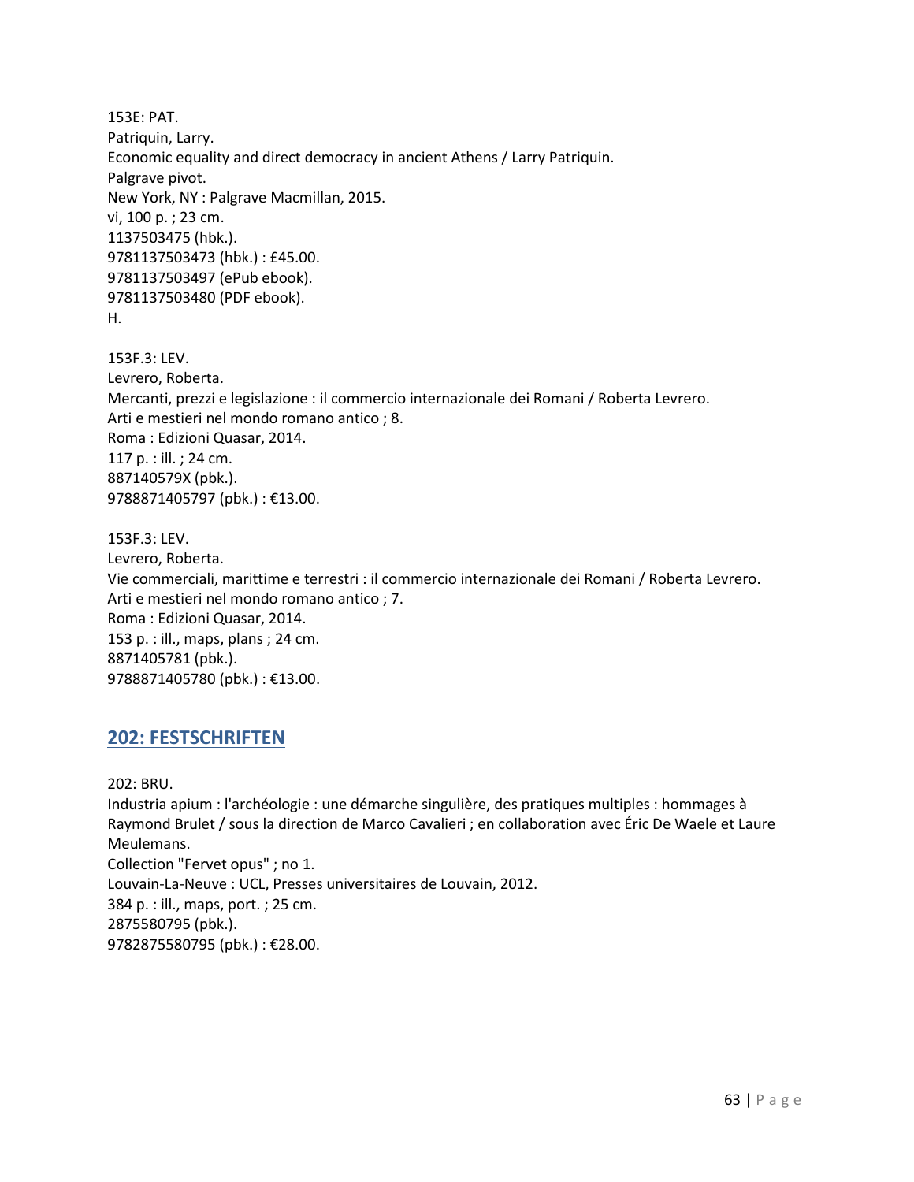153E: PAT.
Patriquin, Larry.
Economic equality and direct democracy in ancient Athens / Larry Patriquin.
Palgrave pivot.
New York, NY : Palgrave Macmillan, 2015.
vi, 100 p. ; 23 cm.
1137503475 (hbk.).
9781137503473 (hbk.) : £45.00.
9781137503497 (ePub ebook).
9781137503480 (PDF ebook).
H.

153F.3: LEV.
Levrero, Roberta.
Mercanti, prezzi e legislazione : il commercio internazionale dei Romani / Roberta Levrero.
Arti e mestieri nel mondo romano antico ; 8.
Roma : Edizioni Quasar, 2014.
117 p. : ill. ; 24 cm.
887140579X (pbk.).
9788871405797 (pbk.) : €13.00.

153F.3: LEV.
Levrero, Roberta.
Vie commerciali, marittime e terrestri : il commercio internazionale dei Romani / Roberta Levrero.
Arti e mestieri nel mondo romano antico ; 7.
Roma : Edizioni Quasar, 2014.
153 p. : ill., maps, plans ; 24 cm.
8871405781 (pbk.).
9788871405780 (pbk.) : €13.00.

## 202: FESTSCHRIFTEN

202: BRU.
Industria apium : l'archéologie : une démarche singulière, des pratiques multiples : hommages à Raymond Brulet / sous la direction de Marco Cavalieri ; en collaboration avec Éric De Waele et Laure Meulemans.
Collection "Fervet opus" ; no 1.
Louvain-La-Neuve : UCL, Presses universitaires de Louvain, 2012.
384 p. : ill., maps, port. ; 25 cm.
2875580795 (pbk.).
9782875580795 (pbk.) : €28.00.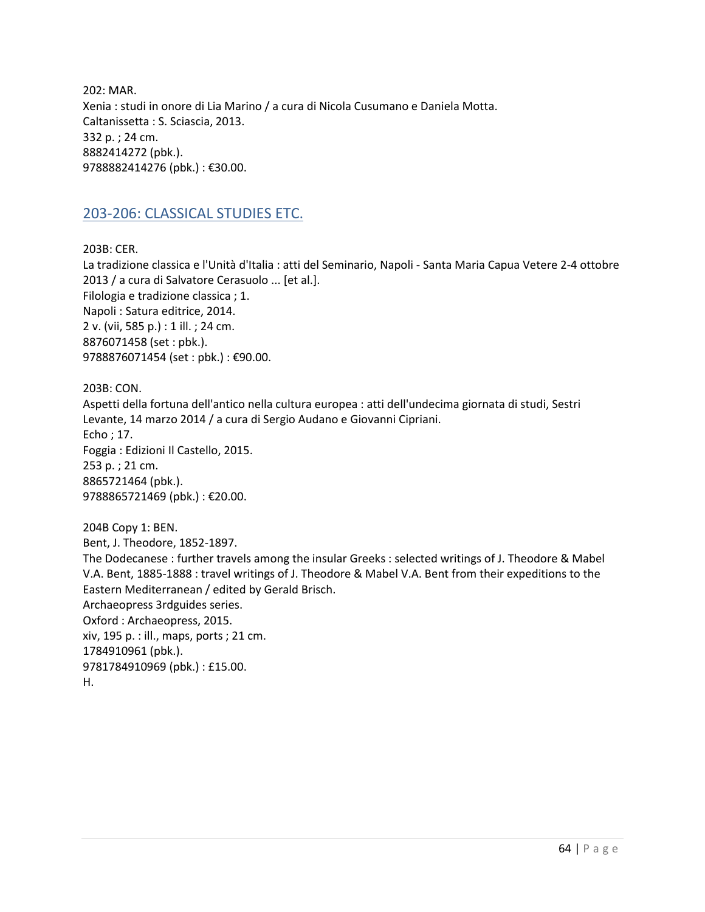202: MAR.
Xenia : studi in onore di Lia Marino / a cura di Nicola Cusumano e Daniela Motta.
Caltanissetta : S. Sciascia, 2013.
332 p. ; 24 cm.
8882414272 (pbk.).
9788882414276 (pbk.) : €30.00.

## 203-206: CLASSICAL STUDIES ETC.

203B: CER.
La tradizione classica e l'Unità d'Italia : atti del Seminario, Napoli - Santa Maria Capua Vetere 2-4 ottobre 2013 / a cura di Salvatore Cerasuolo ... [et al.].
Filologia e tradizione classica ; 1.
Napoli : Satura editrice, 2014.
2 v. (vii, 585 p.) : 1 ill. ; 24 cm.
8876071458 (set : pbk.).
9788876071454 (set : pbk.) : €90.00.

203B: CON.
Aspetti della fortuna dell'antico nella cultura europea : atti dell'undecima giornata di studi, Sestri Levante, 14 marzo 2014 / a cura di Sergio Audano e Giovanni Cipriani.
Echo ; 17.
Foggia : Edizioni Il Castello, 2015.
253 p. ; 21 cm.
8865721464 (pbk.).
9788865721469 (pbk.) : €20.00.

204B Copy 1: BEN.
Bent, J. Theodore, 1852-1897.
The Dodecanese : further travels among the insular Greeks : selected writings of J. Theodore & Mabel V.A. Bent, 1885-1888 : travel writings of J. Theodore & Mabel V.A. Bent from their expeditions to the Eastern Mediterranean / edited by Gerald Brisch.
Archaeopress 3rdguides series.
Oxford : Archaeopress, 2015.
xiv, 195 p. : ill., maps, ports ; 21 cm.
1784910961 (pbk.).
9781784910969 (pbk.) : £15.00.
H.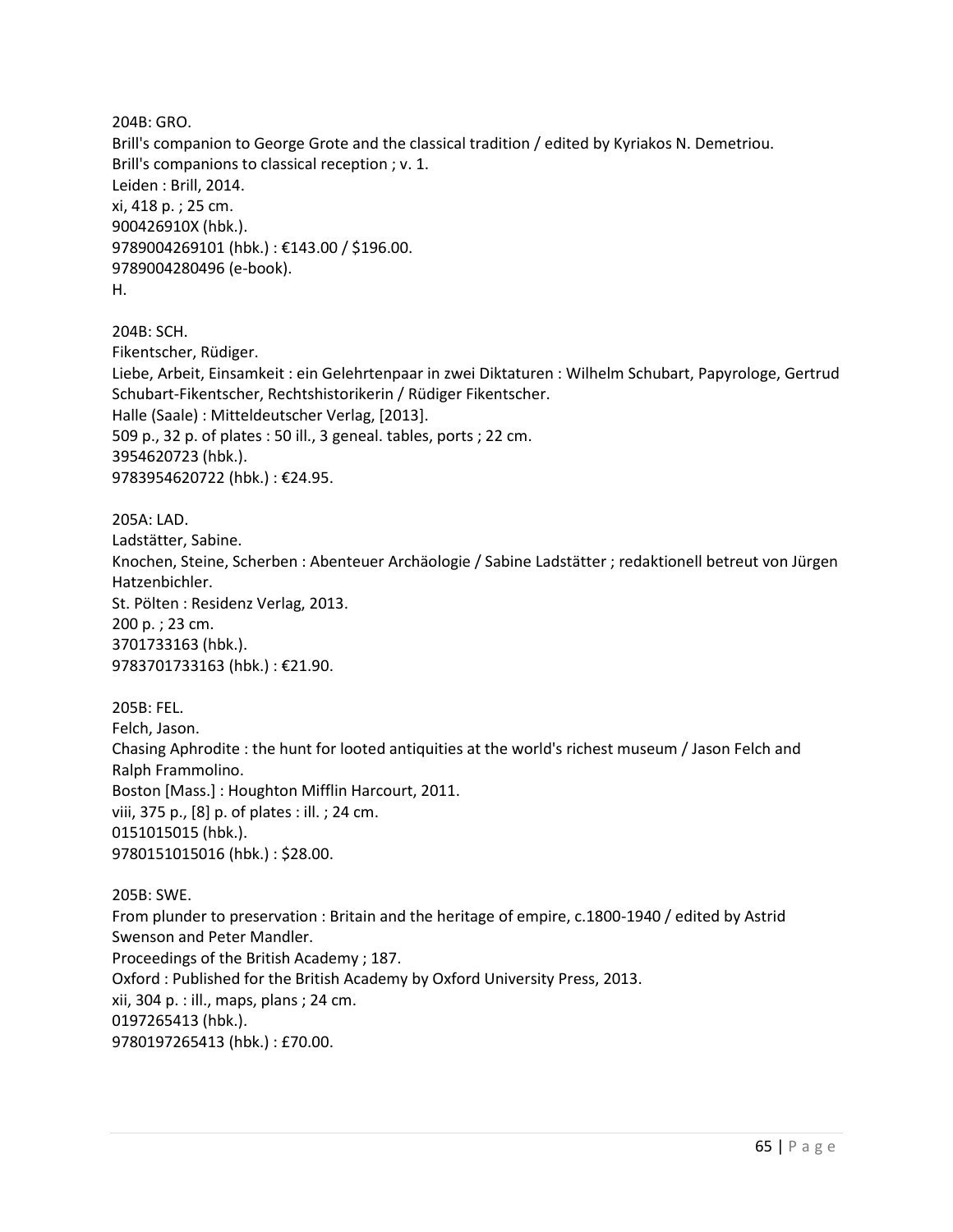204B: GRO.
Brill's companion to George Grote and the classical tradition / edited by Kyriakos N. Demetriou.
Brill's companions to classical reception ; v. 1.
Leiden : Brill, 2014.
xi, 418 p. ; 25 cm.
900426910X (hbk.).
9789004269101 (hbk.) : €143.00 / $196.00.
9789004280496 (e-book).
H.

204B: SCH.
Fikentscher, Rüdiger.
Liebe, Arbeit, Einsamkeit : ein Gelehrtenpaar in zwei Diktaturen : Wilhelm Schubart, Papyrologe, Gertrud Schubart-Fikentscher, Rechtshistorikerin / Rüdiger Fikentscher.
Halle (Saale) : Mitteldeutscher Verlag, [2013].
509 p., 32 p. of plates : 50 ill., 3 geneal. tables, ports ; 22 cm.
3954620723 (hbk.).
9783954620722 (hbk.) : €24.95.

205A: LAD.
Ladstätter, Sabine.
Knochen, Steine, Scherben : Abenteuer Archäologie / Sabine Ladstätter ; redaktionell betreut von Jürgen Hatzenbichler.
St. Pölten : Residenz Verlag, 2013.
200 p. ; 23 cm.
3701733163 (hbk.).
9783701733163 (hbk.) : €21.90.

205B: FEL.
Felch, Jason.
Chasing Aphrodite : the hunt for looted antiquities at the world's richest museum / Jason Felch and Ralph Frammolino.
Boston [Mass.] : Houghton Mifflin Harcourt, 2011.
viii, 375 p., [8] p. of plates : ill. ; 24 cm.
0151015015 (hbk.).
9780151015016 (hbk.) : $28.00.

205B: SWE.
From plunder to preservation : Britain and the heritage of empire, c.1800-1940 / edited by Astrid Swenson and Peter Mandler.
Proceedings of the British Academy ; 187.
Oxford : Published for the British Academy by Oxford University Press, 2013.
xii, 304 p. : ill., maps, plans ; 24 cm.
0197265413 (hbk.).
9780197265413 (hbk.) : £70.00.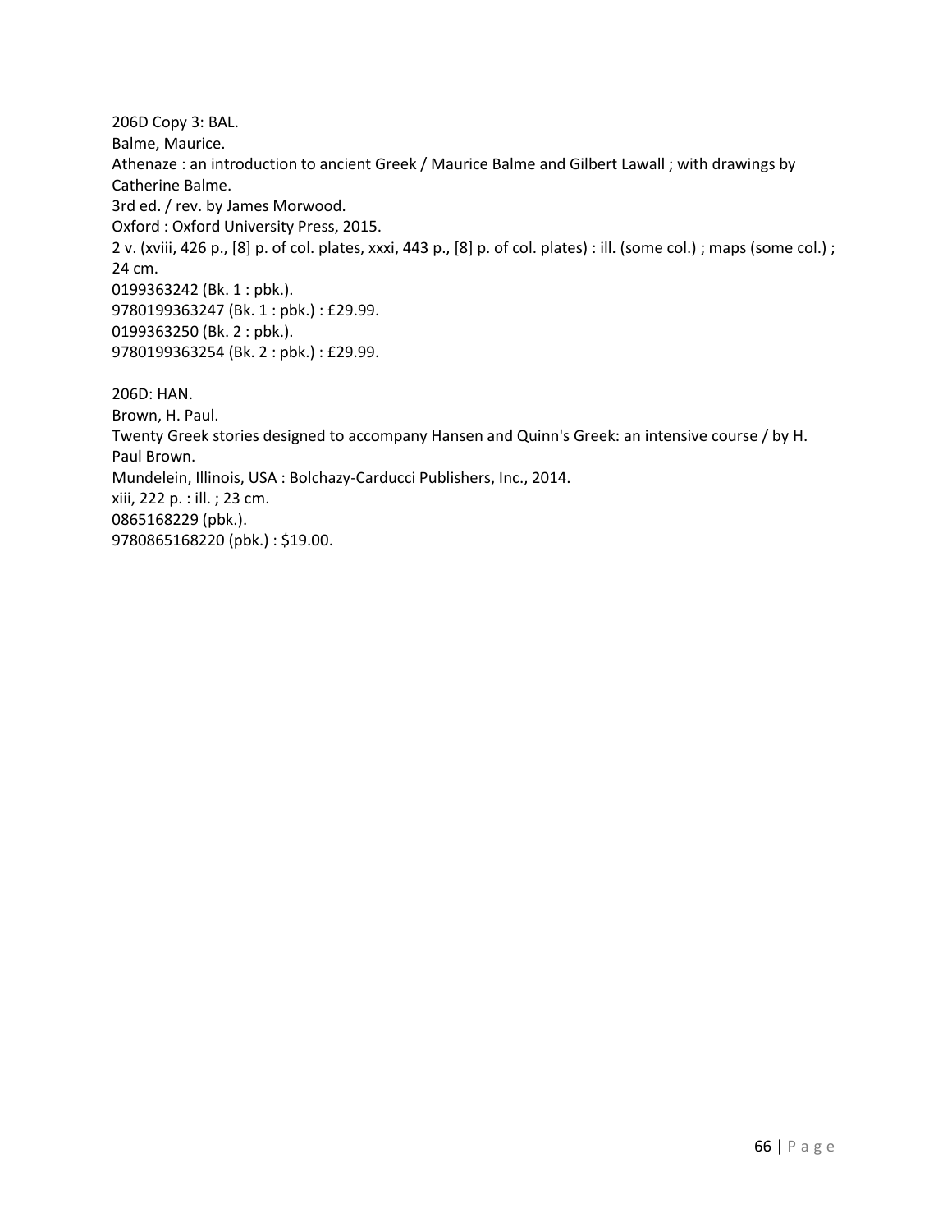206D Copy 3: BAL.
Balme, Maurice.
Athenaze : an introduction to ancient Greek / Maurice Balme and Gilbert Lawall ; with drawings by Catherine Balme.
3rd ed. / rev. by James Morwood.
Oxford : Oxford University Press, 2015.
2 v. (xviii, 426 p., [8] p. of col. plates, xxxi, 443 p., [8] p. of col. plates) : ill. (some col.) ; maps (some col.) ; 24 cm.
0199363242 (Bk. 1 : pbk.).
9780199363247 (Bk. 1 : pbk.) : £29.99.
0199363250 (Bk. 2 : pbk.).
9780199363254 (Bk. 2 : pbk.) : £29.99.

206D: HAN.
Brown, H. Paul.
Twenty Greek stories designed to accompany Hansen and Quinn's Greek: an intensive course / by H. Paul Brown.
Mundelein, Illinois, USA : Bolchazy-Carducci Publishers, Inc., 2014.
xiii, 222 p. : ill. ; 23 cm.
0865168229 (pbk.).
9780865168220 (pbk.) : $19.00.